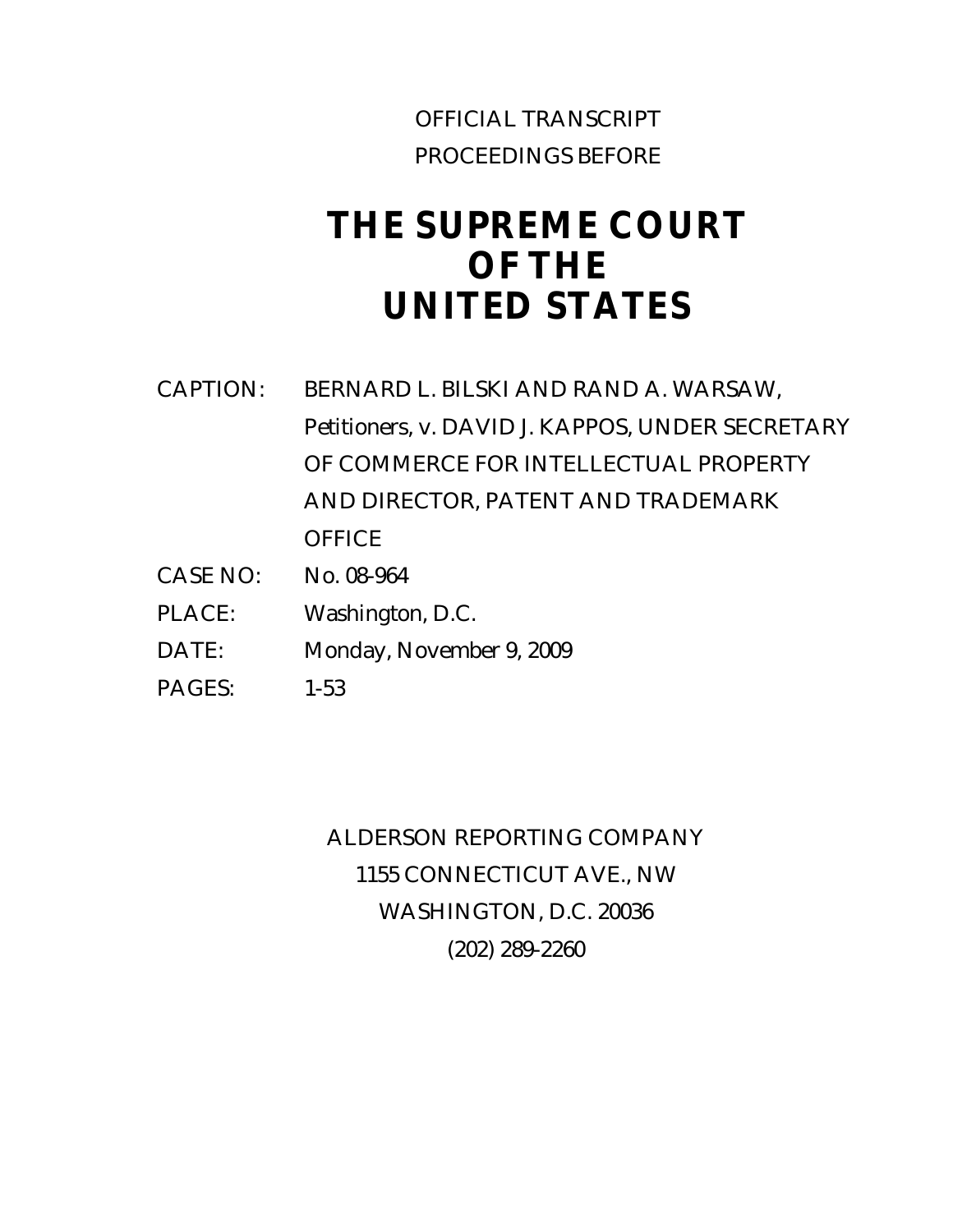OFFICIAL TRANSCRIPT

PROCEEDINGS BEFORE

# THE SUPREME COURT OF THE UNITED STATES

CAPTION: BERNARD L. BILSKI AND RAND A. WARSAW, Petitioners, v. DAVID J. KAPPOS, UNDER SECRETARY OF COMMERCE FOR INTELLECTUAL PROPERTY AND DIRECTOR, PATENT AND TRADEMARK OFFICE

CASE NO: No. 08-964

PLACE: Washington, D.C.

DATE: Monday, November 9, 2009

PAGES: 1-53

ALDERSON REPORTING COMPANY

1155 CONNECTICUT AVE., NW

WASHINGTON, D.C. 20036

(202) 289-2260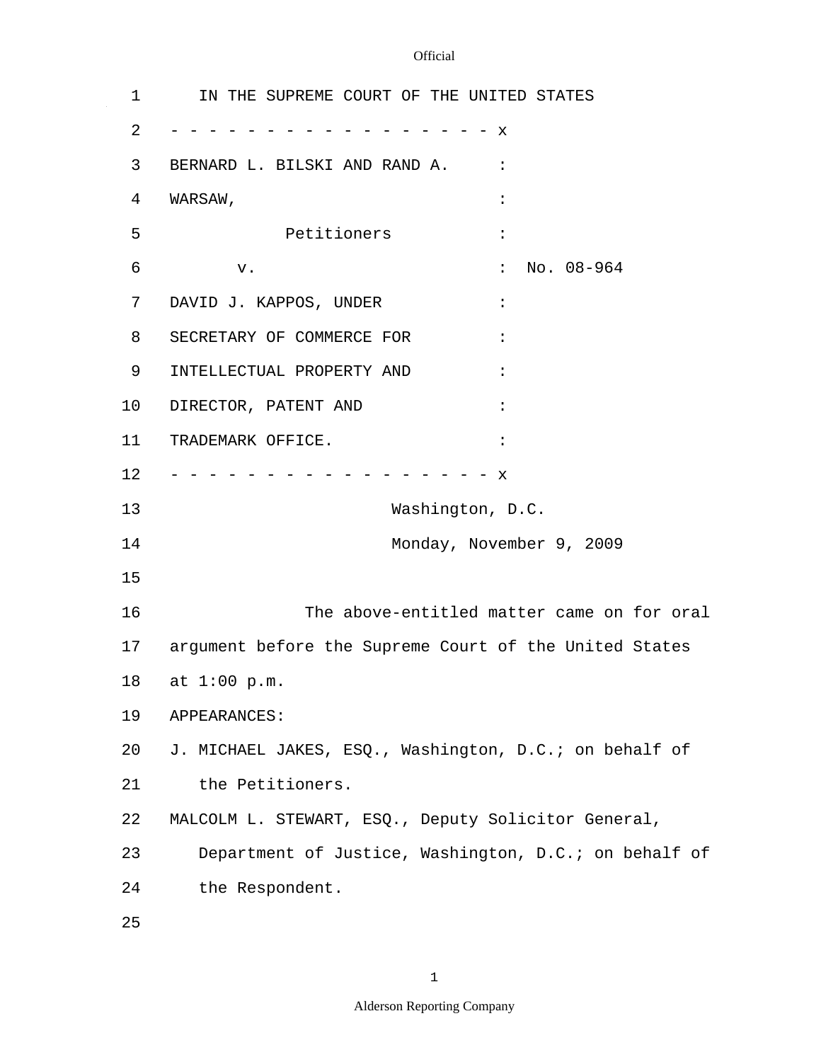IN THE SUPREME COURT OF THE UNITED STATES

- - - - - - - - - - - - - - - - - - x

BERNARD L. BILSKI AND RAND A. :
WARSAW, :
Petitioners :
v. : No. 08-964
DAVID J. KAPPOS, UNDER :
SECRETARY OF COMMERCE FOR :
INTELLECTUAL PROPERTY AND :
DIRECTOR, PATENT AND :
TRADEMARK OFFICE. :

- - - - - - - - - - - - - - - - - - x

Washington, D.C.

Monday, November 9, 2009

The above-entitled matter came on for oral argument before the Supreme Court of the United States at 1:00 p.m.

APPEARANCES:

J. MICHAEL JAKES, ESQ., Washington, D.C.; on behalf of the Petitioners.

MALCOLM L. STEWART, ESQ., Deputy Solicitor General, Department of Justice, Washington, D.C.; on behalf of the Respondent.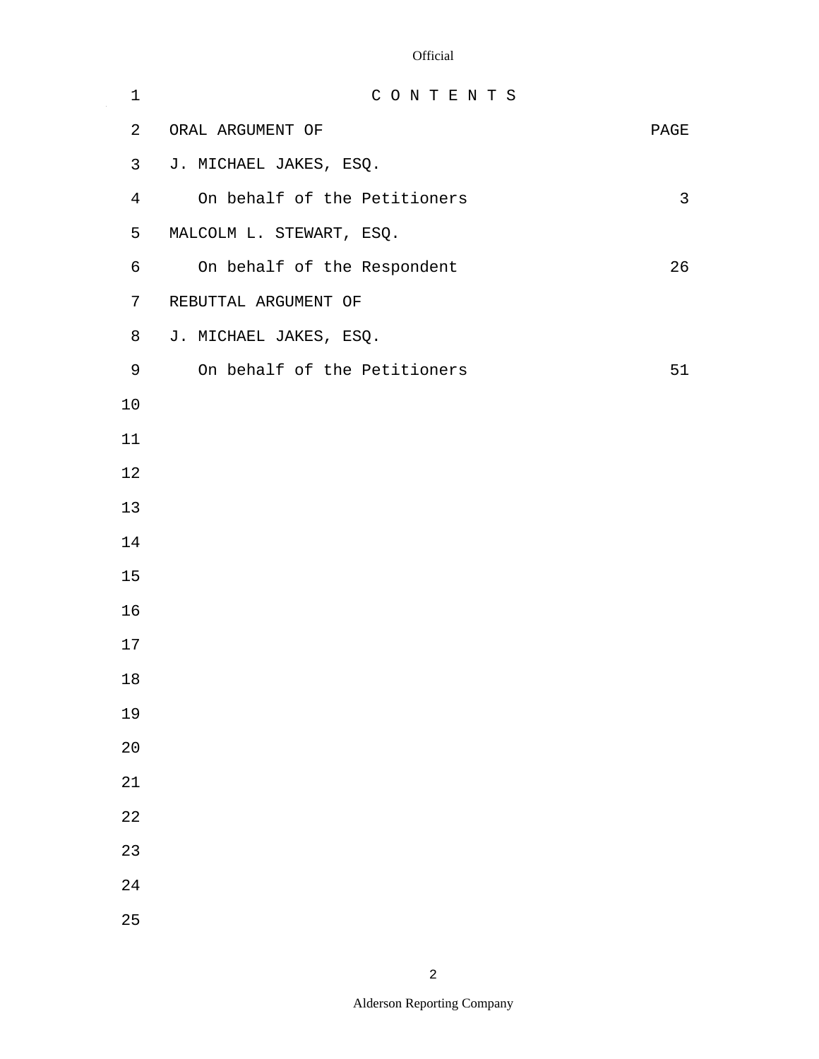C O N T E N T S

| ORAL ARGUMENT OF | PAGE |
| --- | --- |
| J. MICHAEL JAKES, ESQ. | |
| On behalf of the Petitioners | 3 |
| MALCOLM L. STEWART, ESQ. | |
| On behalf of the Respondent | 26 |
| REBUTTAL ARGUMENT OF | |
| J. MICHAEL JAKES, ESQ. | |
| On behalf of the Petitioners | 51 |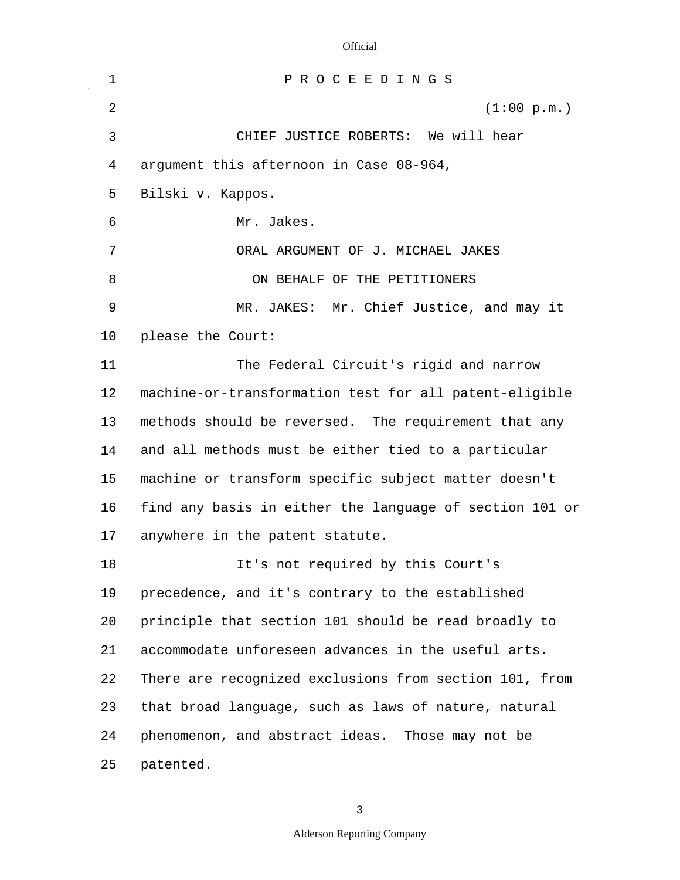P R O C E E D I N G S

(1:00 p.m.)

CHIEF JUSTICE ROBERTS: We will hear argument this afternoon in Case 08-964, Bilski v. Kappos.

Mr. Jakes.

ORAL ARGUMENT OF J. MICHAEL JAKES

ON BEHALF OF THE PETITIONERS

MR. JAKES: Mr. Chief Justice, and may it please the Court:

The Federal Circuit's rigid and narrow machine-or-transformation test for all patent-eligible methods should be reversed. The requirement that any and all methods must be either tied to a particular machine or transform specific subject matter doesn't find any basis in either the language of section 101 or anywhere in the patent statute.

It's not required by this Court's precedence, and it's contrary to the established principle that section 101 should be read broadly to accommodate unforeseen advances in the useful arts. There are recognized exclusions from section 101, from that broad language, such as laws of nature, natural phenomenon, and abstract ideas. Those may not be patented.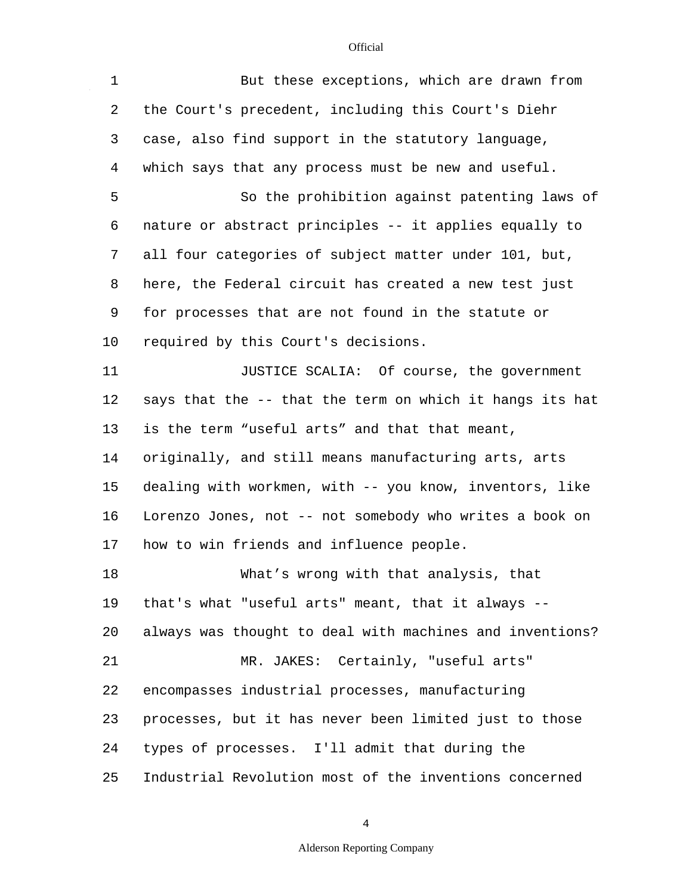But these exceptions, which are drawn from the Court's precedent, including this Court's Diehr case, also find support in the statutory language, which says that any process must be new and useful.

So the prohibition against patenting laws of nature or abstract principles -- it applies equally to all four categories of subject matter under 101, but, here, the Federal circuit has created a new test just for processes that are not found in the statute or required by this Court's decisions.

JUSTICE SCALIA: Of course, the government says that the -- that the term on which it hangs its hat is the term “useful arts” and that that meant, originally, and still means manufacturing arts, arts dealing with workmen, with -- you know, inventors, like Lorenzo Jones, not -- not somebody who writes a book on how to win friends and influence people.

What’s wrong with that analysis, that that's what "useful arts" meant, that it always -- always was thought to deal with machines and inventions?

MR. JAKES: Certainly, "useful arts" encompasses industrial processes, manufacturing processes, but it has never been limited just to those types of processes. I'll admit that during the Industrial Revolution most of the inventions concerned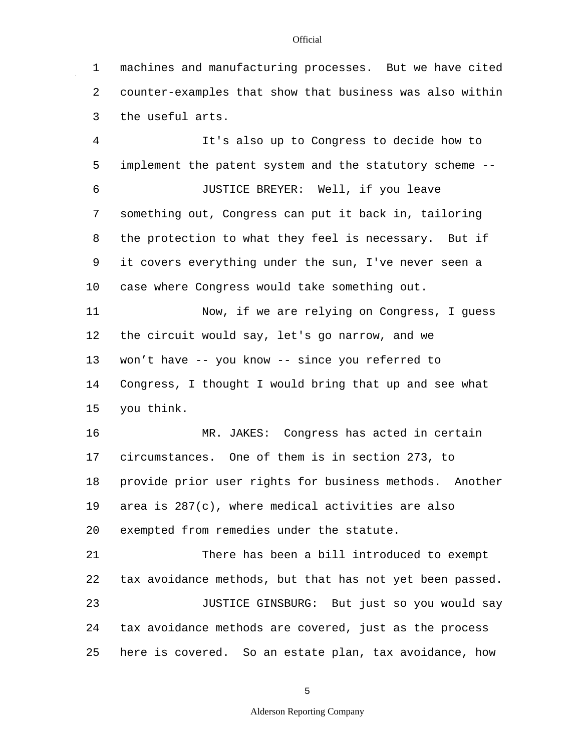machines and manufacturing processes. But we have cited counter-examples that show that business was also within the useful arts.

It's also up to Congress to decide how to implement the patent system and the statutory scheme --

JUSTICE BREYER: Well, if you leave something out, Congress can put it back in, tailoring the protection to what they feel is necessary. But if it covers everything under the sun, I've never seen a case where Congress would take something out.

Now, if we are relying on Congress, I guess the circuit would say, let's go narrow, and we won't have -- you know -- since you referred to Congress, I thought I would bring that up and see what you think.

MR. JAKES: Congress has acted in certain circumstances. One of them is in section 273, to provide prior user rights for business methods. Another area is 287(c), where medical activities are also exempted from remedies under the statute.

There has been a bill introduced to exempt tax avoidance methods, but that has not yet been passed.

JUSTICE GINSBURG: But just so you would say tax avoidance methods are covered, just as the process here is covered. So an estate plan, tax avoidance, how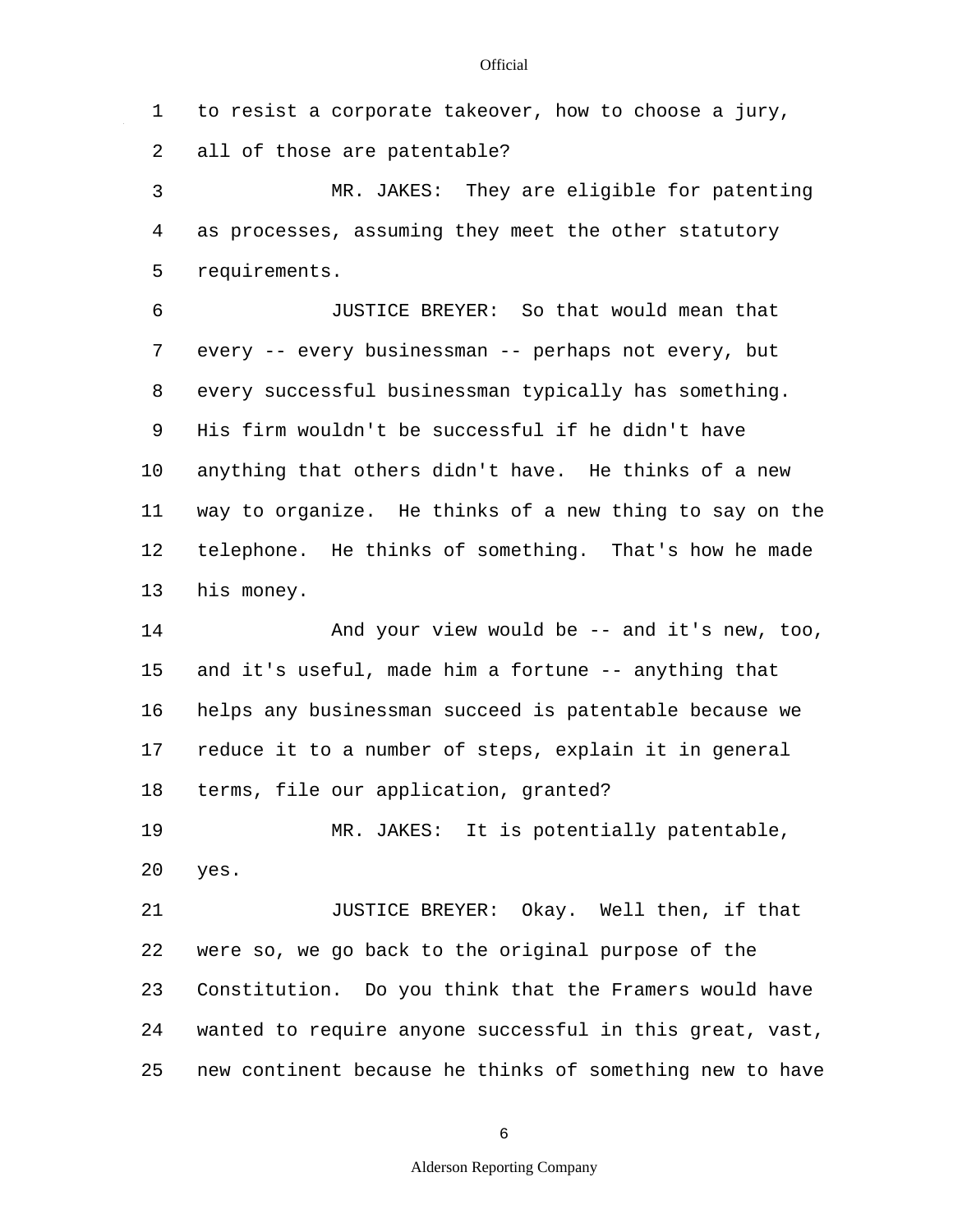to resist a corporate takeover, how to choose a jury, all of those are patentable?

MR. JAKES: They are eligible for patenting as processes, assuming they meet the other statutory requirements.

JUSTICE BREYER: So that would mean that every -- every businessman -- perhaps not every, but every successful businessman typically has something. His firm wouldn't be successful if he didn't have anything that others didn't have. He thinks of a new way to organize. He thinks of a new thing to say on the telephone. He thinks of something. That's how he made his money.

And your view would be -- and it's new, too, and it's useful, made him a fortune -- anything that helps any businessman succeed is patentable because we reduce it to a number of steps, explain it in general terms, file our application, granted?

MR. JAKES: It is potentially patentable, yes.

JUSTICE BREYER: Okay. Well then, if that were so, we go back to the original purpose of the Constitution. Do you think that the Framers would have wanted to require anyone successful in this great, vast, new continent because he thinks of something new to have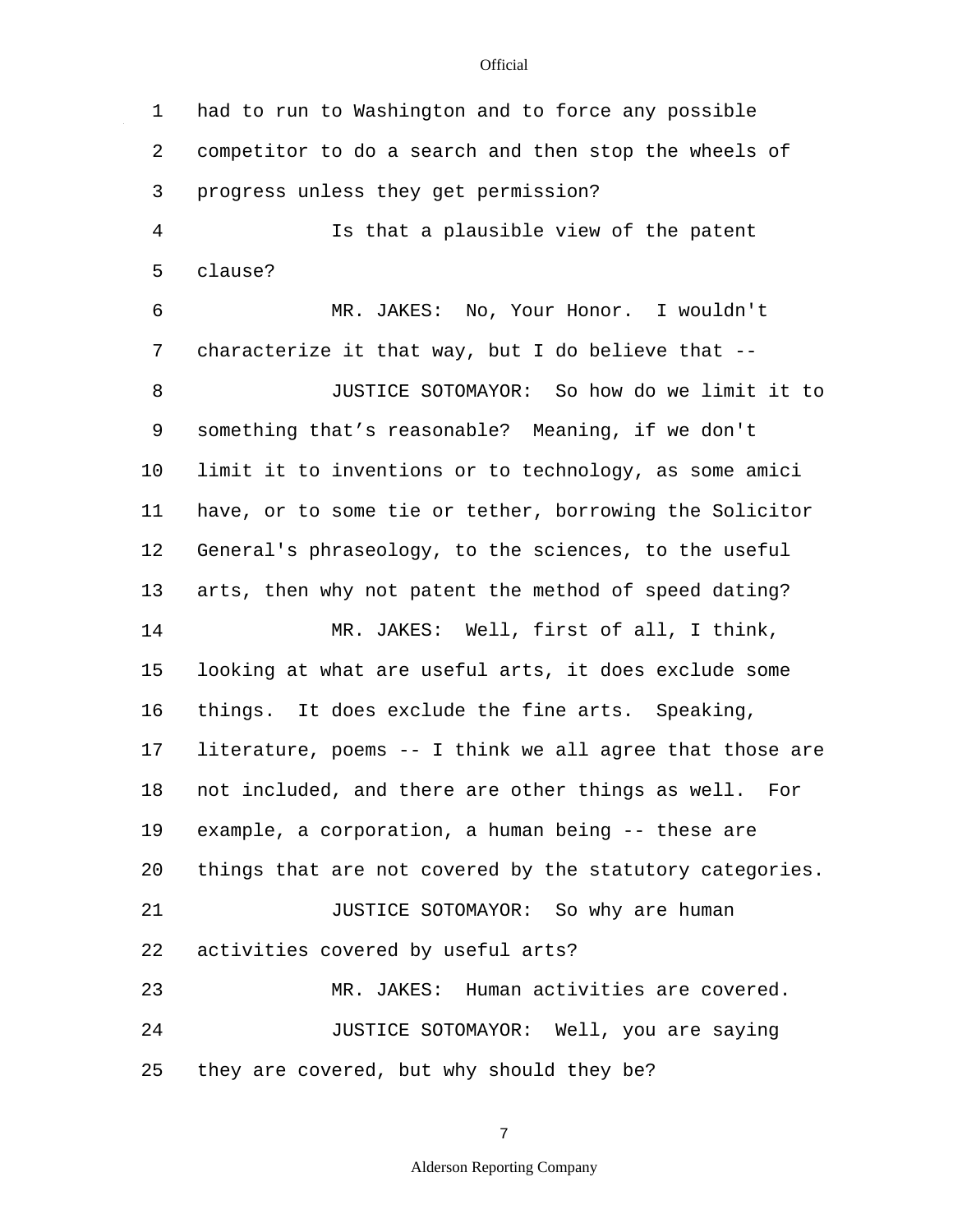had to run to Washington and to force any possible competitor to do a search and then stop the wheels of progress unless they get permission?

Is that a plausible view of the patent clause?

MR. JAKES: No, Your Honor. I wouldn't characterize it that way, but I do believe that --

JUSTICE SOTOMAYOR: So how do we limit it to something that's reasonable? Meaning, if we don't limit it to inventions or to technology, as some amici have, or to some tie or tether, borrowing the Solicitor General's phraseology, to the sciences, to the useful arts, then why not patent the method of speed dating?

MR. JAKES: Well, first of all, I think, looking at what are useful arts, it does exclude some things. It does exclude the fine arts. Speaking, literature, poems -- I think we all agree that those are not included, and there are other things as well. For example, a corporation, a human being -- these are things that are not covered by the statutory categories.

JUSTICE SOTOMAYOR: So why are human activities covered by useful arts?

MR. JAKES: Human activities are covered.

JUSTICE SOTOMAYOR: Well, you are saying they are covered, but why should they be?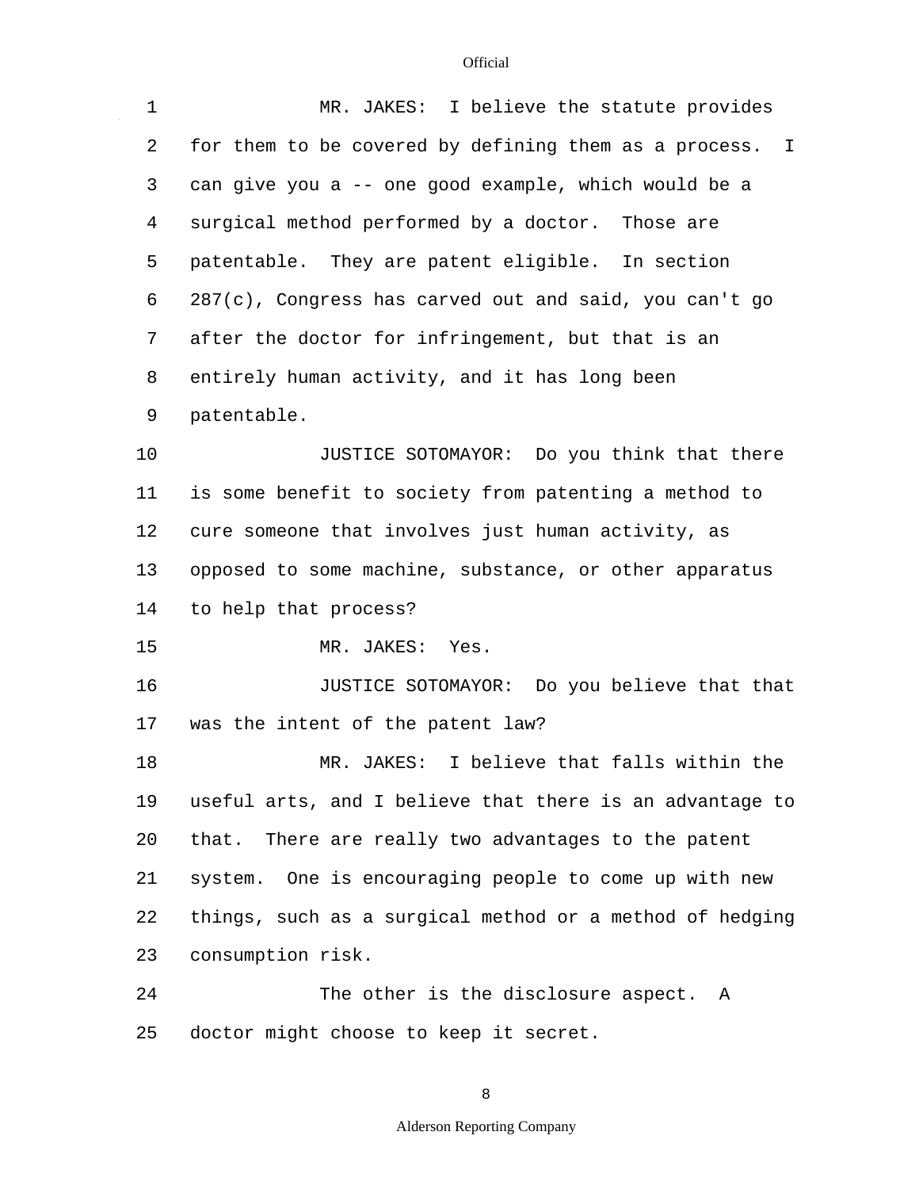MR. JAKES: I believe the statute provides for them to be covered by defining them as a process. I can give you a -- one good example, which would be a surgical method performed by a doctor. Those are patentable. They are patent eligible. In section 287(c), Congress has carved out and said, you can't go after the doctor for infringement, but that is an entirely human activity, and it has long been patentable.

JUSTICE SOTOMAYOR: Do you think that there is some benefit to society from patenting a method to cure someone that involves just human activity, as opposed to some machine, substance, or other apparatus to help that process?

MR. JAKES: Yes.

JUSTICE SOTOMAYOR: Do you believe that that was the intent of the patent law?

MR. JAKES: I believe that falls within the useful arts, and I believe that there is an advantage to that. There are really two advantages to the patent system. One is encouraging people to come up with new things, such as a surgical method or a method of hedging consumption risk.

The other is the disclosure aspect. A doctor might choose to keep it secret.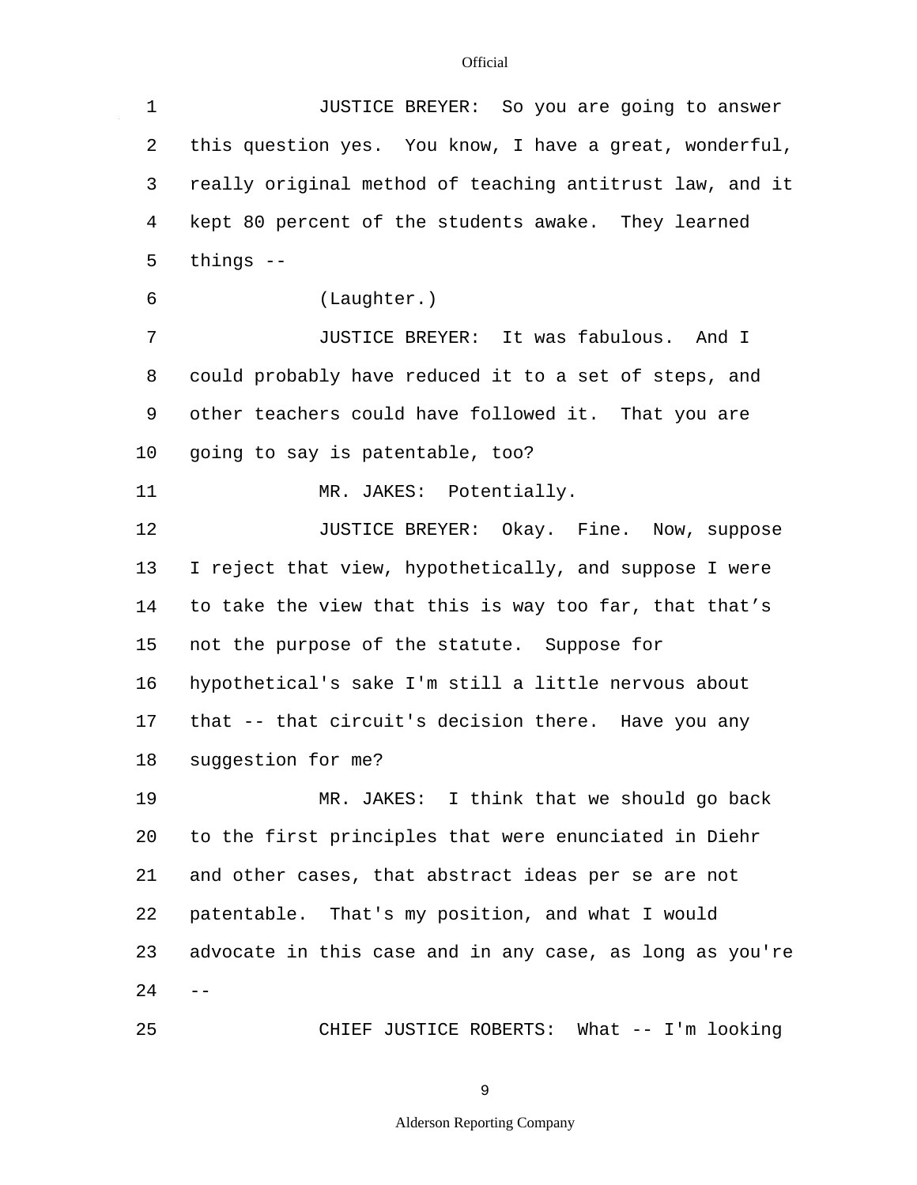JUSTICE BREYER: So you are going to answer this question yes. You know, I have a great, wonderful, really original method of teaching antitrust law, and it kept 80 percent of the students awake. They learned things --

(Laughter.)

JUSTICE BREYER: It was fabulous. And I could probably have reduced it to a set of steps, and other teachers could have followed it. That you are going to say is patentable, too?

MR. JAKES: Potentially.

JUSTICE BREYER: Okay. Fine. Now, suppose I reject that view, hypothetically, and suppose I were to take the view that this is way too far, that that's not the purpose of the statute. Suppose for hypothetical's sake I'm still a little nervous about that -- that circuit's decision there. Have you any suggestion for me?

MR. JAKES: I think that we should go back to the first principles that were enunciated in Diehr and other cases, that abstract ideas per se are not patentable. That's my position, and what I would advocate in this case and in any case, as long as you're --

CHIEF JUSTICE ROBERTS: What -- I'm looking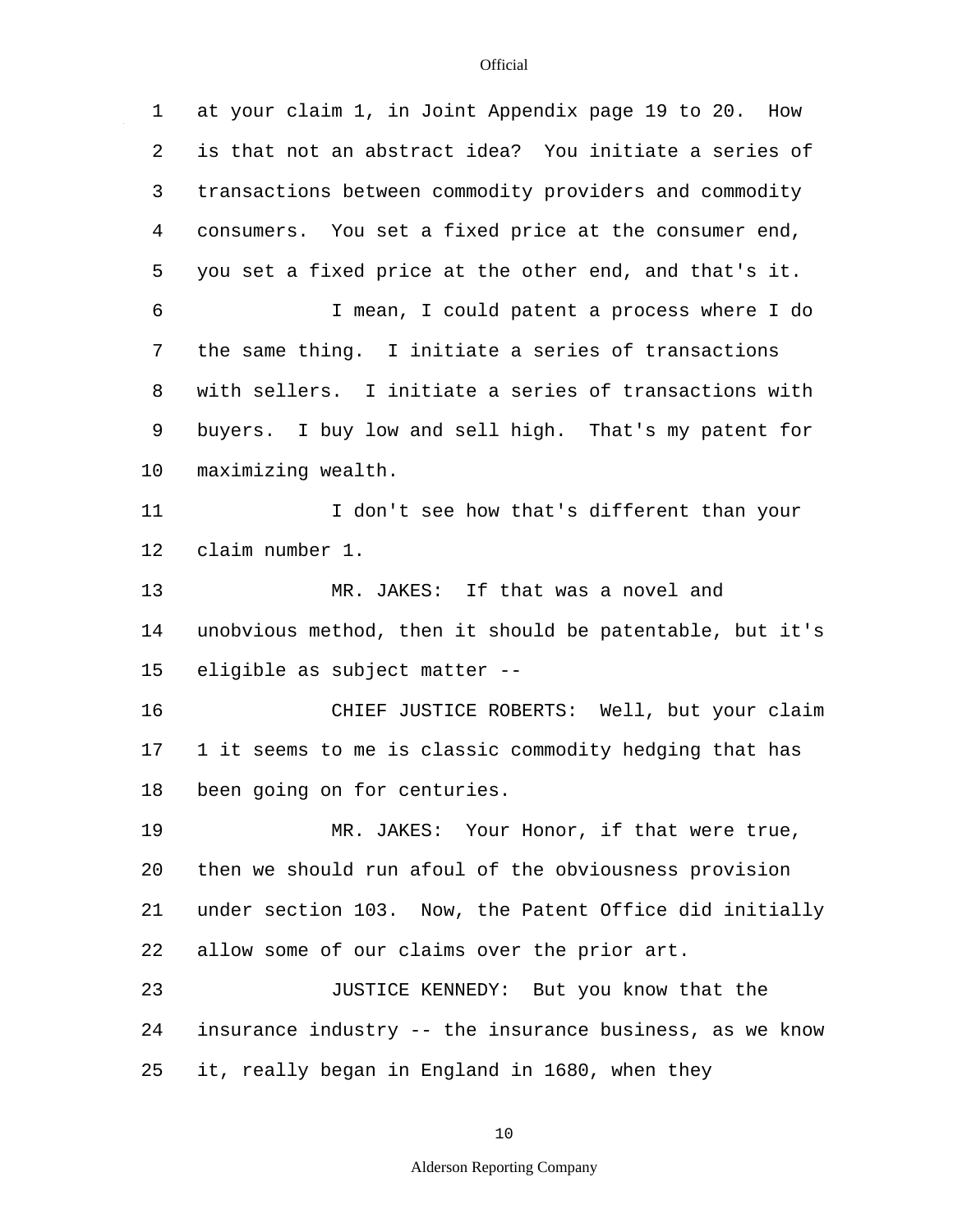at your claim 1, in Joint Appendix page 19 to 20. How is that not an abstract idea? You initiate a series of transactions between commodity providers and commodity consumers. You set a fixed price at the consumer end, you set a fixed price at the other end, and that's it.

I mean, I could patent a process where I do the same thing. I initiate a series of transactions with sellers. I initiate a series of transactions with buyers. I buy low and sell high. That's my patent for maximizing wealth.

I don't see how that's different than your claim number 1.

MR. JAKES: If that was a novel and unobvious method, then it should be patentable, but it's eligible as subject matter --

CHIEF JUSTICE ROBERTS: Well, but your claim 1 it seems to me is classic commodity hedging that has been going on for centuries.

MR. JAKES: Your Honor, if that were true, then we should run afoul of the obviousness provision under section 103. Now, the Patent Office did initially allow some of our claims over the prior art.

JUSTICE KENNEDY: But you know that the insurance industry -- the insurance business, as we know it, really began in England in 1680, when they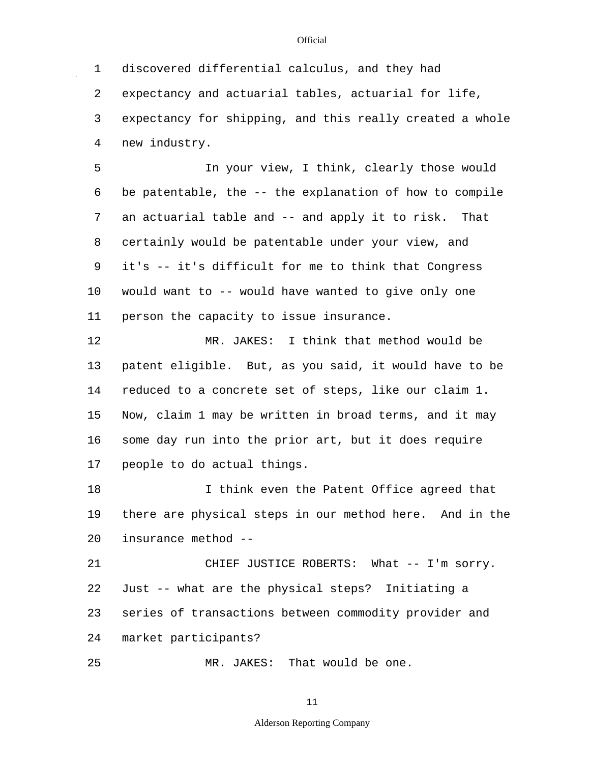discovered differential calculus, and they had expectancy and actuarial tables, actuarial for life, expectancy for shipping, and this really created a whole new industry.

In your view, I think, clearly those would be patentable, the -- the explanation of how to compile an actuarial table and -- and apply it to risk. That certainly would be patentable under your view, and it's -- it's difficult for me to think that Congress would want to -- would have wanted to give only one person the capacity to issue insurance.

MR. JAKES: I think that method would be patent eligible. But, as you said, it would have to be reduced to a concrete set of steps, like our claim 1. Now, claim 1 may be written in broad terms, and it may some day run into the prior art, but it does require people to do actual things.

I think even the Patent Office agreed that there are physical steps in our method here. And in the insurance method --

CHIEF JUSTICE ROBERTS: What -- I'm sorry. Just -- what are the physical steps? Initiating a series of transactions between commodity provider and market participants?

MR. JAKES: That would be one.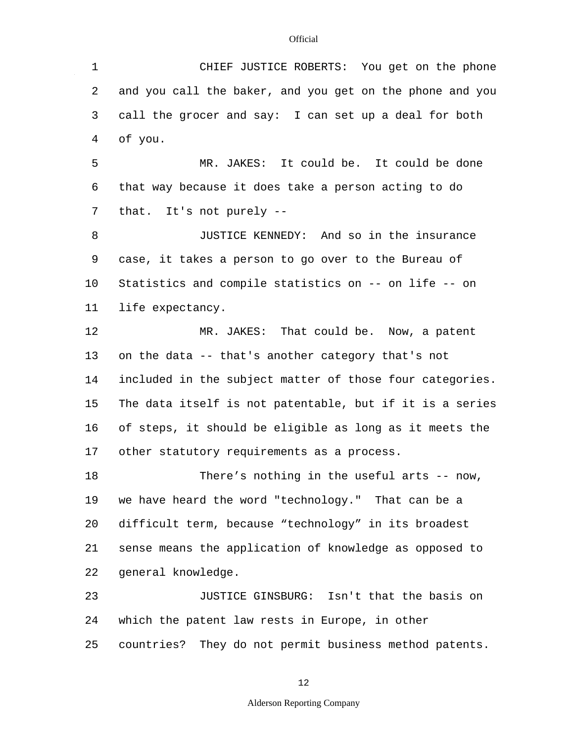CHIEF JUSTICE ROBERTS: You get on the phone and you call the baker, and you get on the phone and you call the grocer and say: I can set up a deal for both of you.

MR. JAKES: It could be. It could be done that way because it does take a person acting to do that. It's not purely --

JUSTICE KENNEDY: And so in the insurance case, it takes a person to go over to the Bureau of Statistics and compile statistics on -- on life -- on life expectancy.

MR. JAKES: That could be. Now, a patent on the data -- that's another category that's not included in the subject matter of those four categories. The data itself is not patentable, but if it is a series of steps, it should be eligible as long as it meets the other statutory requirements as a process.

There’s nothing in the useful arts -- now, we have heard the word "technology." That can be a difficult term, because “technology” in its broadest sense means the application of knowledge as opposed to general knowledge.

JUSTICE GINSBURG: Isn't that the basis on which the patent law rests in Europe, in other countries? They do not permit business method patents.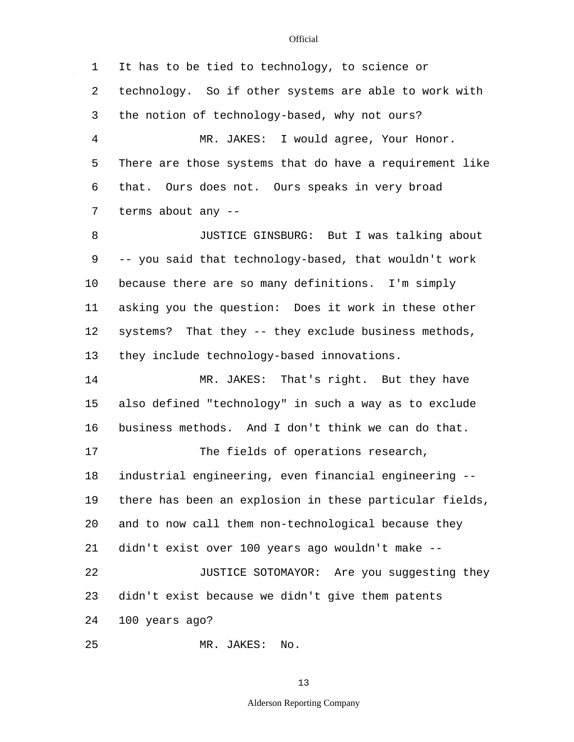It has to be tied to technology, to science or technology. So if other systems are able to work with the notion of technology-based, why not ours?

MR. JAKES: I would agree, Your Honor. There are those systems that do have a requirement like that. Ours does not. Ours speaks in very broad terms about any --

JUSTICE GINSBURG: But I was talking about -- you said that technology-based, that wouldn't work because there are so many definitions. I'm simply asking you the question: Does it work in these other systems? That they -- they exclude business methods, they include technology-based innovations.

MR. JAKES: That's right. But they have also defined "technology" in such a way as to exclude business methods. And I don't think we can do that.

The fields of operations research, industrial engineering, even financial engineering -- there has been an explosion in these particular fields, and to now call them non-technological because they didn't exist over 100 years ago wouldn't make --

JUSTICE SOTOMAYOR: Are you suggesting they didn't exist because we didn't give them patents 100 years ago?

MR. JAKES: No.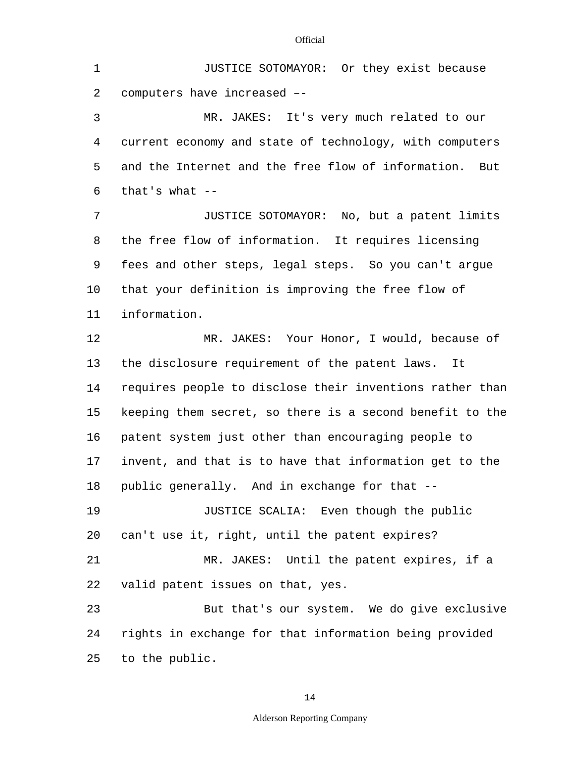JUSTICE SOTOMAYOR: Or they exist because computers have increased ––

MR. JAKES: It's very much related to our current economy and state of technology, with computers and the Internet and the free flow of information. But that's what --

JUSTICE SOTOMAYOR: No, but a patent limits the free flow of information. It requires licensing fees and other steps, legal steps. So you can't argue that your definition is improving the free flow of information.

MR. JAKES: Your Honor, I would, because of the disclosure requirement of the patent laws. It requires people to disclose their inventions rather than keeping them secret, so there is a second benefit to the patent system just other than encouraging people to invent, and that is to have that information get to the public generally. And in exchange for that --

JUSTICE SCALIA: Even though the public can't use it, right, until the patent expires?

MR. JAKES: Until the patent expires, if a valid patent issues on that, yes.

But that's our system. We do give exclusive rights in exchange for that information being provided to the public.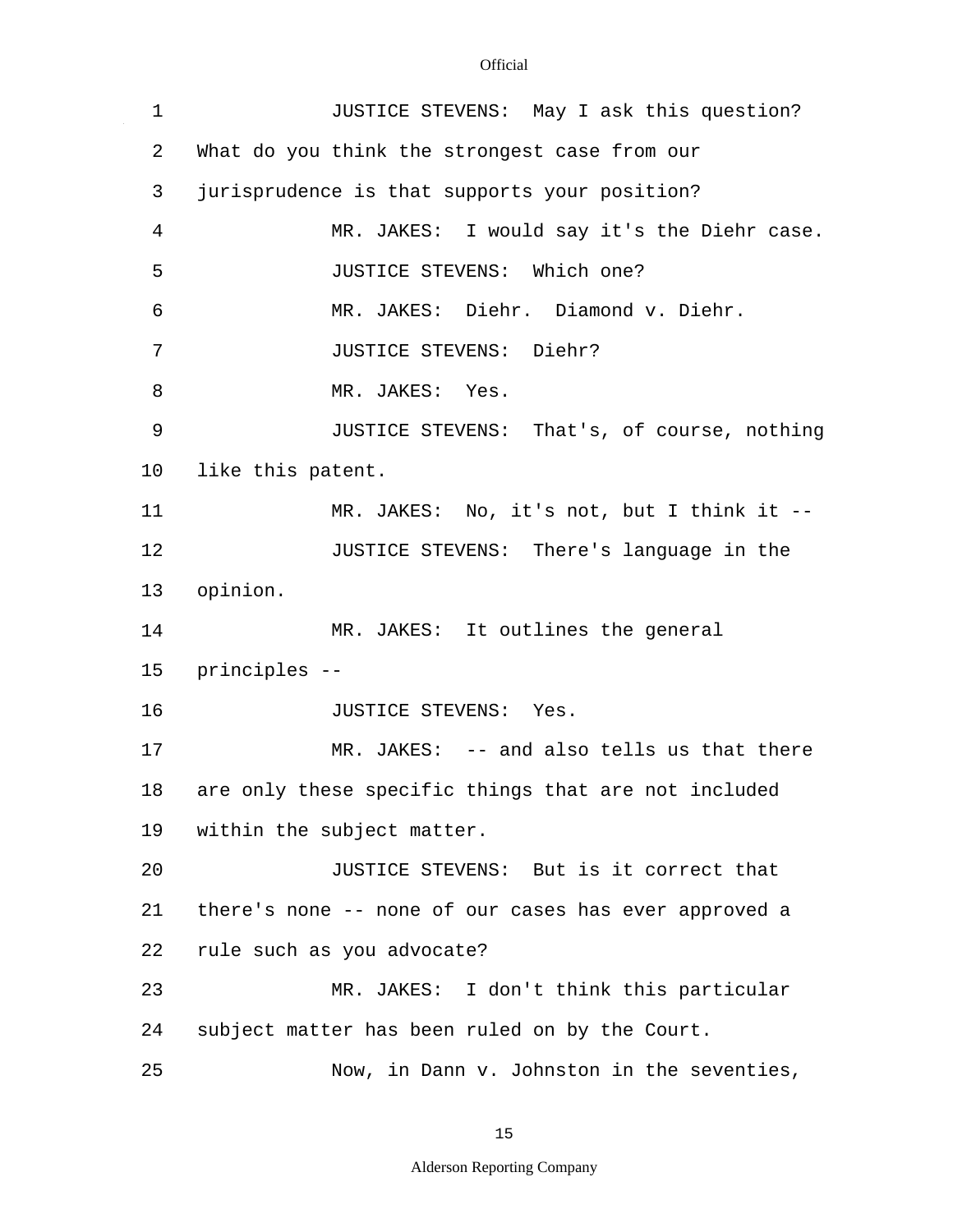JUSTICE STEVENS: May I ask this question? What do you think the strongest case from our jurisprudence is that supports your position?

MR. JAKES: I would say it's the Diehr case.

JUSTICE STEVENS: Which one?

MR. JAKES: Diehr. Diamond v. Diehr.

JUSTICE STEVENS: Diehr?

MR. JAKES: Yes.

JUSTICE STEVENS: That's, of course, nothing like this patent.

MR. JAKES: No, it's not, but I think it --

JUSTICE STEVENS: There's language in the opinion.

MR. JAKES: It outlines the general principles --

JUSTICE STEVENS: Yes.

MR. JAKES: -- and also tells us that there are only these specific things that are not included within the subject matter.

JUSTICE STEVENS: But is it correct that there's none -- none of our cases has ever approved a rule such as you advocate?

MR. JAKES: I don't think this particular subject matter has been ruled on by the Court.

Now, in Dann v. Johnston in the seventies,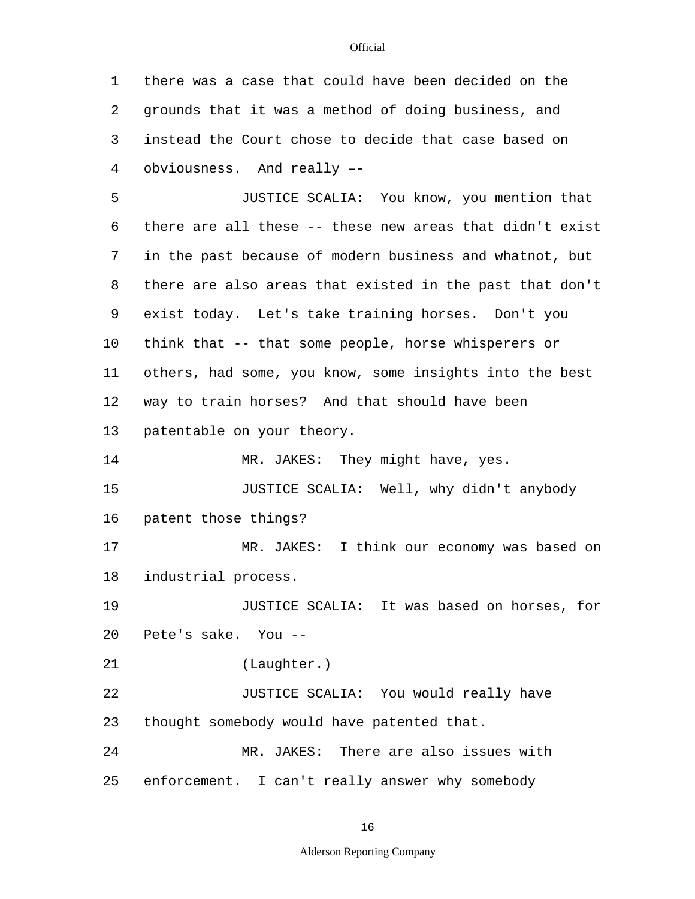there was a case that could have been decided on the grounds that it was a method of doing business, and instead the Court chose to decide that case based on obviousness. And really --

JUSTICE SCALIA: You know, you mention that there are all these -- these new areas that didn't exist in the past because of modern business and whatnot, but there are also areas that existed in the past that don't exist today. Let's take training horses. Don't you think that -- that some people, horse whisperers or others, had some, you know, some insights into the best way to train horses? And that should have been patentable on your theory.

MR. JAKES: They might have, yes.

JUSTICE SCALIA: Well, why didn't anybody patent those things?

MR. JAKES: I think our economy was based on industrial process.

JUSTICE SCALIA: It was based on horses, for Pete's sake. You --

(Laughter.)

JUSTICE SCALIA: You would really have thought somebody would have patented that.

MR. JAKES: There are also issues with enforcement. I can't really answer why somebody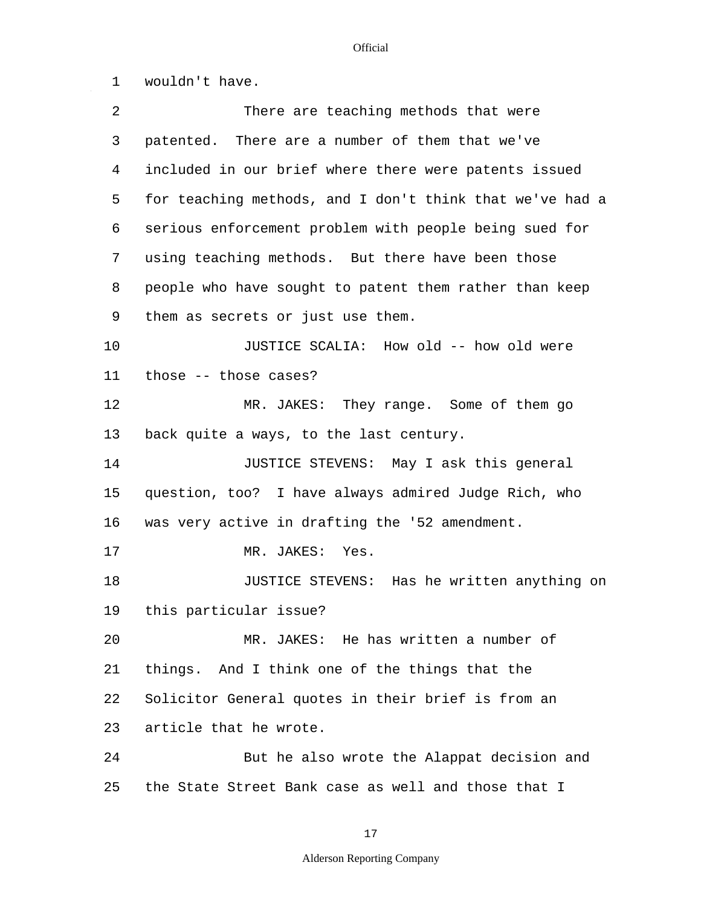wouldn't have.

There are teaching methods that were patented. There are a number of them that we've included in our brief where there were patents issued for teaching methods, and I don't think that we've had a serious enforcement problem with people being sued for using teaching methods. But there have been those people who have sought to patent them rather than keep them as secrets or just use them.

JUSTICE SCALIA: How old -- how old were those -- those cases?

MR. JAKES: They range. Some of them go back quite a ways, to the last century.

JUSTICE STEVENS: May I ask this general question, too? I have always admired Judge Rich, who was very active in drafting the '52 amendment.

MR. JAKES: Yes.

JUSTICE STEVENS: Has he written anything on this particular issue?

MR. JAKES: He has written a number of things. And I think one of the things that the Solicitor General quotes in their brief is from an article that he wrote.

But he also wrote the Alappat decision and the State Street Bank case as well and those that I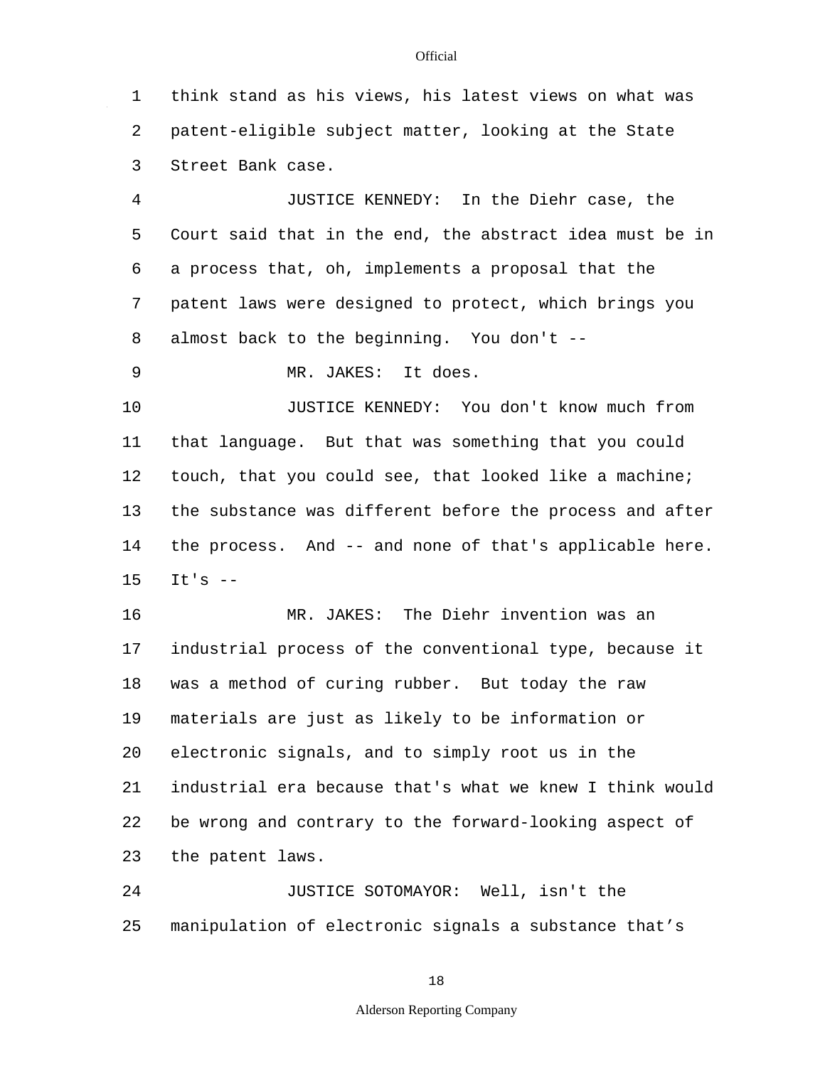think stand as his views, his latest views on what was patent-eligible subject matter, looking at the State Street Bank case.

JUSTICE KENNEDY: In the Diehr case, the Court said that in the end, the abstract idea must be in a process that, oh, implements a proposal that the patent laws were designed to protect, which brings you almost back to the beginning. You don't --

MR. JAKES: It does.

JUSTICE KENNEDY: You don't know much from that language. But that was something that you could touch, that you could see, that looked like a machine; the substance was different before the process and after the process. And -- and none of that's applicable here. It's --

MR. JAKES: The Diehr invention was an industrial process of the conventional type, because it was a method of curing rubber. But today the raw materials are just as likely to be information or electronic signals, and to simply root us in the industrial era because that's what we knew I think would be wrong and contrary to the forward-looking aspect of the patent laws.

JUSTICE SOTOMAYOR: Well, isn't the manipulation of electronic signals a substance that's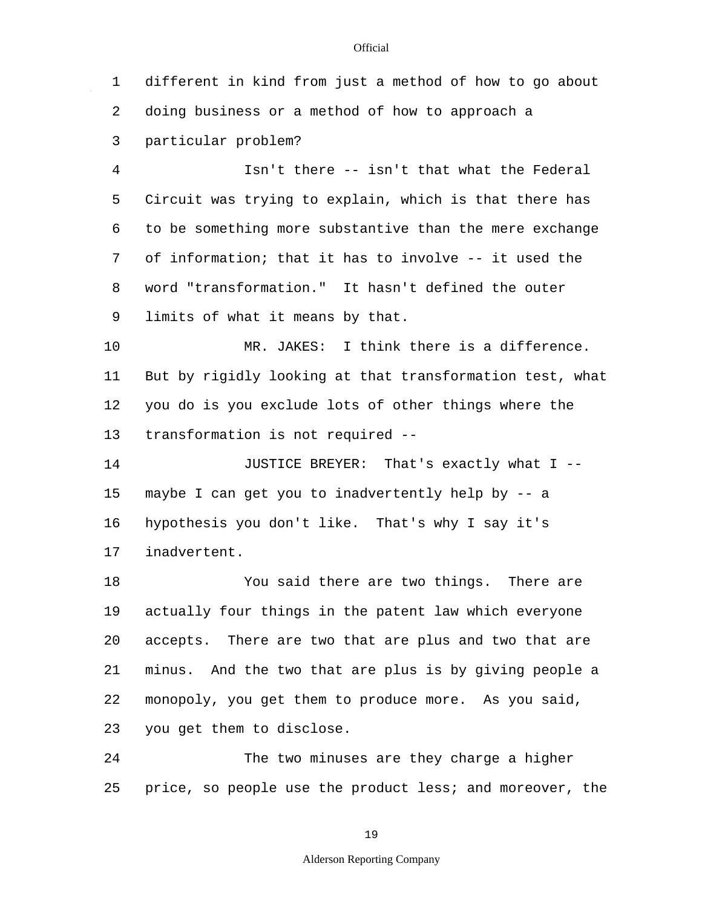different in kind from just a method of how to go about doing business or a method of how to approach a particular problem?

Isn't there -- isn't that what the Federal Circuit was trying to explain, which is that there has to be something more substantive than the mere exchange of information; that it has to involve -- it used the word "transformation." It hasn't defined the outer limits of what it means by that.

MR. JAKES: I think there is a difference. But by rigidly looking at that transformation test, what you do is you exclude lots of other things where the transformation is not required --

JUSTICE BREYER: That's exactly what I -- maybe I can get you to inadvertently help by -- a hypothesis you don't like. That's why I say it's inadvertent.

You said there are two things. There are actually four things in the patent law which everyone accepts. There are two that are plus and two that are minus. And the two that are plus is by giving people a monopoly, you get them to produce more. As you said, you get them to disclose.

The two minuses are they charge a higher price, so people use the product less; and moreover, the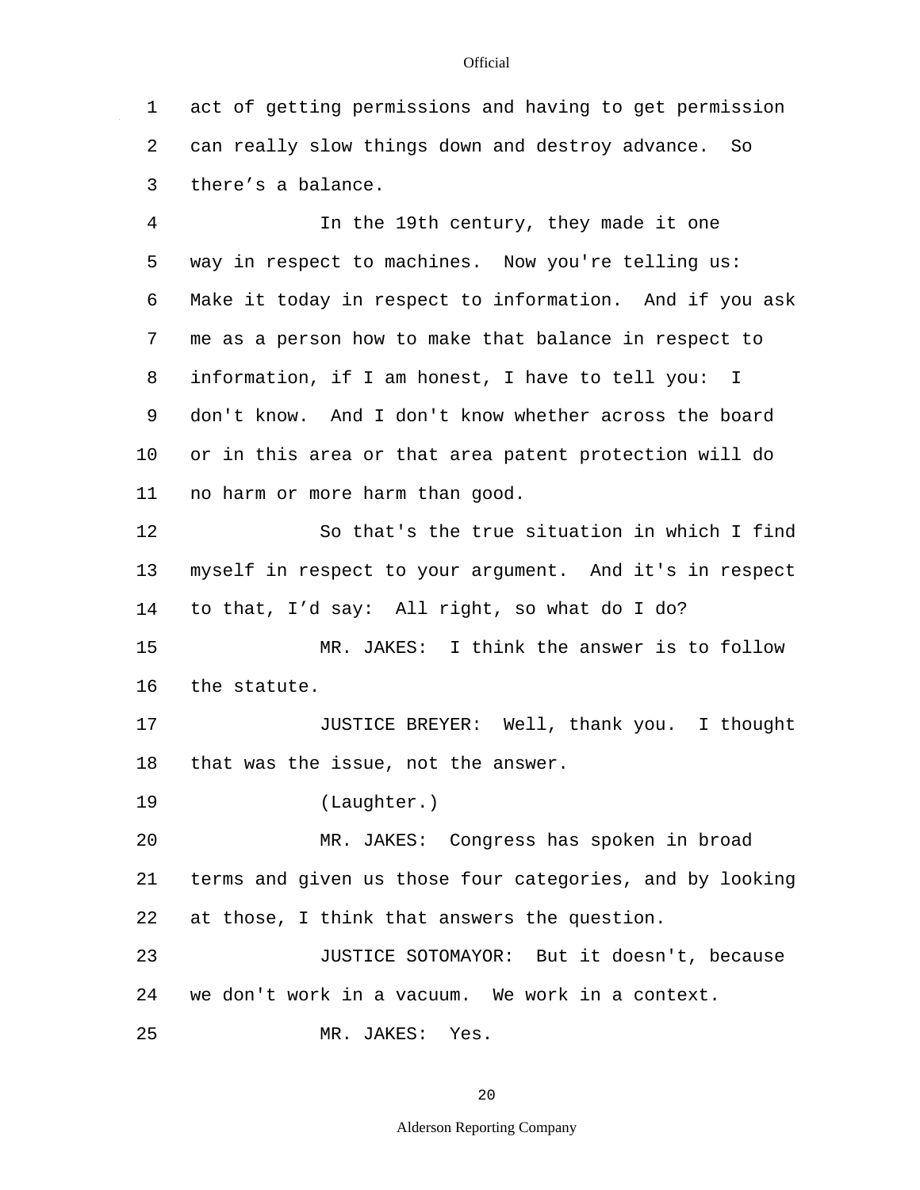act of getting permissions and having to get permission can really slow things down and destroy advance. So there's a balance.

In the 19th century, they made it one way in respect to machines. Now you're telling us: Make it today in respect to information. And if you ask me as a person how to make that balance in respect to information, if I am honest, I have to tell you: I don't know. And I don't know whether across the board or in this area or that area patent protection will do no harm or more harm than good.

So that's the true situation in which I find myself in respect to your argument. And it's in respect to that, I'd say: All right, so what do I do?

MR. JAKES: I think the answer is to follow the statute.

JUSTICE BREYER: Well, thank you. I thought that was the issue, not the answer.

(Laughter.)

MR. JAKES: Congress has spoken in broad terms and given us those four categories, and by looking at those, I think that answers the question.

JUSTICE SOTOMAYOR: But it doesn't, because we don't work in a vacuum. We work in a context.

MR. JAKES: Yes.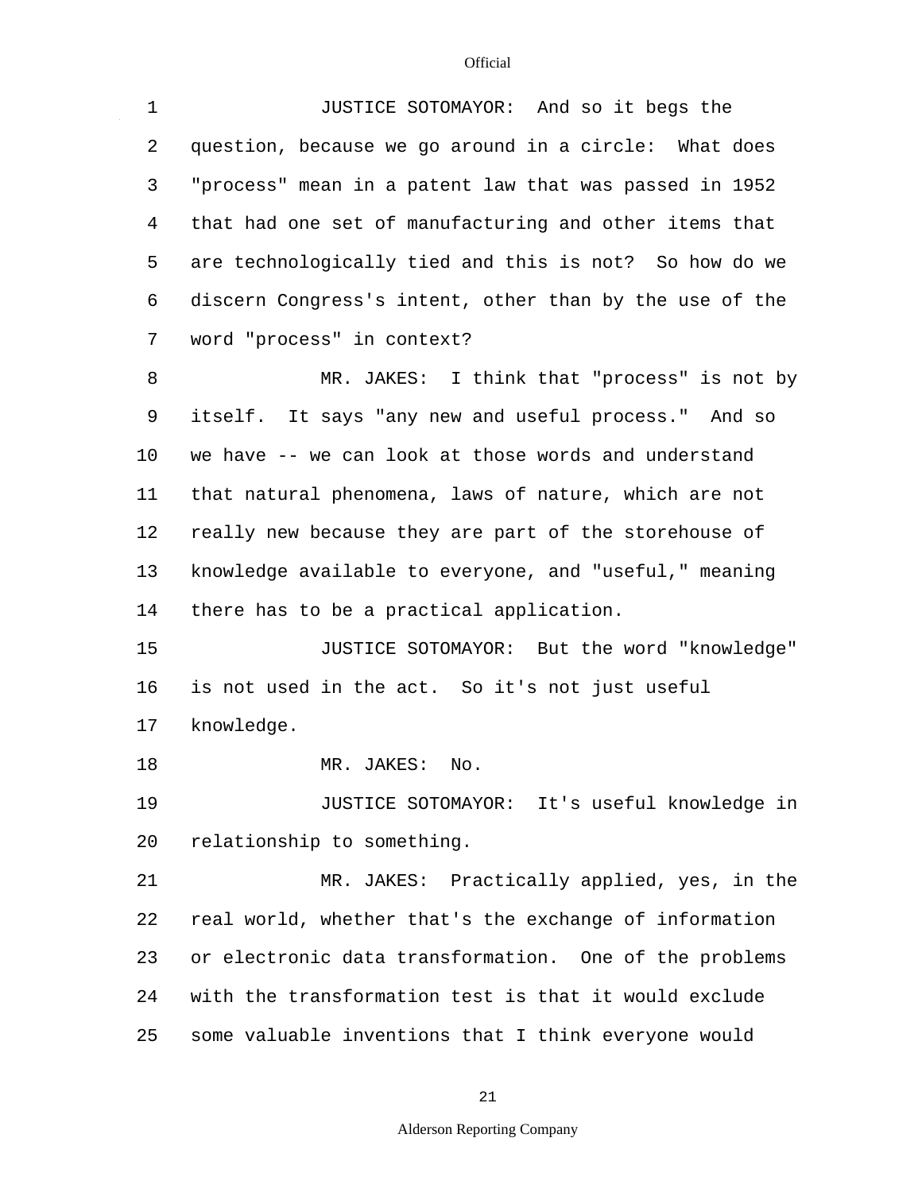JUSTICE SOTOMAYOR: And so it begs the question, because we go around in a circle: What does "process" mean in a patent law that was passed in 1952 that had one set of manufacturing and other items that are technologically tied and this is not? So how do we discern Congress's intent, other than by the use of the word "process" in context?

MR. JAKES: I think that "process" is not by itself. It says "any new and useful process." And so we have -- we can look at those words and understand that natural phenomena, laws of nature, which are not really new because they are part of the storehouse of knowledge available to everyone, and "useful," meaning there has to be a practical application.

JUSTICE SOTOMAYOR: But the word "knowledge" is not used in the act. So it's not just useful knowledge.

MR. JAKES: No.

JUSTICE SOTOMAYOR: It's useful knowledge in relationship to something.

MR. JAKES: Practically applied, yes, in the real world, whether that's the exchange of information or electronic data transformation. One of the problems with the transformation test is that it would exclude some valuable inventions that I think everyone would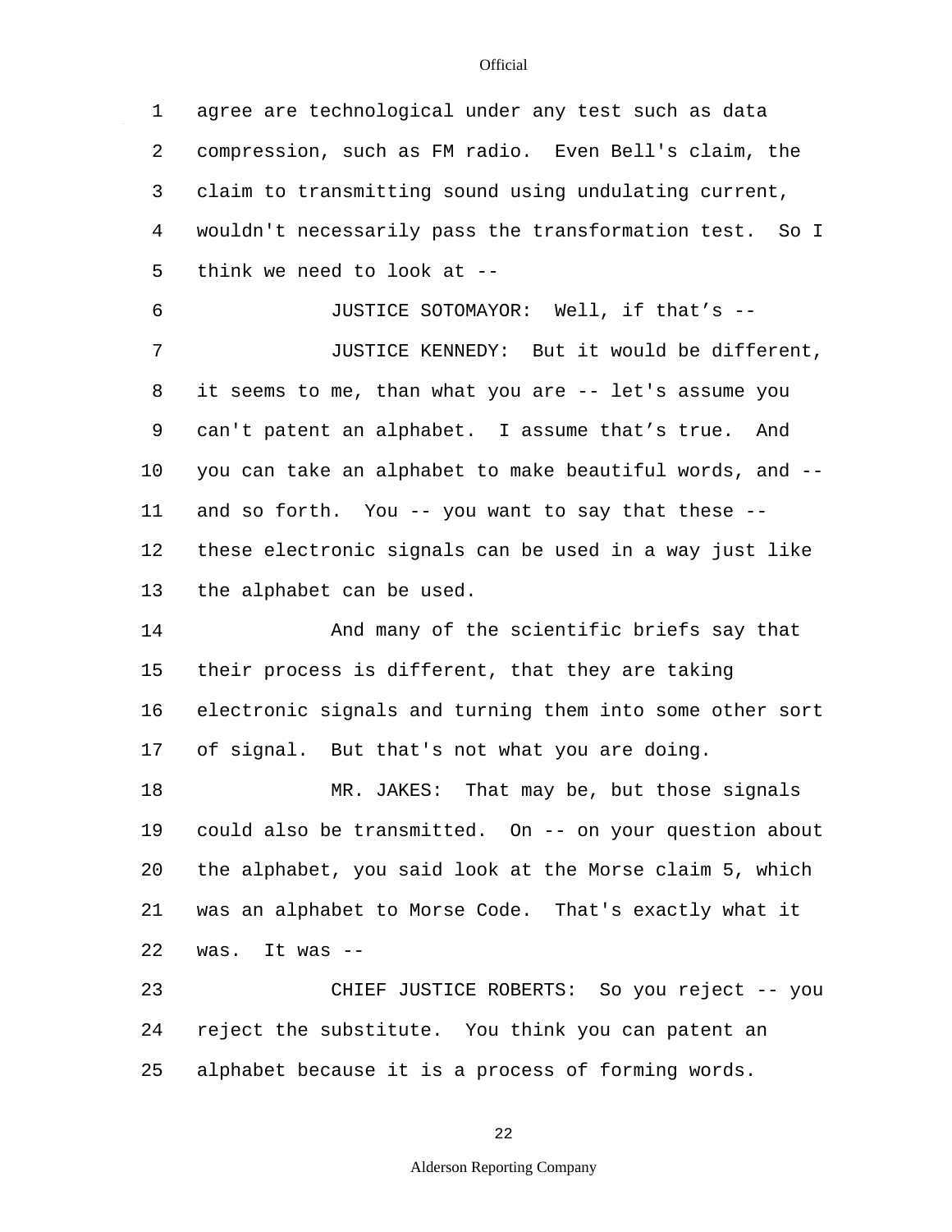agree are technological under any test such as data compression, such as FM radio. Even Bell's claim, the claim to transmitting sound using undulating current, wouldn't necessarily pass the transformation test. So I think we need to look at --

JUSTICE SOTOMAYOR: Well, if that's --

JUSTICE KENNEDY: But it would be different, it seems to me, than what you are -- let's assume you can't patent an alphabet. I assume that's true. And you can take an alphabet to make beautiful words, and -- and so forth. You -- you want to say that these -- these electronic signals can be used in a way just like the alphabet can be used.

And many of the scientific briefs say that their process is different, that they are taking electronic signals and turning them into some other sort of signal. But that's not what you are doing.

MR. JAKES: That may be, but those signals could also be transmitted. On -- on your question about the alphabet, you said look at the Morse claim 5, which was an alphabet to Morse Code. That's exactly what it was. It was --

CHIEF JUSTICE ROBERTS: So you reject -- you reject the substitute. You think you can patent an alphabet because it is a process of forming words.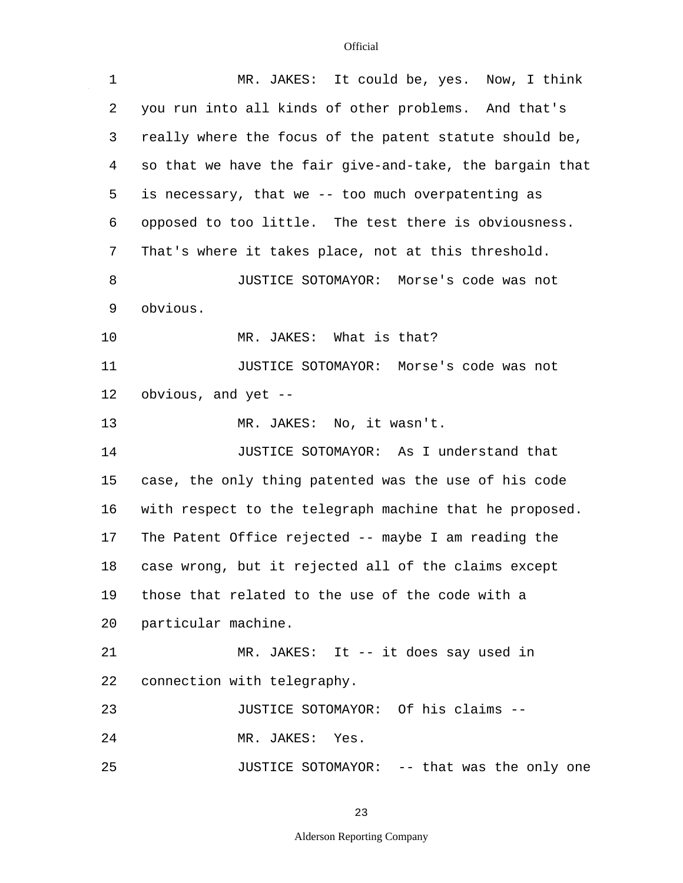MR. JAKES: It could be, yes. Now, I think you run into all kinds of other problems. And that's really where the focus of the patent statute should be, so that we have the fair give-and-take, the bargain that is necessary, that we -- too much overpatenting as opposed to too little. The test there is obviousness. That's where it takes place, not at this threshold.

JUSTICE SOTOMAYOR: Morse's code was not obvious.

MR. JAKES: What is that?

JUSTICE SOTOMAYOR: Morse's code was not obvious, and yet --

MR. JAKES: No, it wasn't.

JUSTICE SOTOMAYOR: As I understand that case, the only thing patented was the use of his code with respect to the telegraph machine that he proposed. The Patent Office rejected -- maybe I am reading the case wrong, but it rejected all of the claims except those that related to the use of the code with a particular machine.

MR. JAKES: It -- it does say used in connection with telegraphy.

JUSTICE SOTOMAYOR: Of his claims --

MR. JAKES: Yes.

JUSTICE SOTOMAYOR: -- that was the only one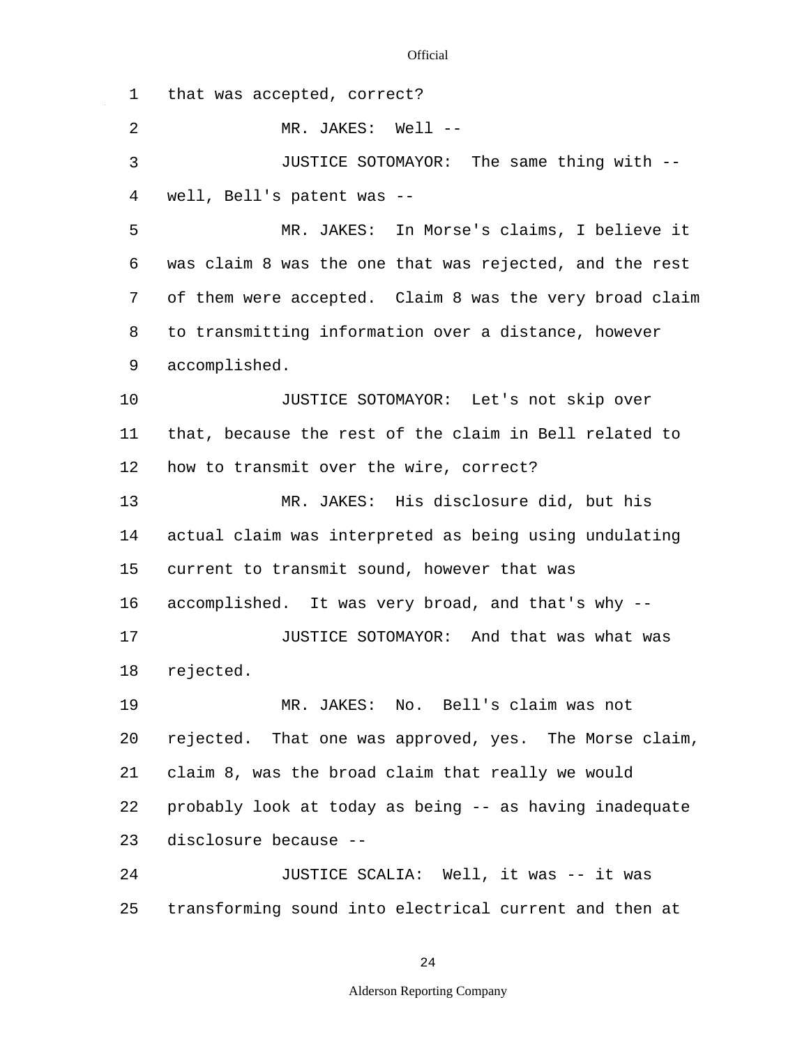1 that was accepted, correct?

2 MR. JAKES: Well --

3 JUSTICE SOTOMAYOR: The same thing with --

4 well, Bell's patent was --

5 MR. JAKES: In Morse's claims, I believe it

6 was claim 8 was the one that was rejected, and the rest

7 of them were accepted. Claim 8 was the very broad claim

8 to transmitting information over a distance, however

9 accomplished.

10 JUSTICE SOTOMAYOR: Let's not skip over

11 that, because the rest of the claim in Bell related to

12 how to transmit over the wire, correct?

13 MR. JAKES: His disclosure did, but his

14 actual claim was interpreted as being using undulating

15 current to transmit sound, however that was

16 accomplished. It was very broad, and that's why --

17 JUSTICE SOTOMAYOR: And that was what was

18 rejected.

19 MR. JAKES: No. Bell's claim was not

20 rejected. That one was approved, yes. The Morse claim,

21 claim 8, was the broad claim that really we would

22 probably look at today as being -- as having inadequate

23 disclosure because --

24 JUSTICE SCALIA: Well, it was -- it was

25 transforming sound into electrical current and then at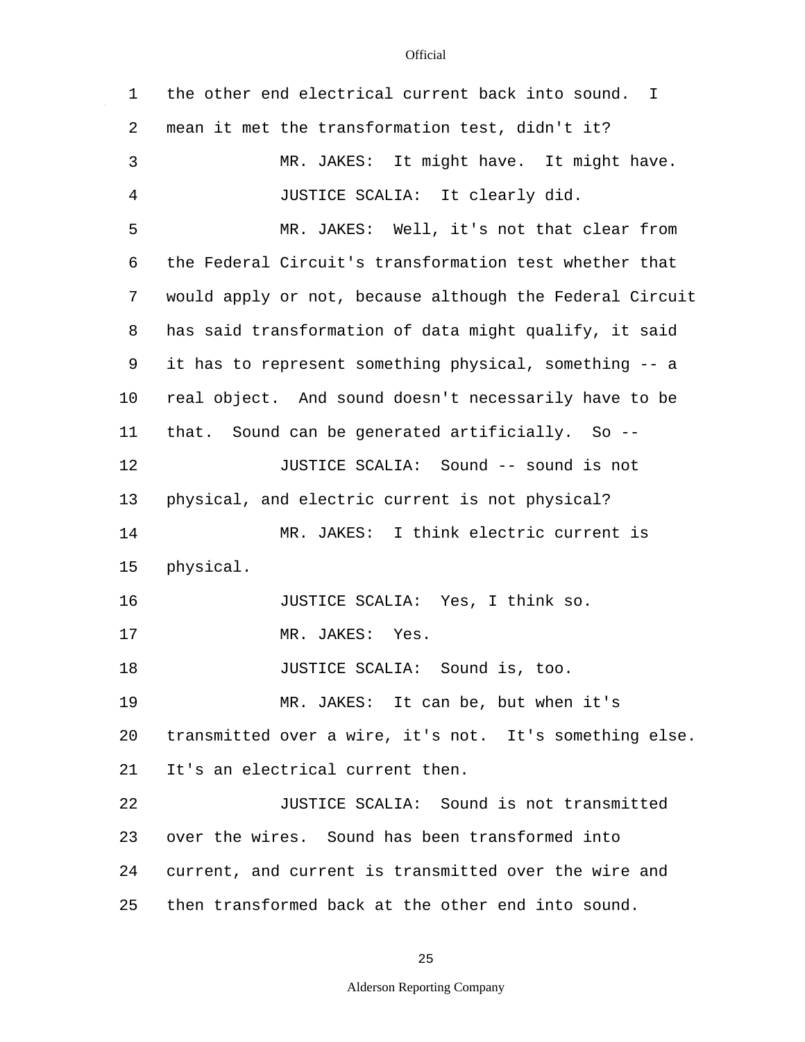the other end electrical current back into sound. I mean it met the transformation test, didn't it?

MR. JAKES: It might have. It might have.

JUSTICE SCALIA: It clearly did.

MR. JAKES: Well, it's not that clear from the Federal Circuit's transformation test whether that would apply or not, because although the Federal Circuit has said transformation of data might qualify, it said it has to represent something physical, something -- a real object. And sound doesn't necessarily have to be that. Sound can be generated artificially. So --

JUSTICE SCALIA: Sound -- sound is not physical, and electric current is not physical?

MR. JAKES: I think electric current is physical.

JUSTICE SCALIA: Yes, I think so.

MR. JAKES: Yes.

JUSTICE SCALIA: Sound is, too.

MR. JAKES: It can be, but when it's transmitted over a wire, it's not. It's something else. It's an electrical current then.

JUSTICE SCALIA: Sound is not transmitted over the wires. Sound has been transformed into current, and current is transmitted over the wire and then transformed back at the other end into sound.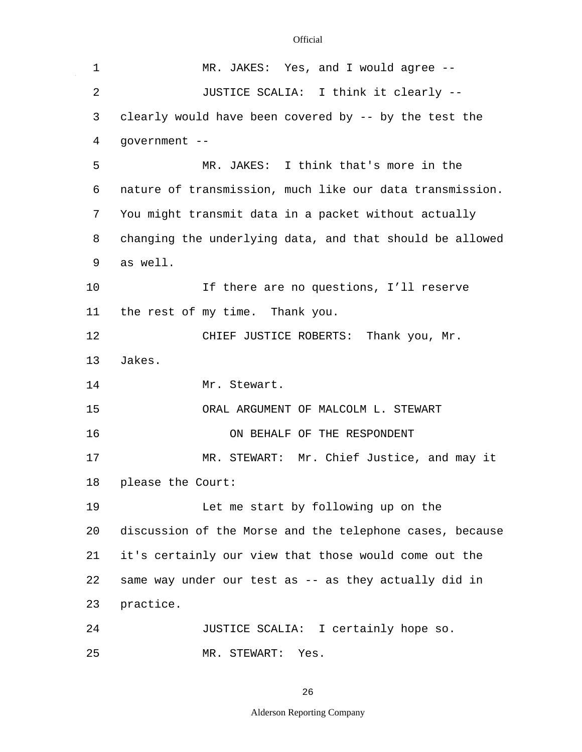MR. JAKES: Yes, and I would agree --

JUSTICE SCALIA: I think it clearly -- clearly would have been covered by -- by the test the government --

MR. JAKES: I think that's more in the nature of transmission, much like our data transmission. You might transmit data in a packet without actually changing the underlying data, and that should be allowed as well.

If there are no questions, I'll reserve the rest of my time. Thank you.

CHIEF JUSTICE ROBERTS: Thank you, Mr. Jakes.

Mr. Stewart.

ORAL ARGUMENT OF MALCOLM L. STEWART

ON BEHALF OF THE RESPONDENT

MR. STEWART: Mr. Chief Justice, and may it please the Court:

Let me start by following up on the discussion of the Morse and the telephone cases, because it's certainly our view that those would come out the same way under our test as -- as they actually did in practice.

JUSTICE SCALIA: I certainly hope so.

MR. STEWART: Yes.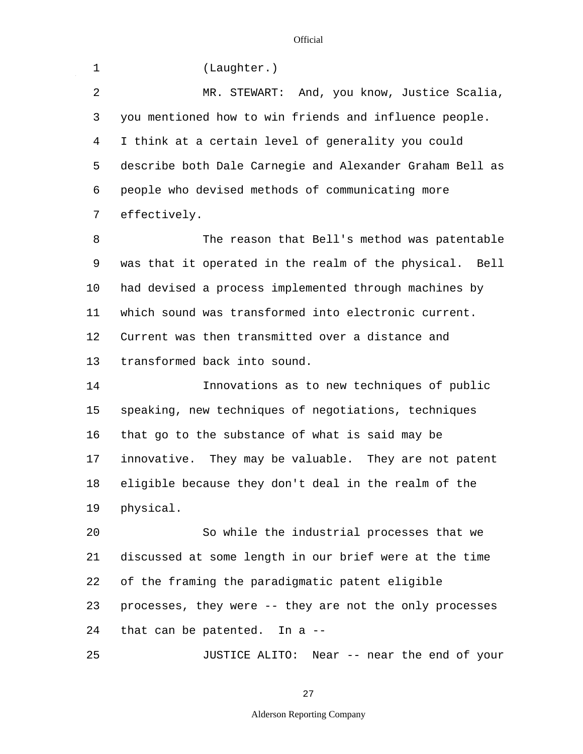(Laughter.)

MR. STEWART: And, you know, Justice Scalia, you mentioned how to win friends and influence people. I think at a certain level of generality you could describe both Dale Carnegie and Alexander Graham Bell as people who devised methods of communicating more effectively.

The reason that Bell's method was patentable was that it operated in the realm of the physical. Bell had devised a process implemented through machines by which sound was transformed into electronic current. Current was then transmitted over a distance and transformed back into sound.

Innovations as to new techniques of public speaking, new techniques of negotiations, techniques that go to the substance of what is said may be innovative. They may be valuable. They are not patent eligible because they don't deal in the realm of the physical.

So while the industrial processes that we discussed at some length in our brief were at the time of the framing the paradigmatic patent eligible processes, they were -- they are not the only processes that can be patented. In a --

JUSTICE ALITO: Near -- near the end of your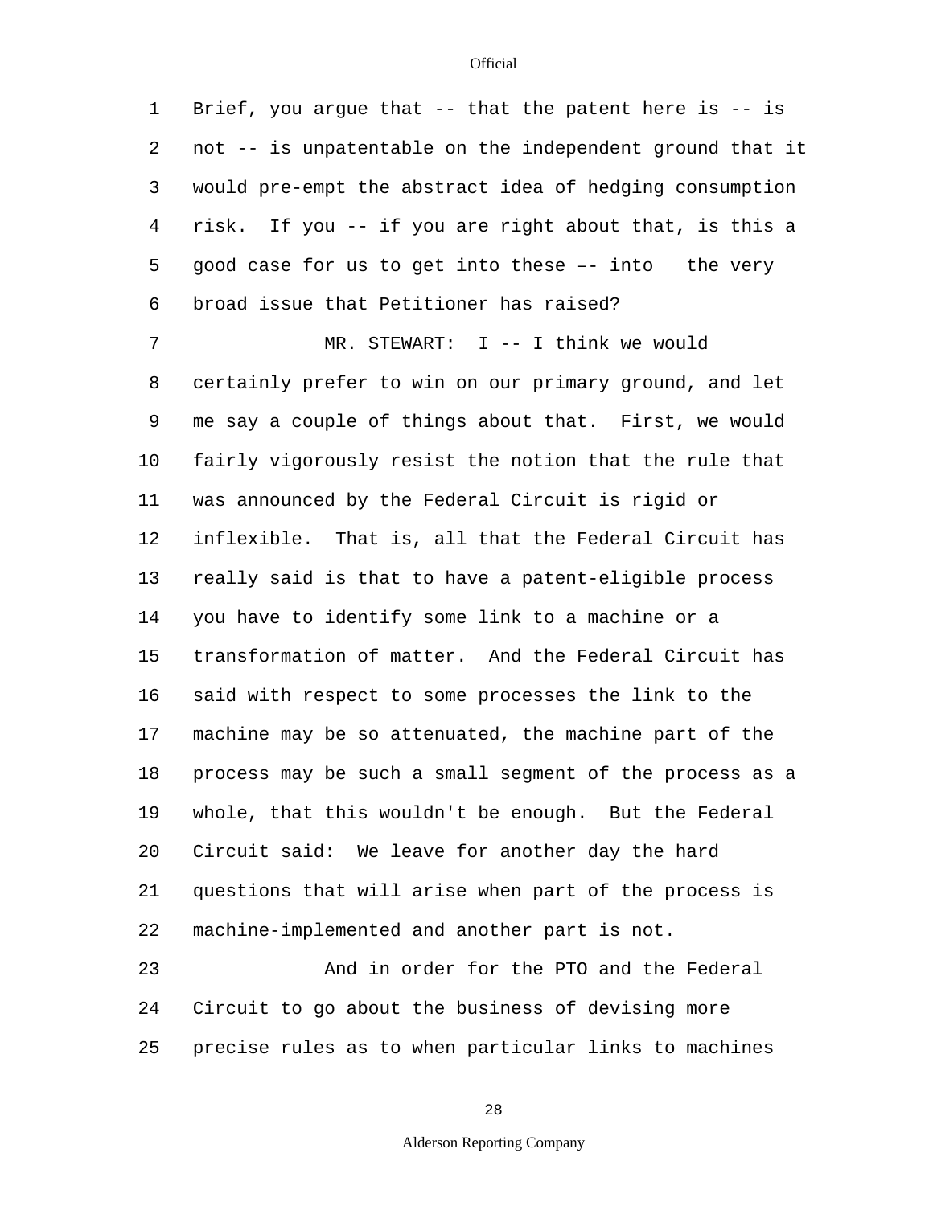1 Brief, you argue that -- that the patent here is -- is
2 not -- is unpatentable on the independent ground that it
3 would pre-empt the abstract idea of hedging consumption
4 risk. If you -- if you are right about that, is this a
5 good case for us to get into these –– into the very
6 broad issue that Petitioner has raised?

7 MR. STEWART: I -- I think we would
8 certainly prefer to win on our primary ground, and let
9 me say a couple of things about that. First, we would
10 fairly vigorously resist the notion that the rule that
11 was announced by the Federal Circuit is rigid or
12 inflexible. That is, all that the Federal Circuit has
13 really said is that to have a patent-eligible process
14 you have to identify some link to a machine or a
15 transformation of matter. And the Federal Circuit has
16 said with respect to some processes the link to the
17 machine may be so attenuated, the machine part of the
18 process may be such a small segment of the process as a
19 whole, that this wouldn't be enough. But the Federal
20 Circuit said: We leave for another day the hard
21 questions that will arise when part of the process is
22 machine-implemented and another part is not.

23 And in order for the PTO and the Federal
24 Circuit to go about the business of devising more
25 precise rules as to when particular links to machines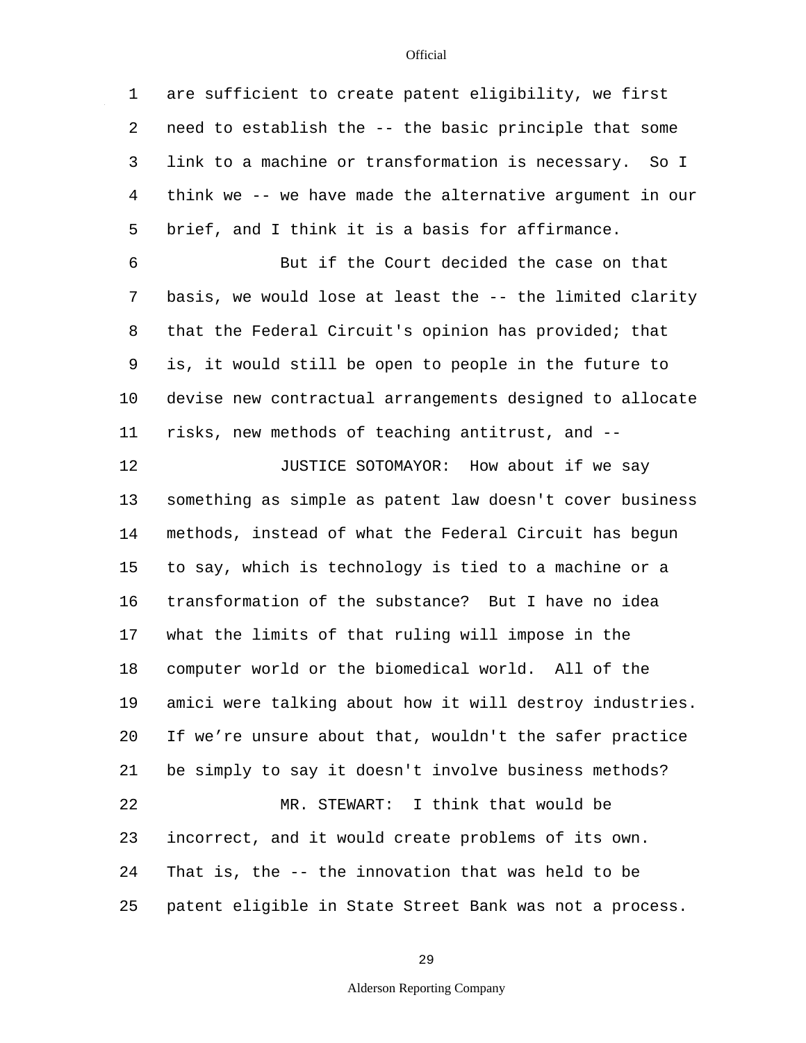are sufficient to create patent eligibility, we first need to establish the -- the basic principle that some link to a machine or transformation is necessary. So I think we -- we have made the alternative argument in our brief, and I think it is a basis for affirmance.

But if the Court decided the case on that basis, we would lose at least the -- the limited clarity that the Federal Circuit's opinion has provided; that is, it would still be open to people in the future to devise new contractual arrangements designed to allocate risks, new methods of teaching antitrust, and --

JUSTICE SOTOMAYOR: How about if we say something as simple as patent law doesn't cover business methods, instead of what the Federal Circuit has begun to say, which is technology is tied to a machine or a transformation of the substance? But I have no idea what the limits of that ruling will impose in the computer world or the biomedical world. All of the amici were talking about how it will destroy industries. If we're unsure about that, wouldn't the safer practice be simply to say it doesn't involve business methods?

MR. STEWART: I think that would be incorrect, and it would create problems of its own. That is, the -- the innovation that was held to be patent eligible in State Street Bank was not a process.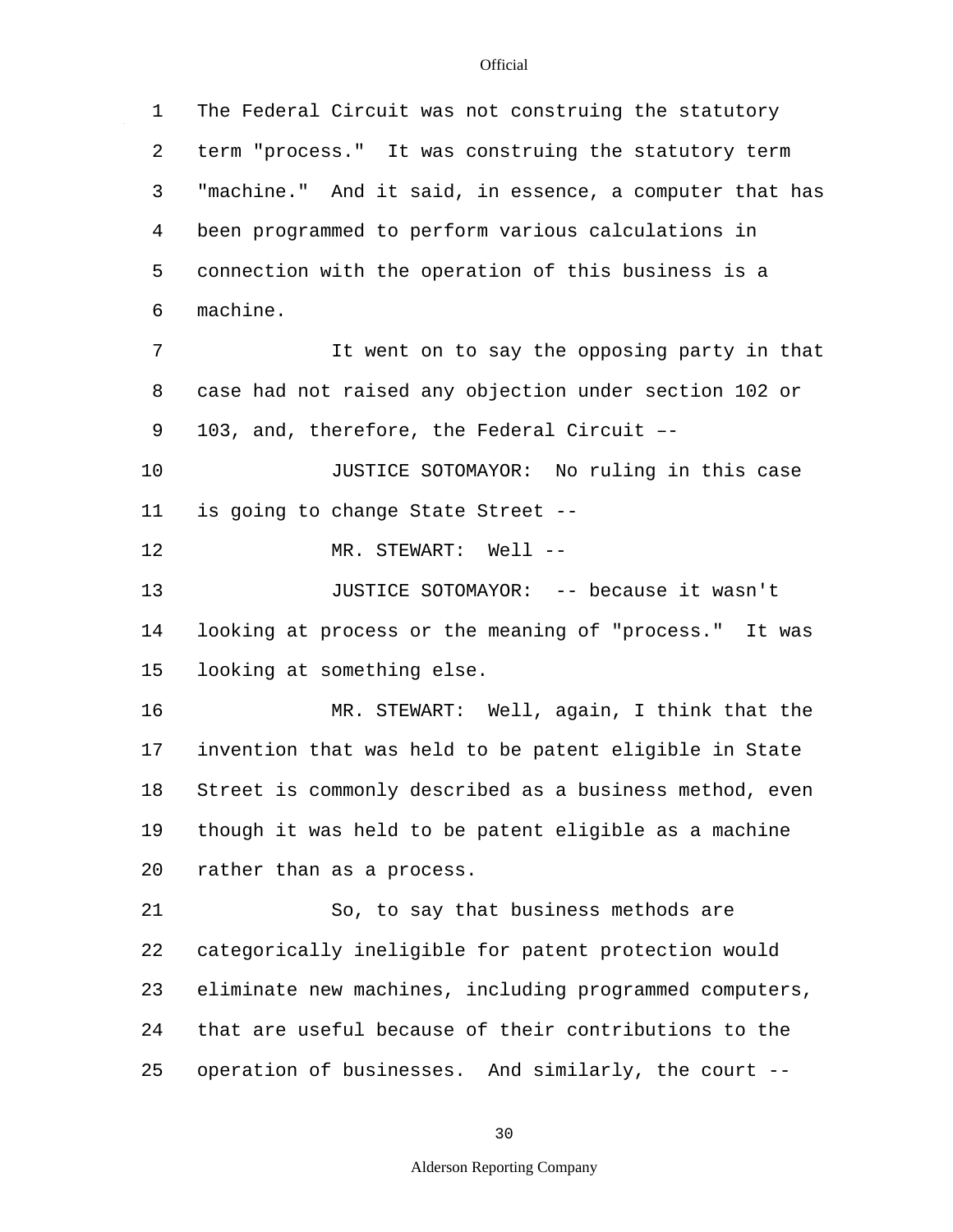The Federal Circuit was not construing the statutory term "process." It was construing the statutory term "machine." And it said, in essence, a computer that has been programmed to perform various calculations in connection with the operation of this business is a machine.

It went on to say the opposing party in that case had not raised any objection under section 102 or 103, and, therefore, the Federal Circuit ––

JUSTICE SOTOMAYOR: No ruling in this case is going to change State Street --

MR. STEWART: Well --

JUSTICE SOTOMAYOR: -- because it wasn't looking at process or the meaning of "process." It was looking at something else.

MR. STEWART: Well, again, I think that the invention that was held to be patent eligible in State Street is commonly described as a business method, even though it was held to be patent eligible as a machine rather than as a process.

So, to say that business methods are categorically ineligible for patent protection would eliminate new machines, including programmed computers, that are useful because of their contributions to the operation of businesses. And similarly, the court --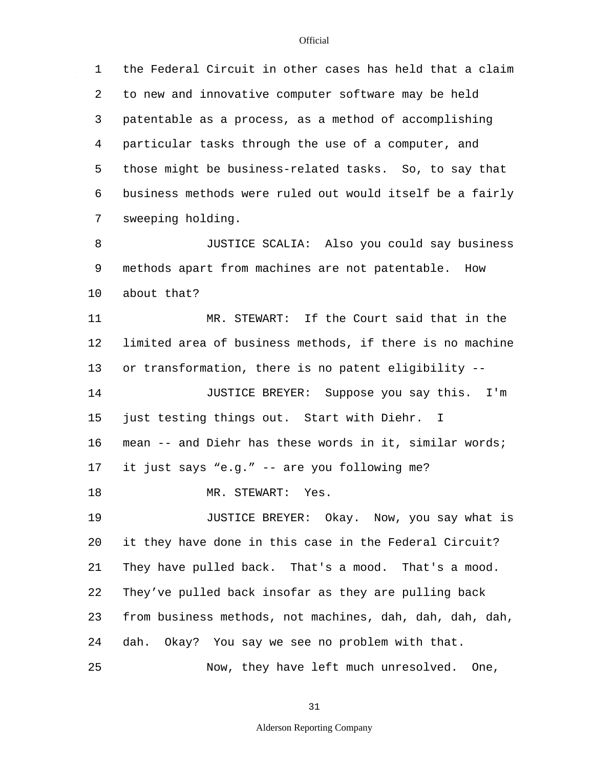the Federal Circuit in other cases has held that a claim to new and innovative computer software may be held patentable as a process, as a method of accomplishing particular tasks through the use of a computer, and those might be business-related tasks. So, to say that business methods were ruled out would itself be a fairly sweeping holding.

JUSTICE SCALIA: Also you could say business methods apart from machines are not patentable. How about that?

MR. STEWART: If the Court said that in the limited area of business methods, if there is no machine or transformation, there is no patent eligibility --

JUSTICE BREYER: Suppose you say this. I'm just testing things out. Start with Diehr. I mean -- and Diehr has these words in it, similar words; it just says "e.g." -- are you following me?

MR. STEWART: Yes.

JUSTICE BREYER: Okay. Now, you say what is it they have done in this case in the Federal Circuit? They have pulled back. That's a mood. That's a mood. They've pulled back insofar as they are pulling back from business methods, not machines, dah, dah, dah, dah, dah. Okay? You say we see no problem with that.

Now, they have left much unresolved. One,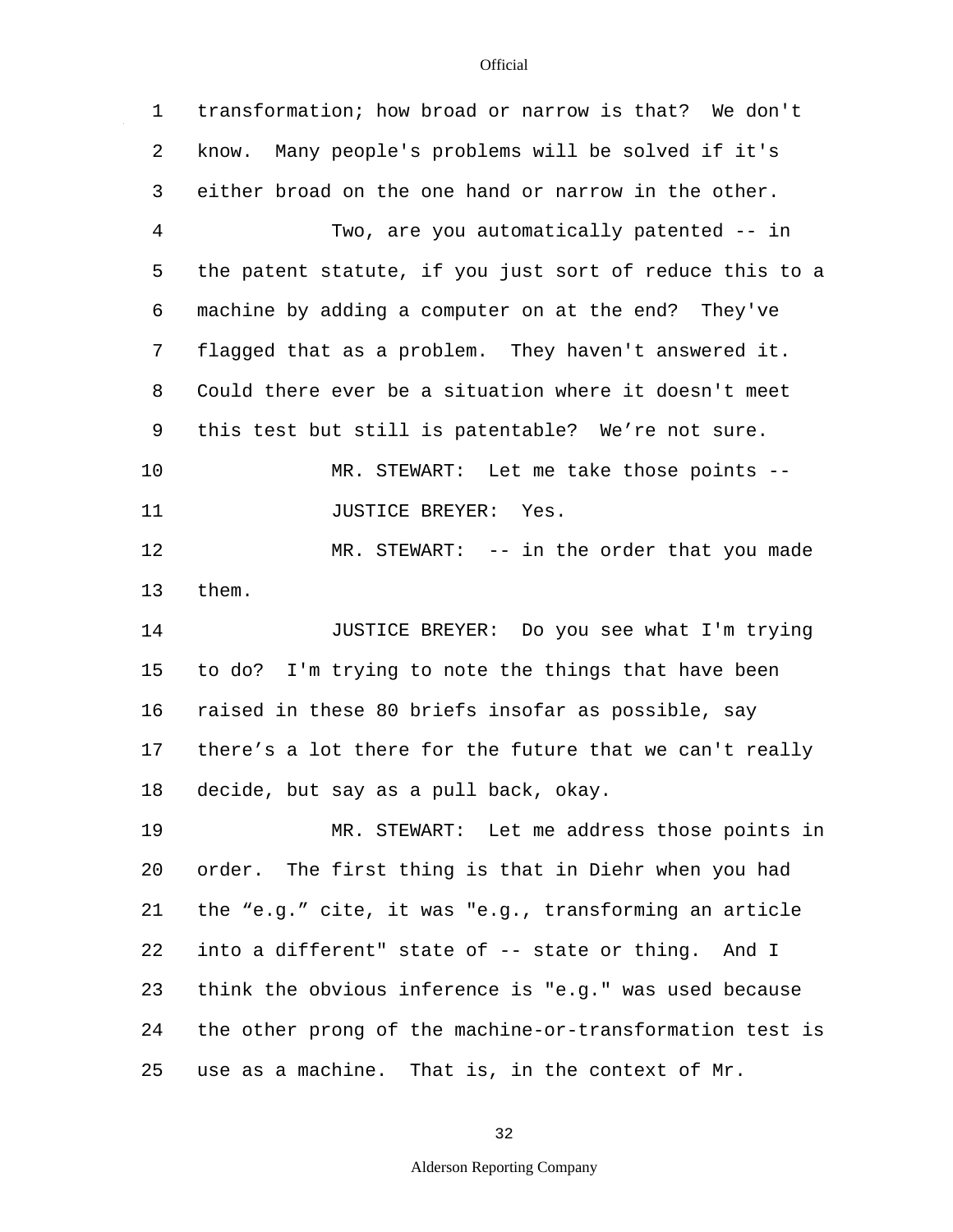transformation; how broad or narrow is that? We don't know. Many people's problems will be solved if it's either broad on the one hand or narrow in the other.

Two, are you automatically patented -- in the patent statute, if you just sort of reduce this to a machine by adding a computer on at the end? They've flagged that as a problem. They haven't answered it. Could there ever be a situation where it doesn't meet this test but still is patentable? We're not sure.

MR. STEWART: Let me take those points --

JUSTICE BREYER: Yes.

MR. STEWART: -- in the order that you made them.

JUSTICE BREYER: Do you see what I'm trying to do? I'm trying to note the things that have been raised in these 80 briefs insofar as possible, say there's a lot there for the future that we can't really decide, but say as a pull back, okay.

MR. STEWART: Let me address those points in order. The first thing is that in Diehr when you had the "e.g." cite, it was "e.g., transforming an article into a different" state of -- state or thing. And I think the obvious inference is "e.g." was used because the other prong of the machine-or-transformation test is use as a machine. That is, in the context of Mr.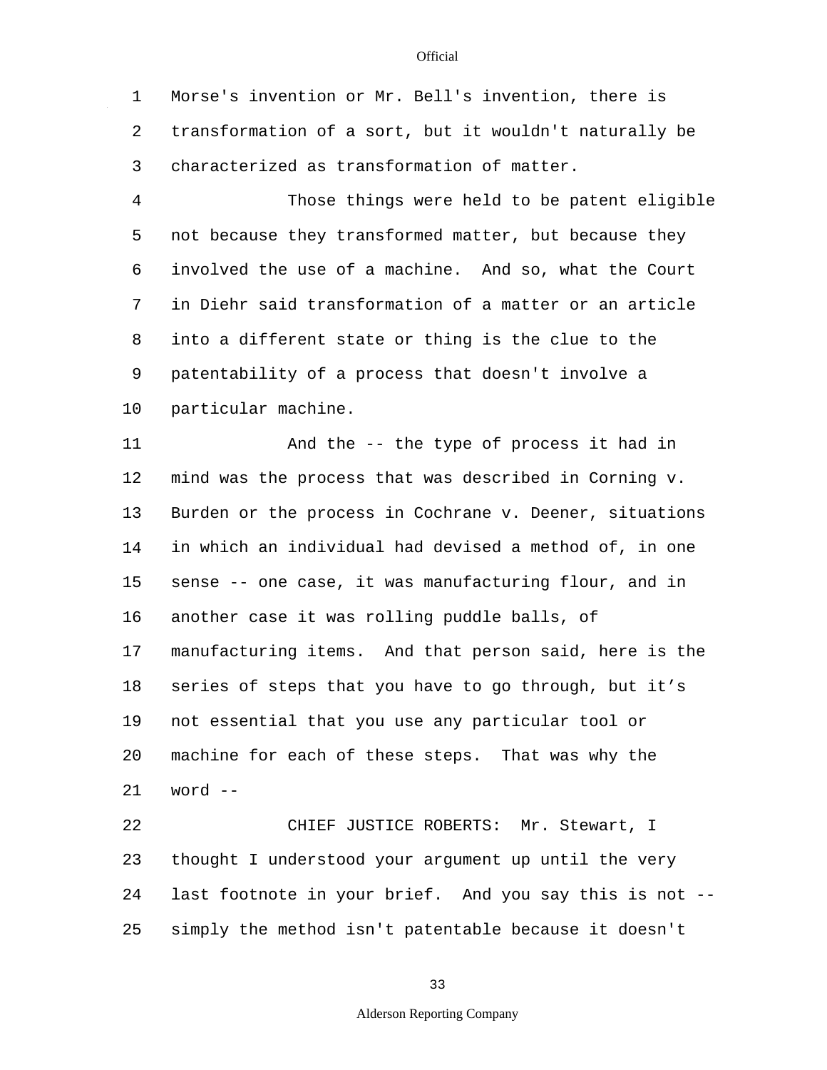Morse's invention or Mr. Bell's invention, there is transformation of a sort, but it wouldn't naturally be characterized as transformation of matter.

Those things were held to be patent eligible not because they transformed matter, but because they involved the use of a machine. And so, what the Court in Diehr said transformation of a matter or an article into a different state or thing is the clue to the patentability of a process that doesn't involve a particular machine.

And the -- the type of process it had in mind was the process that was described in Corning v. Burden or the process in Cochrane v. Deener, situations in which an individual had devised a method of, in one sense -- one case, it was manufacturing flour, and in another case it was rolling puddle balls, of manufacturing items. And that person said, here is the series of steps that you have to go through, but it's not essential that you use any particular tool or machine for each of these steps. That was why the word --

CHIEF JUSTICE ROBERTS: Mr. Stewart, I thought I understood your argument up until the very last footnote in your brief. And you say this is not -- simply the method isn't patentable because it doesn't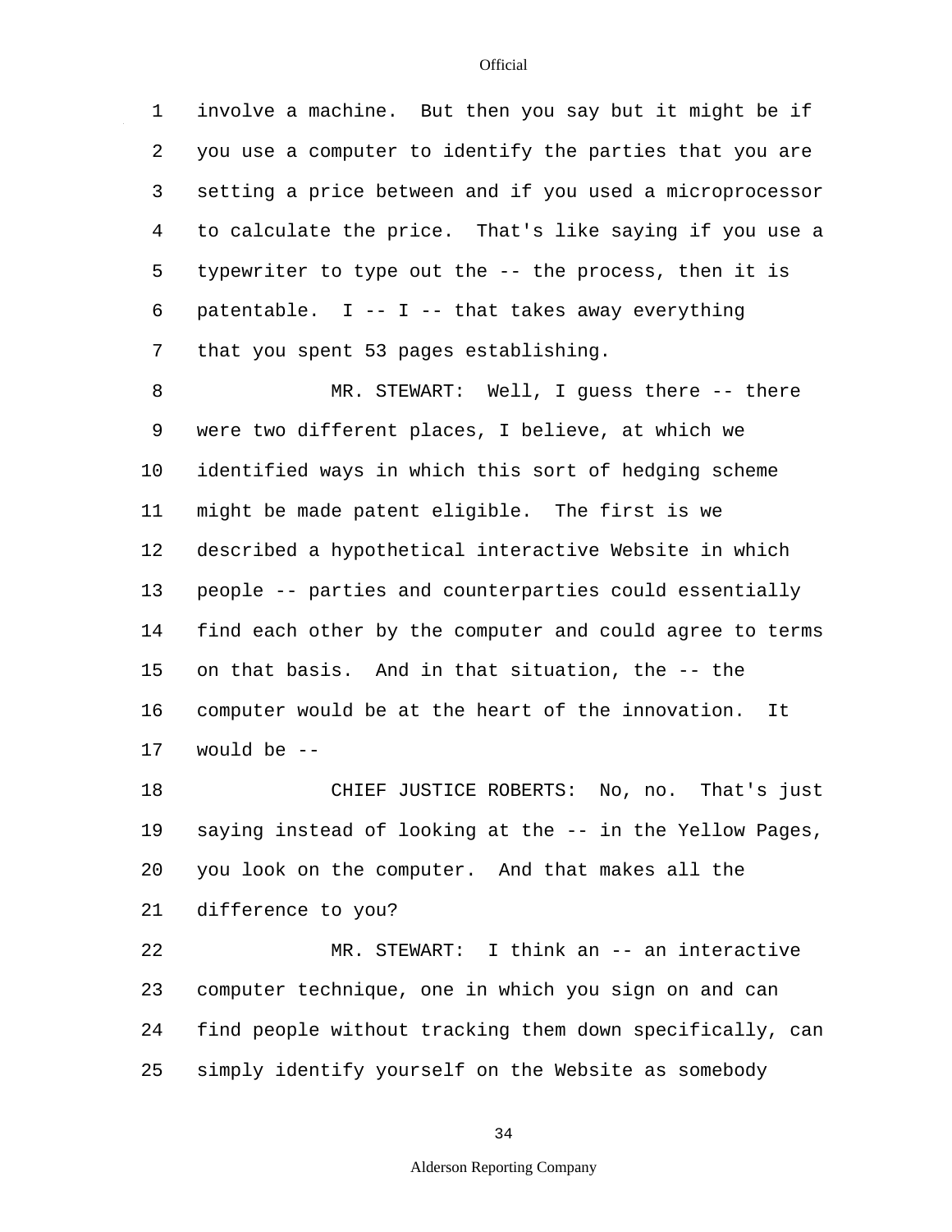involve a machine. But then you say but it might be if you use a computer to identify the parties that you are setting a price between and if you used a microprocessor to calculate the price. That's like saying if you use a typewriter to type out the -- the process, then it is patentable. I -- I -- that takes away everything that you spent 53 pages establishing.

MR. STEWART: Well, I guess there -- there were two different places, I believe, at which we identified ways in which this sort of hedging scheme might be made patent eligible. The first is we described a hypothetical interactive Website in which people -- parties and counterparties could essentially find each other by the computer and could agree to terms on that basis. And in that situation, the -- the computer would be at the heart of the innovation. It would be --

CHIEF JUSTICE ROBERTS: No, no. That's just saying instead of looking at the -- in the Yellow Pages, you look on the computer. And that makes all the difference to you?

MR. STEWART: I think an -- an interactive computer technique, one in which you sign on and can find people without tracking them down specifically, can simply identify yourself on the Website as somebody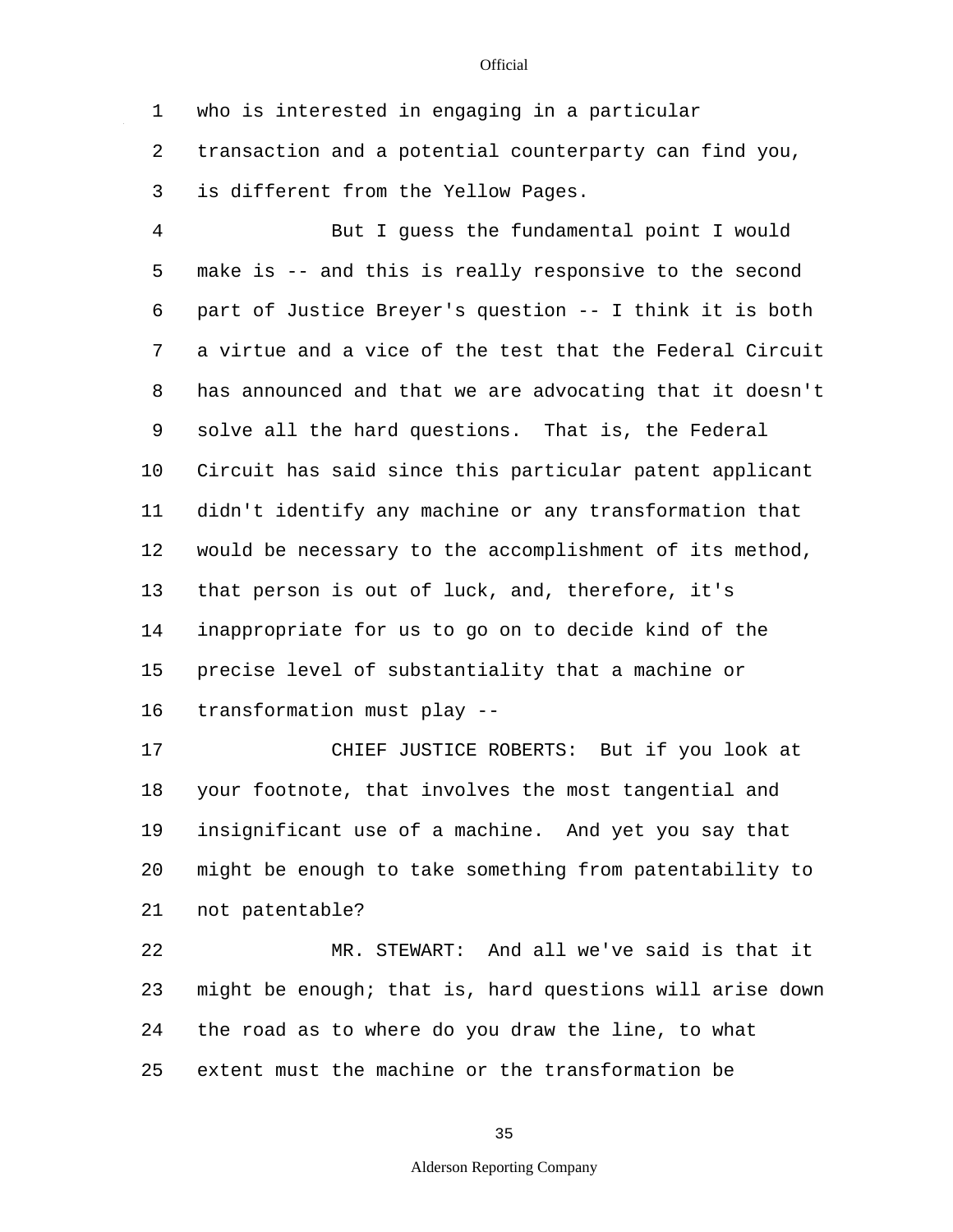who is interested in engaging in a particular transaction and a potential counterparty can find you, is different from the Yellow Pages.

But I guess the fundamental point I would make is -- and this is really responsive to the second part of Justice Breyer's question -- I think it is both a virtue and a vice of the test that the Federal Circuit has announced and that we are advocating that it doesn't solve all the hard questions. That is, the Federal Circuit has said since this particular patent applicant didn't identify any machine or any transformation that would be necessary to the accomplishment of its method, that person is out of luck, and, therefore, it's inappropriate for us to go on to decide kind of the precise level of substantiality that a machine or transformation must play --

CHIEF JUSTICE ROBERTS: But if you look at your footnote, that involves the most tangential and insignificant use of a machine. And yet you say that might be enough to take something from patentability to not patentable?

MR. STEWART: And all we've said is that it might be enough; that is, hard questions will arise down the road as to where do you draw the line, to what extent must the machine or the transformation be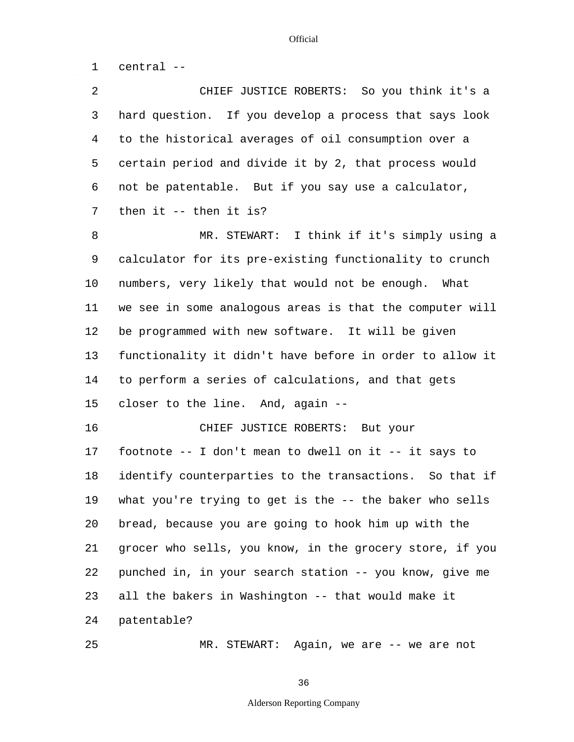central --

CHIEF JUSTICE ROBERTS: So you think it's a hard question. If you develop a process that says look to the historical averages of oil consumption over a certain period and divide it by 2, that process would not be patentable. But if you say use a calculator, then it -- then it is?

MR. STEWART: I think if it's simply using a calculator for its pre-existing functionality to crunch numbers, very likely that would not be enough. What we see in some analogous areas is that the computer will be programmed with new software. It will be given functionality it didn't have before in order to allow it to perform a series of calculations, and that gets closer to the line. And, again --

CHIEF JUSTICE ROBERTS: But your footnote -- I don't mean to dwell on it -- it says to identify counterparties to the transactions. So that if what you're trying to get is the -- the baker who sells bread, because you are going to hook him up with the grocer who sells, you know, in the grocery store, if you punched in, in your search station -- you know, give me all the bakers in Washington -- that would make it patentable?

MR. STEWART: Again, we are -- we are not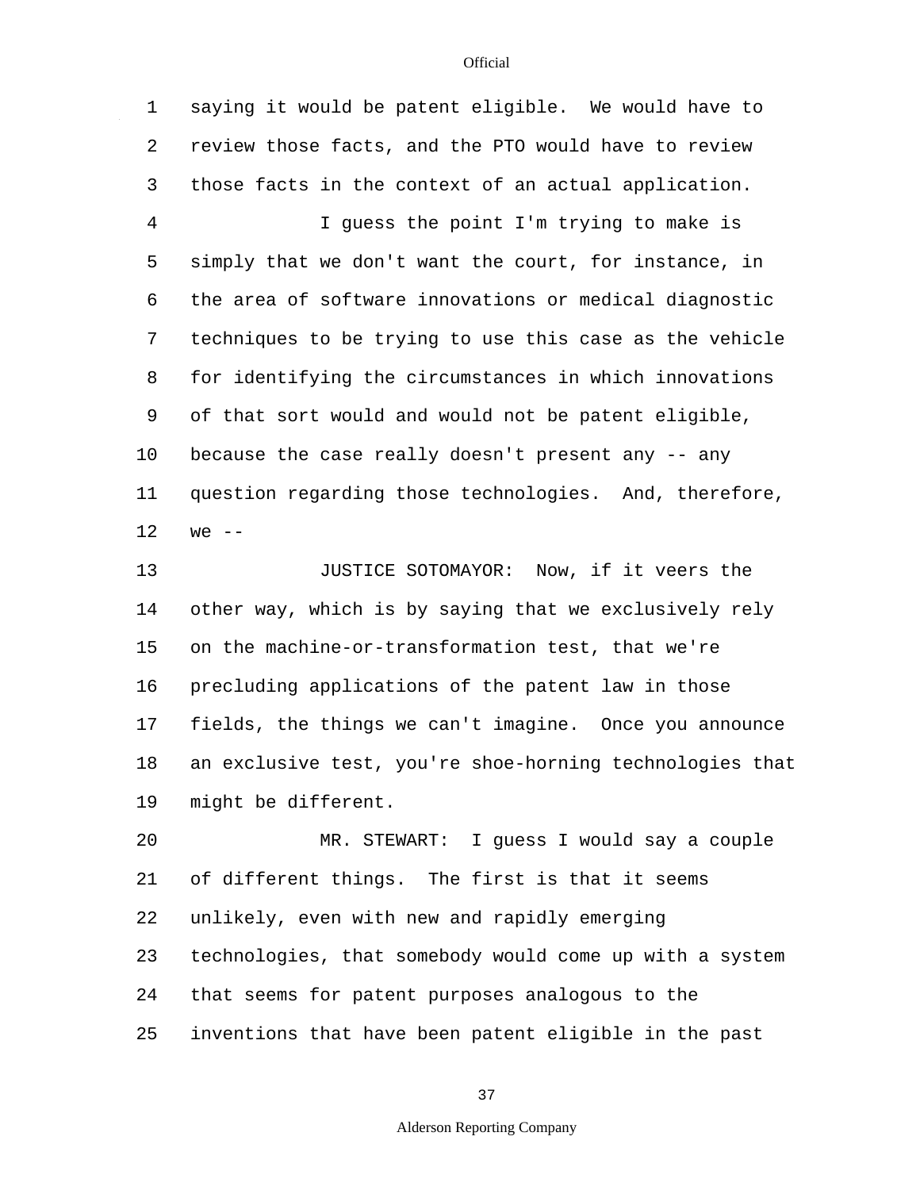saying it would be patent eligible. We would have to review those facts, and the PTO would have to review those facts in the context of an actual application.

I guess the point I'm trying to make is simply that we don't want the court, for instance, in the area of software innovations or medical diagnostic techniques to be trying to use this case as the vehicle for identifying the circumstances in which innovations of that sort would and would not be patent eligible, because the case really doesn't present any -- any question regarding those technologies. And, therefore, we --

JUSTICE SOTOMAYOR: Now, if it veers the other way, which is by saying that we exclusively rely on the machine-or-transformation test, that we're precluding applications of the patent law in those fields, the things we can't imagine. Once you announce an exclusive test, you're shoe-horning technologies that might be different.

MR. STEWART: I guess I would say a couple of different things. The first is that it seems unlikely, even with new and rapidly emerging technologies, that somebody would come up with a system that seems for patent purposes analogous to the inventions that have been patent eligible in the past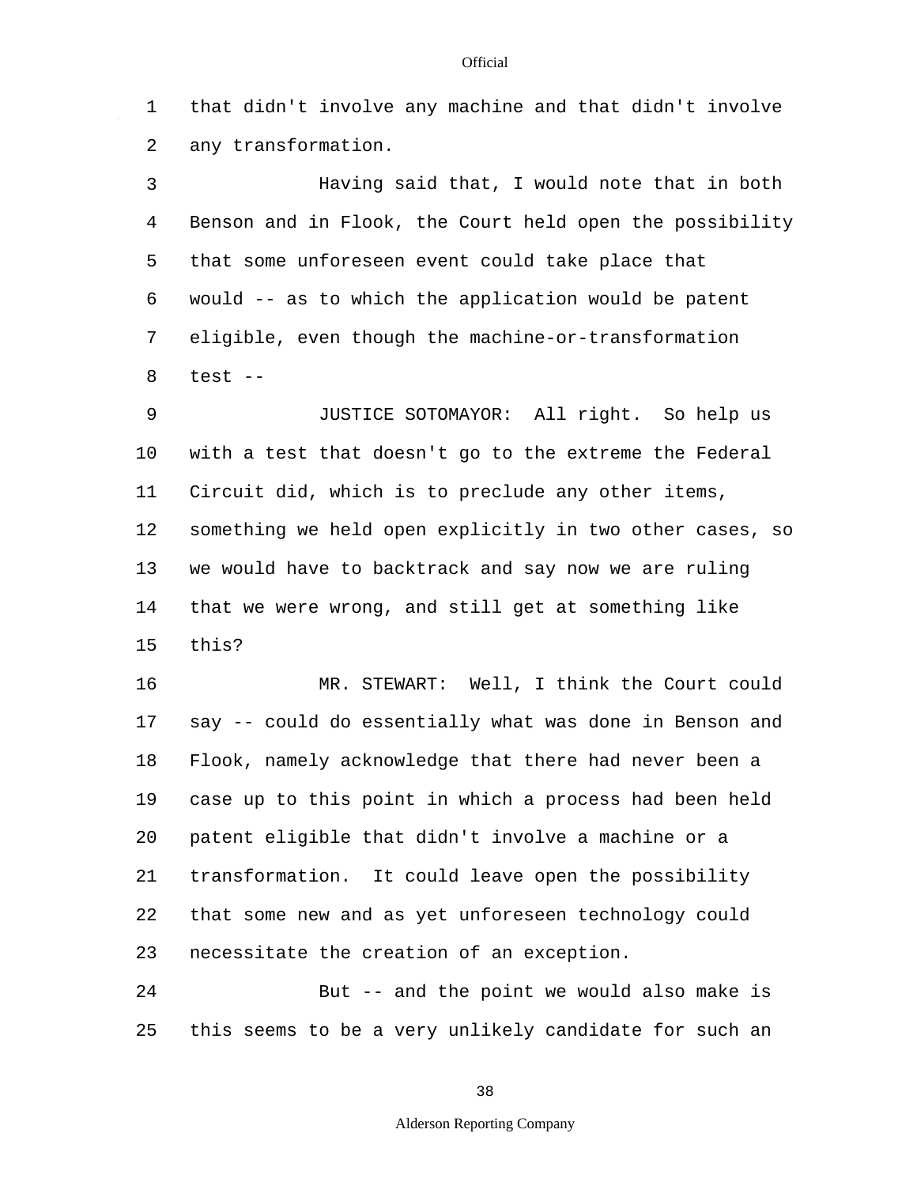that didn't involve any machine and that didn't involve any transformation.

Having said that, I would note that in both Benson and in Flook, the Court held open the possibility that some unforeseen event could take place that would -- as to which the application would be patent eligible, even though the machine-or-transformation test --

JUSTICE SOTOMAYOR: All right. So help us with a test that doesn't go to the extreme the Federal Circuit did, which is to preclude any other items, something we held open explicitly in two other cases, so we would have to backtrack and say now we are ruling that we were wrong, and still get at something like this?

MR. STEWART: Well, I think the Court could say -- could do essentially what was done in Benson and Flook, namely acknowledge that there had never been a case up to this point in which a process had been held patent eligible that didn't involve a machine or a transformation. It could leave open the possibility that some new and as yet unforeseen technology could necessitate the creation of an exception.

But -- and the point we would also make is this seems to be a very unlikely candidate for such an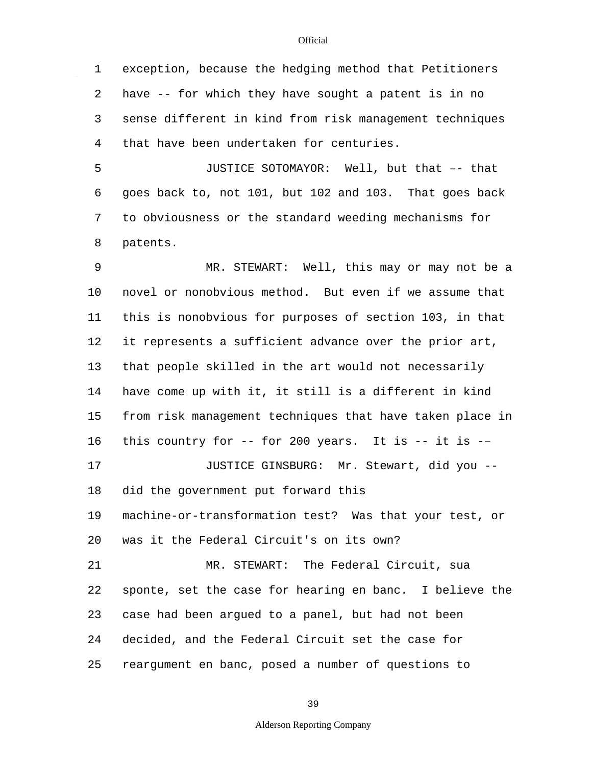exception, because the hedging method that Petitioners have -- for which they have sought a patent is in no sense different in kind from risk management techniques that have been undertaken for centuries.

JUSTICE SOTOMAYOR: Well, but that –- that goes back to, not 101, but 102 and 103. That goes back to obviousness or the standard weeding mechanisms for patents.

MR. STEWART: Well, this may or may not be a novel or nonobvious method. But even if we assume that this is nonobvious for purposes of section 103, in that it represents a sufficient advance over the prior art, that people skilled in the art would not necessarily have come up with it, it still is a different in kind from risk management techniques that have taken place in this country for -- for 200 years. It is -- it is -–

JUSTICE GINSBURG: Mr. Stewart, did you -- did the government put forward this machine-or-transformation test? Was that your test, or was it the Federal Circuit's on its own?

MR. STEWART: The Federal Circuit, sua sponte, set the case for hearing en banc. I believe the case had been argued to a panel, but had not been decided, and the Federal Circuit set the case for reargument en banc, posed a number of questions to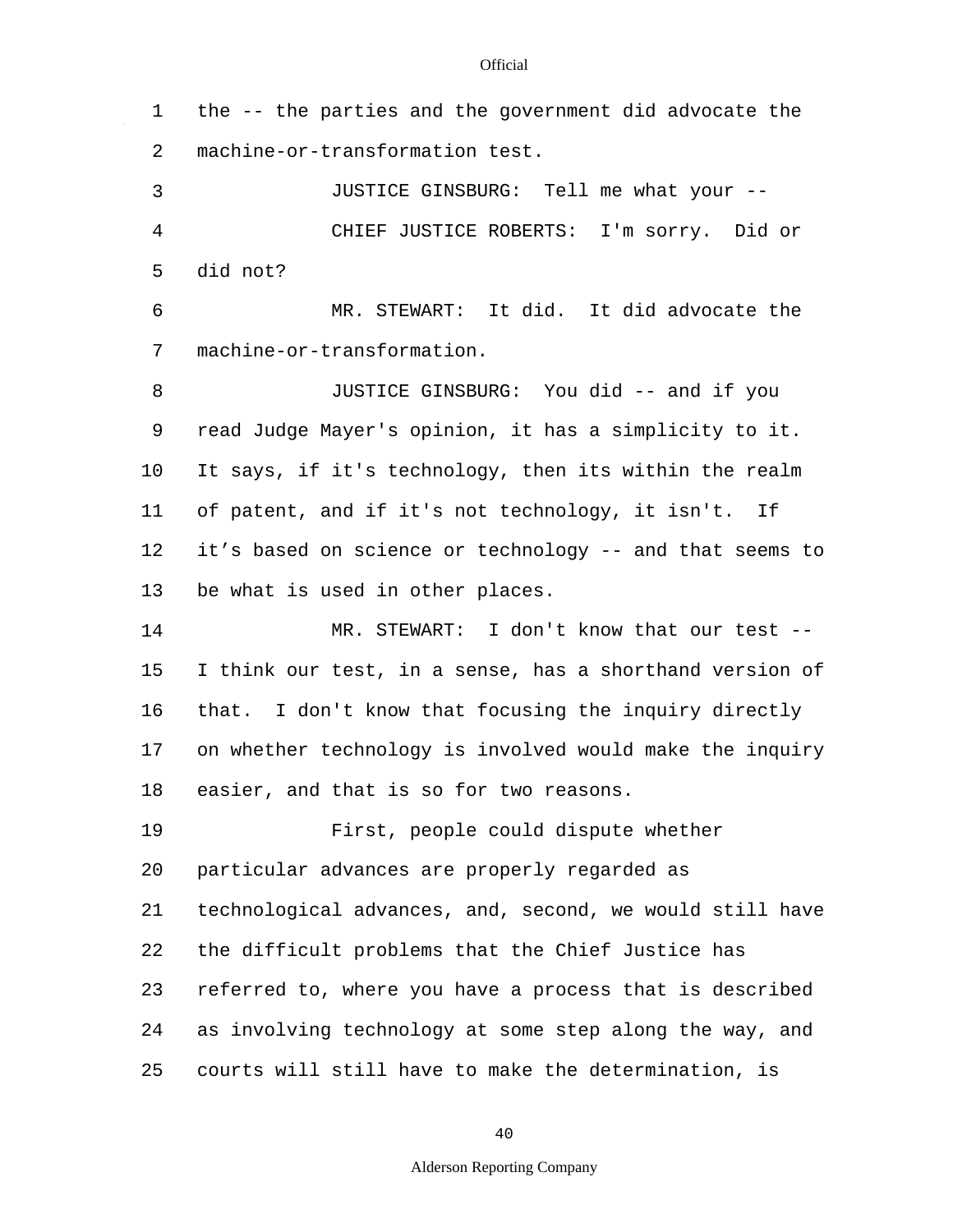the -- the parties and the government did advocate the machine-or-transformation test.

JUSTICE GINSBURG: Tell me what your --

CHIEF JUSTICE ROBERTS: I'm sorry. Did or did not?

MR. STEWART: It did. It did advocate the machine-or-transformation.

JUSTICE GINSBURG: You did -- and if you read Judge Mayer's opinion, it has a simplicity to it. It says, if it's technology, then its within the realm of patent, and if it's not technology, it isn't. If it's based on science or technology -- and that seems to be what is used in other places.

MR. STEWART: I don't know that our test -- I think our test, in a sense, has a shorthand version of that. I don't know that focusing the inquiry directly on whether technology is involved would make the inquiry easier, and that is so for two reasons.

First, people could dispute whether particular advances are properly regarded as technological advances, and, second, we would still have the difficult problems that the Chief Justice has referred to, where you have a process that is described as involving technology at some step along the way, and courts will still have to make the determination, is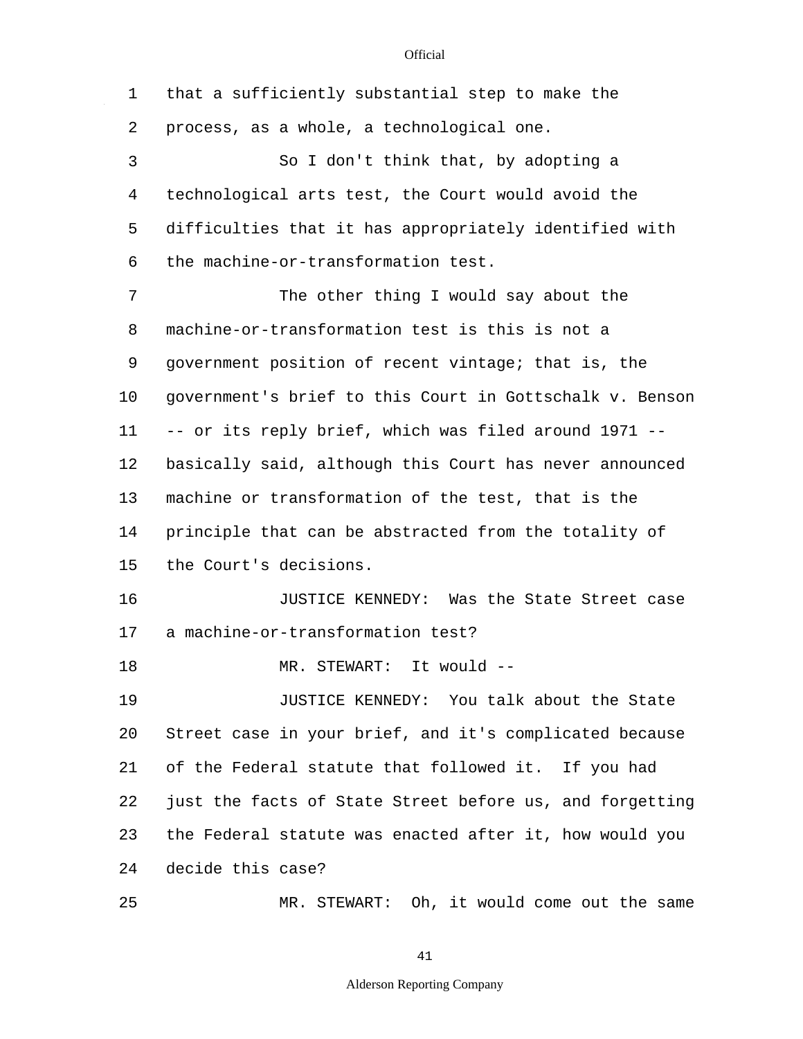that a sufficiently substantial step to make the process, as a whole, a technological one.

So I don't think that, by adopting a technological arts test, the Court would avoid the difficulties that it has appropriately identified with the machine-or-transformation test.

The other thing I would say about the machine-or-transformation test is this is not a government position of recent vintage; that is, the government's brief to this Court in Gottschalk v. Benson -- or its reply brief, which was filed around 1971 -- basically said, although this Court has never announced machine or transformation of the test, that is the principle that can be abstracted from the totality of the Court's decisions.

JUSTICE KENNEDY: Was the State Street case a machine-or-transformation test?

MR. STEWART: It would --

JUSTICE KENNEDY: You talk about the State Street case in your brief, and it's complicated because of the Federal statute that followed it. If you had just the facts of State Street before us, and forgetting the Federal statute was enacted after it, how would you decide this case?

MR. STEWART: Oh, it would come out the same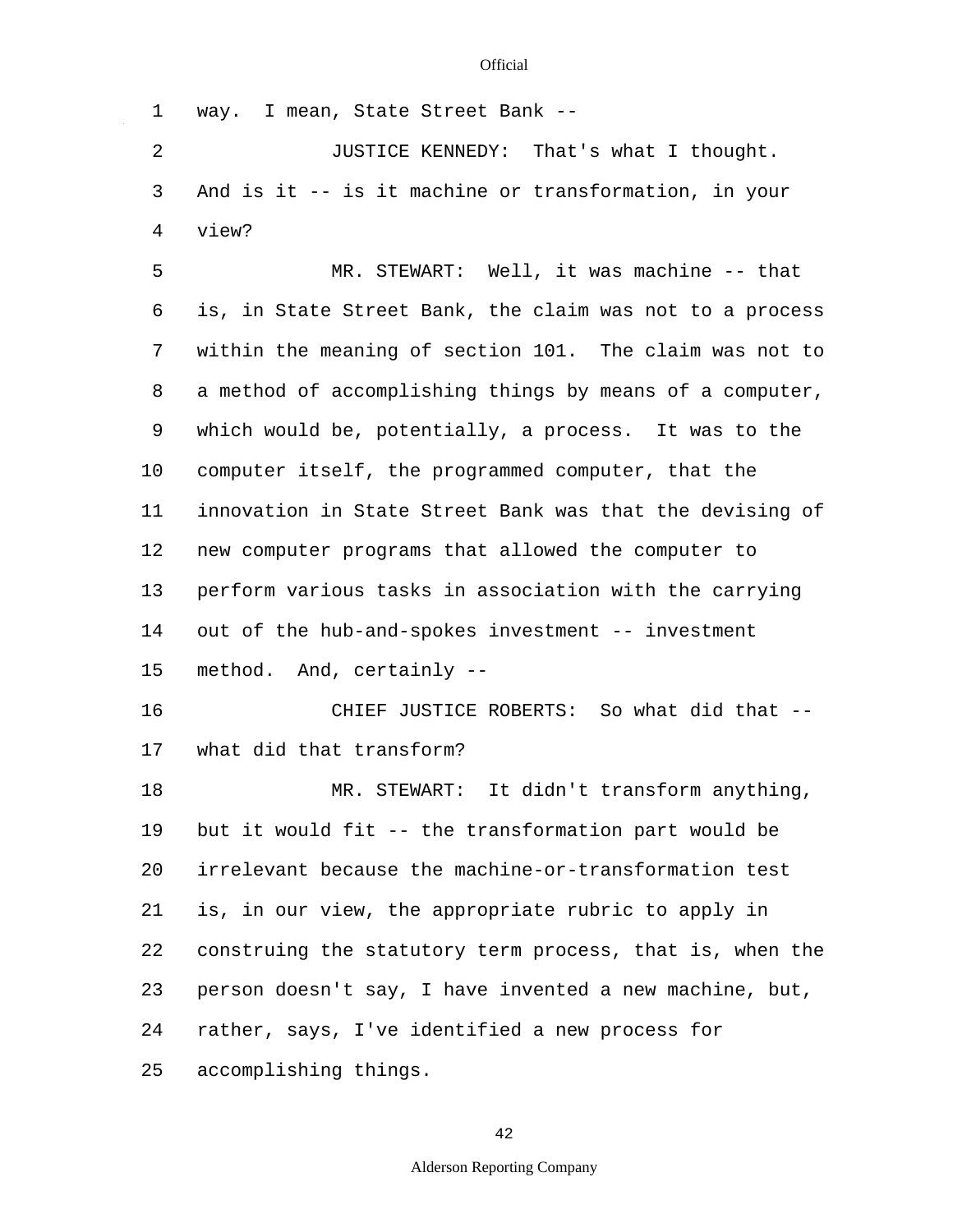way. I mean, State Street Bank --

JUSTICE KENNEDY: That's what I thought. And is it -- is it machine or transformation, in your view?

MR. STEWART: Well, it was machine -- that is, in State Street Bank, the claim was not to a process within the meaning of section 101. The claim was not to a method of accomplishing things by means of a computer, which would be, potentially, a process. It was to the computer itself, the programmed computer, that the innovation in State Street Bank was that the devising of new computer programs that allowed the computer to perform various tasks in association with the carrying out of the hub-and-spokes investment -- investment method. And, certainly --

CHIEF JUSTICE ROBERTS: So what did that -- what did that transform?

MR. STEWART: It didn't transform anything, but it would fit -- the transformation part would be irrelevant because the machine-or-transformation test is, in our view, the appropriate rubric to apply in construing the statutory term process, that is, when the person doesn't say, I have invented a new machine, but, rather, says, I've identified a new process for accomplishing things.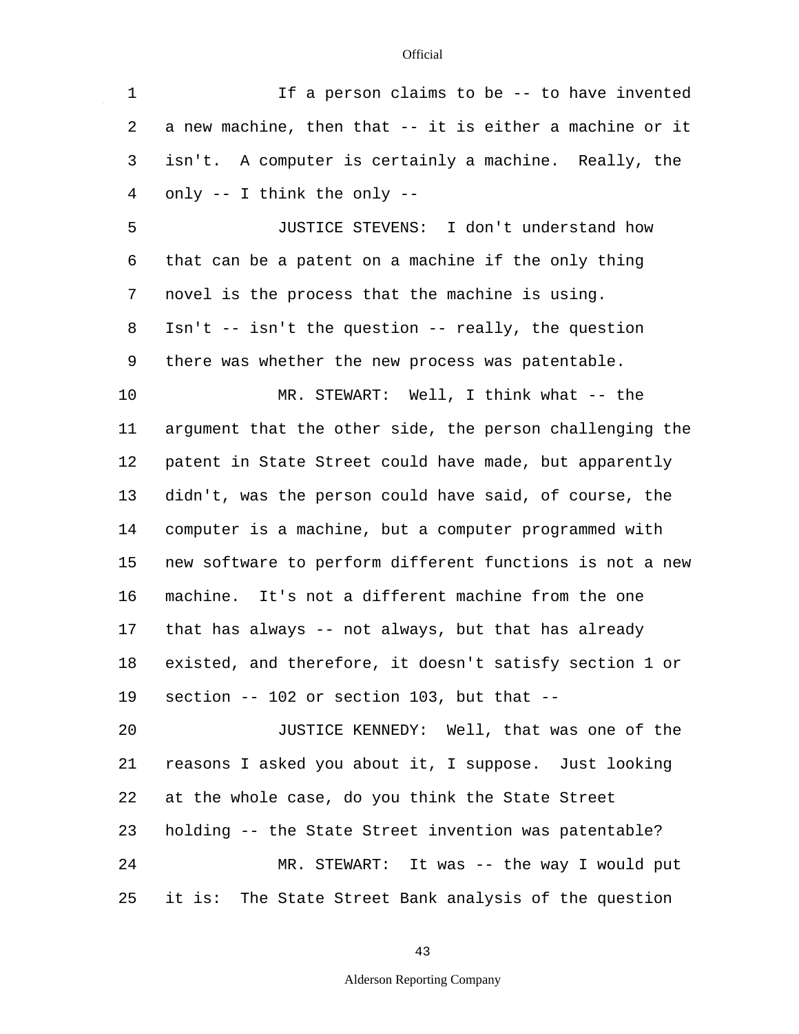If a person claims to be -- to have invented a new machine, then that -- it is either a machine or it isn't. A computer is certainly a machine. Really, the only -- I think the only --

JUSTICE STEVENS: I don't understand how that can be a patent on a machine if the only thing novel is the process that the machine is using. Isn't -- isn't the question -- really, the question there was whether the new process was patentable.

MR. STEWART: Well, I think what -- the argument that the other side, the person challenging the patent in State Street could have made, but apparently didn't, was the person could have said, of course, the computer is a machine, but a computer programmed with new software to perform different functions is not a new machine. It's not a different machine from the one that has always -- not always, but that has already existed, and therefore, it doesn't satisfy section 1 or section -- 102 or section 103, but that --

JUSTICE KENNEDY: Well, that was one of the reasons I asked you about it, I suppose. Just looking at the whole case, do you think the State Street holding -- the State Street invention was patentable?

MR. STEWART: It was -- the way I would put it is: The State Street Bank analysis of the question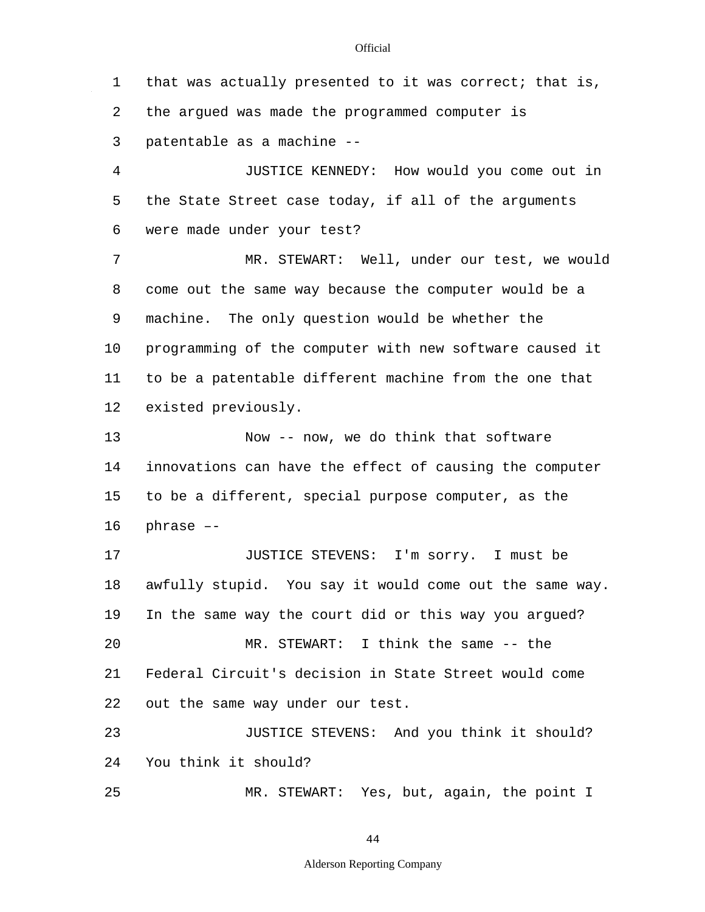that was actually presented to it was correct; that is, the argued was made the programmed computer is patentable as a machine --

JUSTICE KENNEDY: How would you come out in the State Street case today, if all of the arguments were made under your test?

MR. STEWART: Well, under our test, we would come out the same way because the computer would be a machine. The only question would be whether the programming of the computer with new software caused it to be a patentable different machine from the one that existed previously.

Now -- now, we do think that software innovations can have the effect of causing the computer to be a different, special purpose computer, as the phrase ––

JUSTICE STEVENS: I'm sorry. I must be awfully stupid. You say it would come out the same way. In the same way the court did or this way you argued?

MR. STEWART: I think the same -- the Federal Circuit's decision in State Street would come out the same way under our test.

JUSTICE STEVENS: And you think it should? You think it should?

MR. STEWART: Yes, but, again, the point I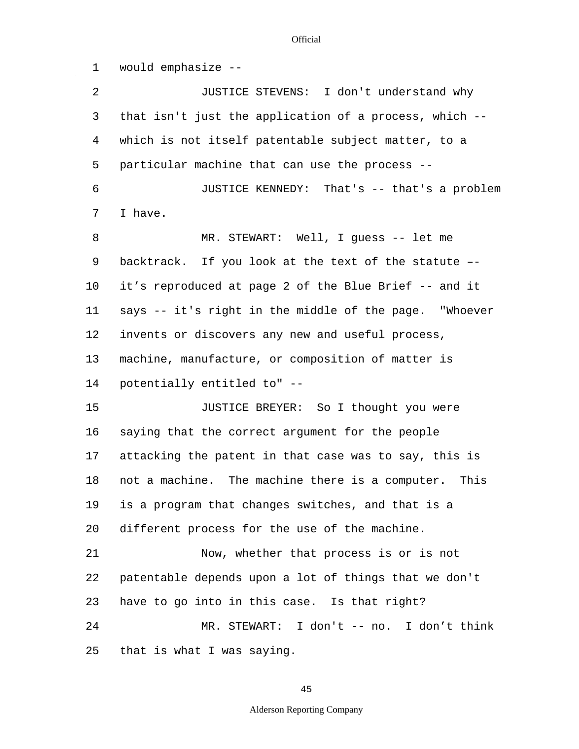would emphasize --

JUSTICE STEVENS: I don't understand why that isn't just the application of a process, which -- which is not itself patentable subject matter, to a particular machine that can use the process --

JUSTICE KENNEDY: That's -- that's a problem I have.

MR. STEWART: Well, I guess -- let me backtrack. If you look at the text of the statute –- it's reproduced at page 2 of the Blue Brief -- and it says -- it's right in the middle of the page. "Whoever invents or discovers any new and useful process, machine, manufacture, or composition of matter is potentially entitled to" --

JUSTICE BREYER: So I thought you were saying that the correct argument for the people attacking the patent in that case was to say, this is not a machine. The machine there is a computer. This is a program that changes switches, and that is a different process for the use of the machine.

Now, whether that process is or is not patentable depends upon a lot of things that we don't have to go into in this case. Is that right?

MR. STEWART: I don't -- no. I don't think that is what I was saying.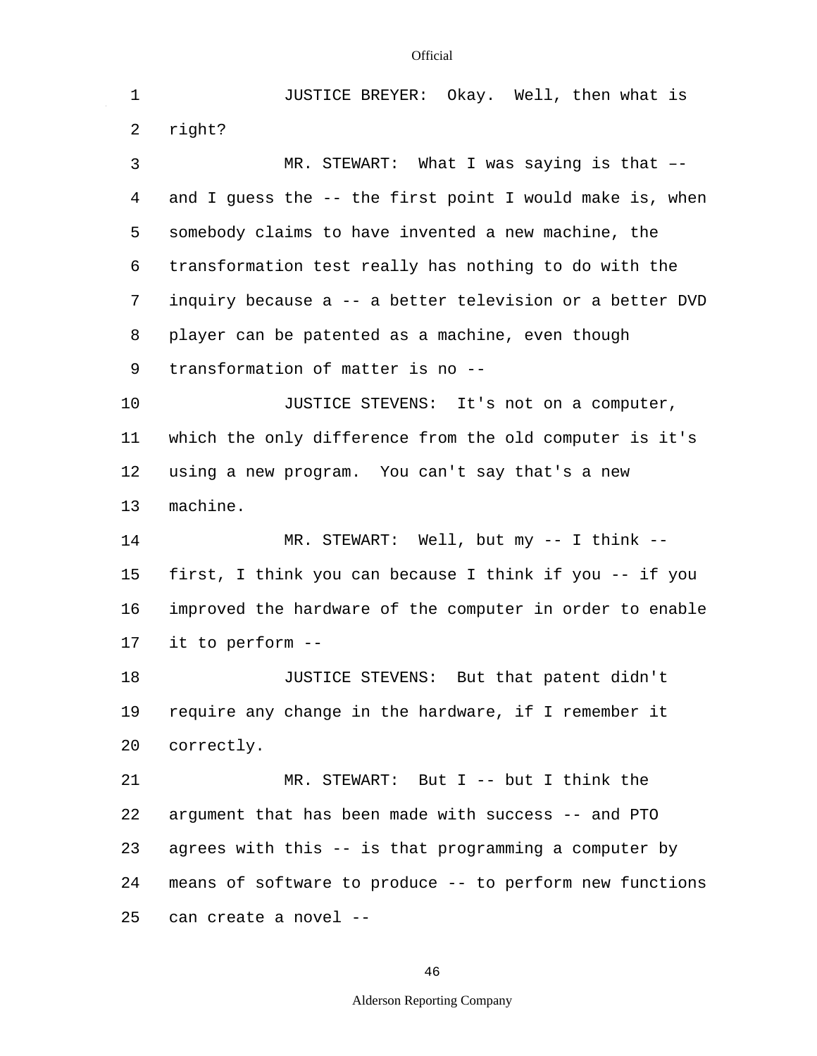JUSTICE BREYER: Okay. Well, then what is right?

MR. STEWART: What I was saying is that –- and I guess the -- the first point I would make is, when somebody claims to have invented a new machine, the transformation test really has nothing to do with the inquiry because a -- a better television or a better DVD player can be patented as a machine, even though transformation of matter is no --

JUSTICE STEVENS: It's not on a computer, which the only difference from the old computer is it's using a new program. You can't say that's a new machine.

MR. STEWART: Well, but my -- I think -- first, I think you can because I think if you -- if you improved the hardware of the computer in order to enable it to perform --

JUSTICE STEVENS: But that patent didn't require any change in the hardware, if I remember it correctly.

MR. STEWART: But I -- but I think the argument that has been made with success -- and PTO agrees with this -- is that programming a computer by means of software to produce -- to perform new functions can create a novel --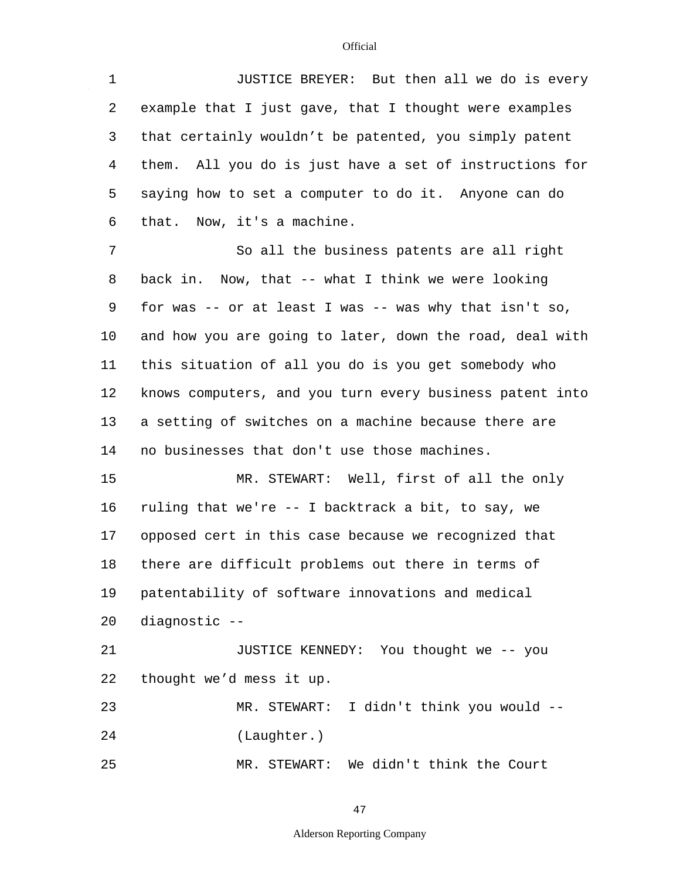JUSTICE BREYER: But then all we do is every example that I just gave, that I thought were examples that certainly wouldn't be patented, you simply patent them. All you do is just have a set of instructions for saying how to set a computer to do it. Anyone can do that. Now, it's a machine.

So all the business patents are all right back in. Now, that -- what I think we were looking for was -- or at least I was -- was why that isn't so, and how you are going to later, down the road, deal with this situation of all you do is you get somebody who knows computers, and you turn every business patent into a setting of switches on a machine because there are no businesses that don't use those machines.

MR. STEWART: Well, first of all the only ruling that we're -- I backtrack a bit, to say, we opposed cert in this case because we recognized that there are difficult problems out there in terms of patentability of software innovations and medical diagnostic --

JUSTICE KENNEDY: You thought we -- you thought we'd mess it up.

MR. STEWART: I didn't think you would --

(Laughter.)

MR. STEWART: We didn't think the Court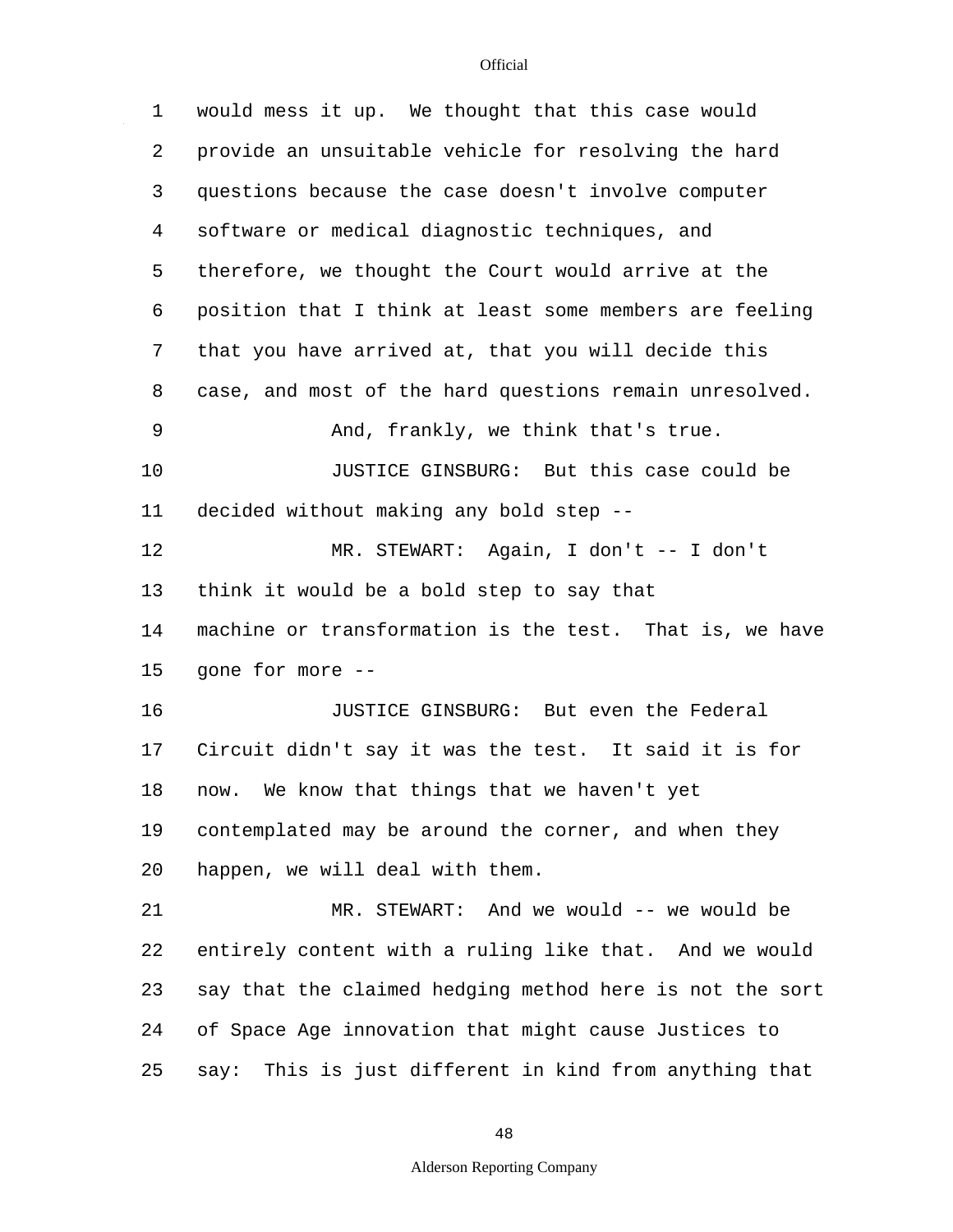would mess it up. We thought that this case would provide an unsuitable vehicle for resolving the hard questions because the case doesn't involve computer software or medical diagnostic techniques, and therefore, we thought the Court would arrive at the position that I think at least some members are feeling that you have arrived at, that you will decide this case, and most of the hard questions remain unresolved.

And, frankly, we think that's true.

JUSTICE GINSBURG: But this case could be decided without making any bold step --

MR. STEWART: Again, I don't -- I don't think it would be a bold step to say that machine or transformation is the test. That is, we have gone for more --

JUSTICE GINSBURG: But even the Federal Circuit didn't say it was the test. It said it is for now. We know that things that we haven't yet contemplated may be around the corner, and when they happen, we will deal with them.

MR. STEWART: And we would -- we would be entirely content with a ruling like that. And we would say that the claimed hedging method here is not the sort of Space Age innovation that might cause Justices to say: This is just different in kind from anything that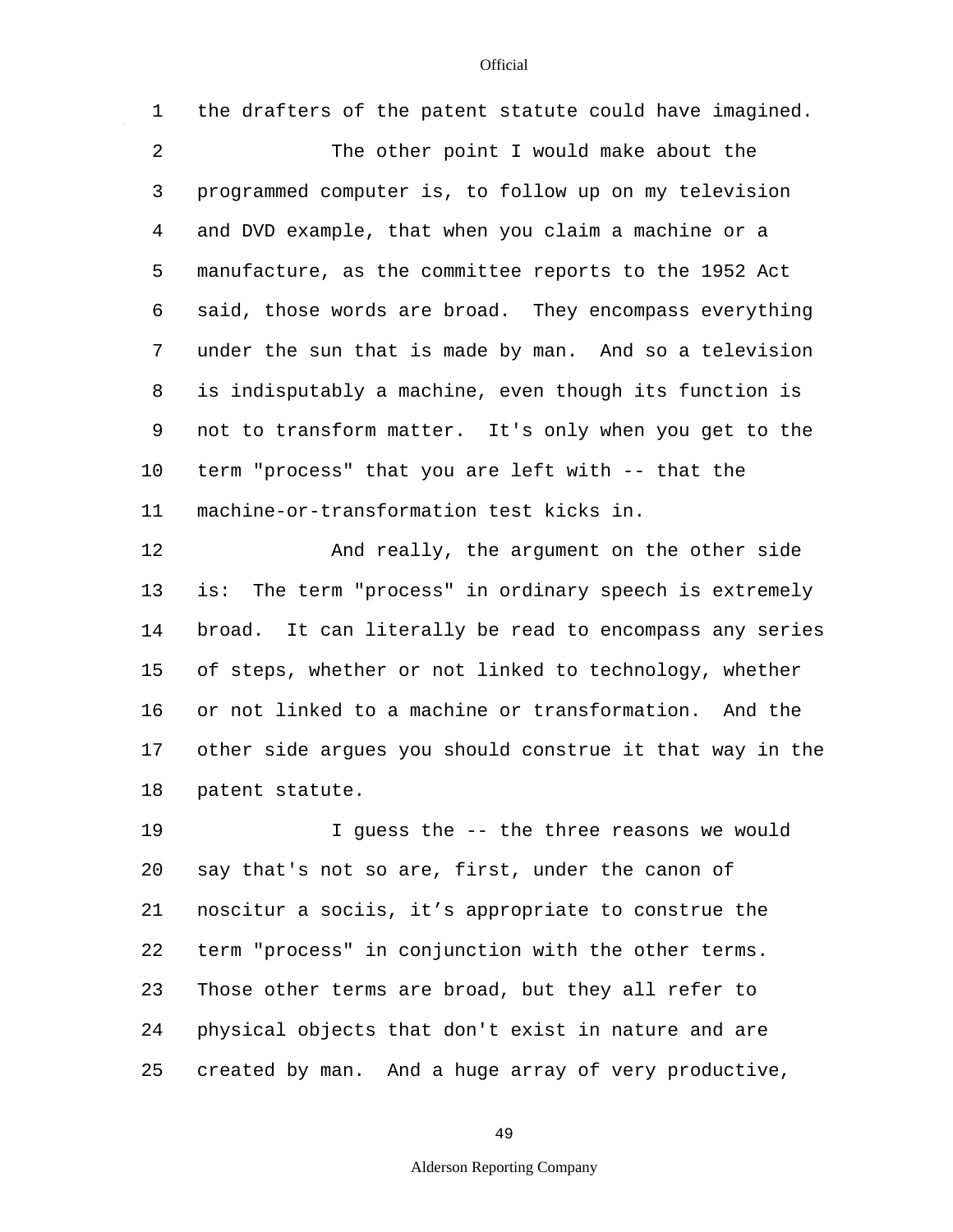the drafters of the patent statute could have imagined.

The other point I would make about the programmed computer is, to follow up on my television and DVD example, that when you claim a machine or a manufacture, as the committee reports to the 1952 Act said, those words are broad. They encompass everything under the sun that is made by man. And so a television is indisputably a machine, even though its function is not to transform matter. It's only when you get to the term "process" that you are left with -- that the machine-or-transformation test kicks in.

And really, the argument on the other side is: The term "process" in ordinary speech is extremely broad. It can literally be read to encompass any series of steps, whether or not linked to technology, whether or not linked to a machine or transformation. And the other side argues you should construe it that way in the patent statute.

I guess the -- the three reasons we would say that's not so are, first, under the canon of noscitur a sociis, it’s appropriate to construe the term "process" in conjunction with the other terms. Those other terms are broad, but they all refer to physical objects that don't exist in nature and are created by man. And a huge array of very productive,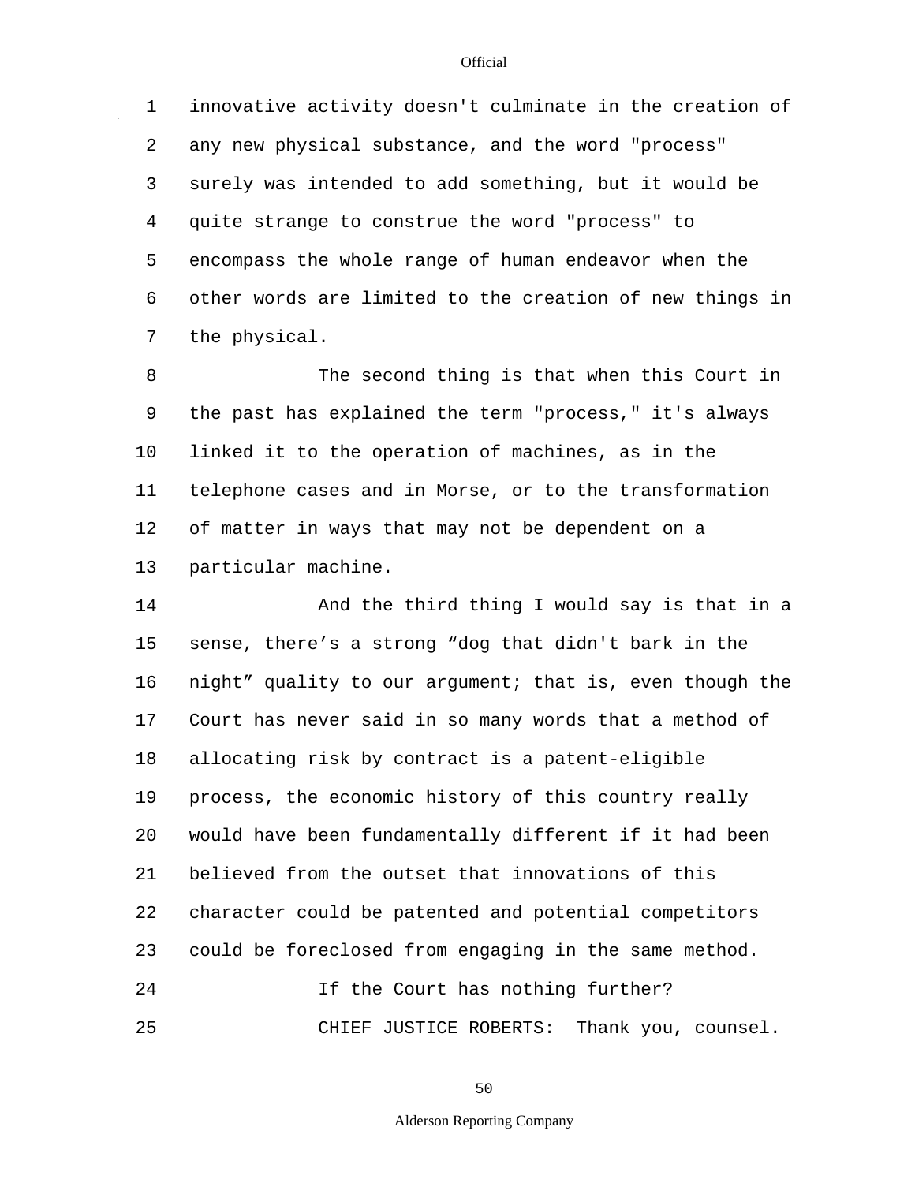innovative activity doesn't culminate in the creation of any new physical substance, and the word "process" surely was intended to add something, but it would be quite strange to construe the word "process" to encompass the whole range of human endeavor when the other words are limited to the creation of new things in the physical.

The second thing is that when this Court in the past has explained the term "process," it's always linked it to the operation of machines, as in the telephone cases and in Morse, or to the transformation of matter in ways that may not be dependent on a particular machine.

And the third thing I would say is that in a sense, there's a strong "dog that didn't bark in the night" quality to our argument; that is, even though the Court has never said in so many words that a method of allocating risk by contract is a patent-eligible process, the economic history of this country really would have been fundamentally different if it had been believed from the outset that innovations of this character could be patented and potential competitors could be foreclosed from engaging in the same method.

If the Court has nothing further?

CHIEF JUSTICE ROBERTS: Thank you, counsel.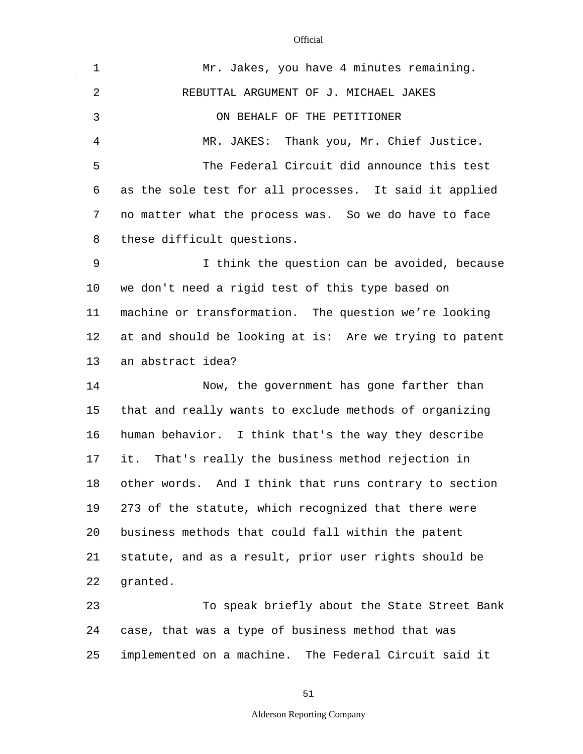Mr. Jakes, you have 4 minutes remaining.

REBUTTAL ARGUMENT OF J. MICHAEL JAKES

ON BEHALF OF THE PETITIONER

MR. JAKES: Thank you, Mr. Chief Justice.

The Federal Circuit did announce this test as the sole test for all processes. It said it applied no matter what the process was. So we do have to face these difficult questions.

I think the question can be avoided, because we don't need a rigid test of this type based on machine or transformation. The question we're looking at and should be looking at is: Are we trying to patent an abstract idea?

Now, the government has gone farther than that and really wants to exclude methods of organizing human behavior. I think that's the way they describe it. That's really the business method rejection in other words. And I think that runs contrary to section 273 of the statute, which recognized that there were business methods that could fall within the patent statute, and as a result, prior user rights should be granted.

To speak briefly about the State Street Bank case, that was a type of business method that was implemented on a machine. The Federal Circuit said it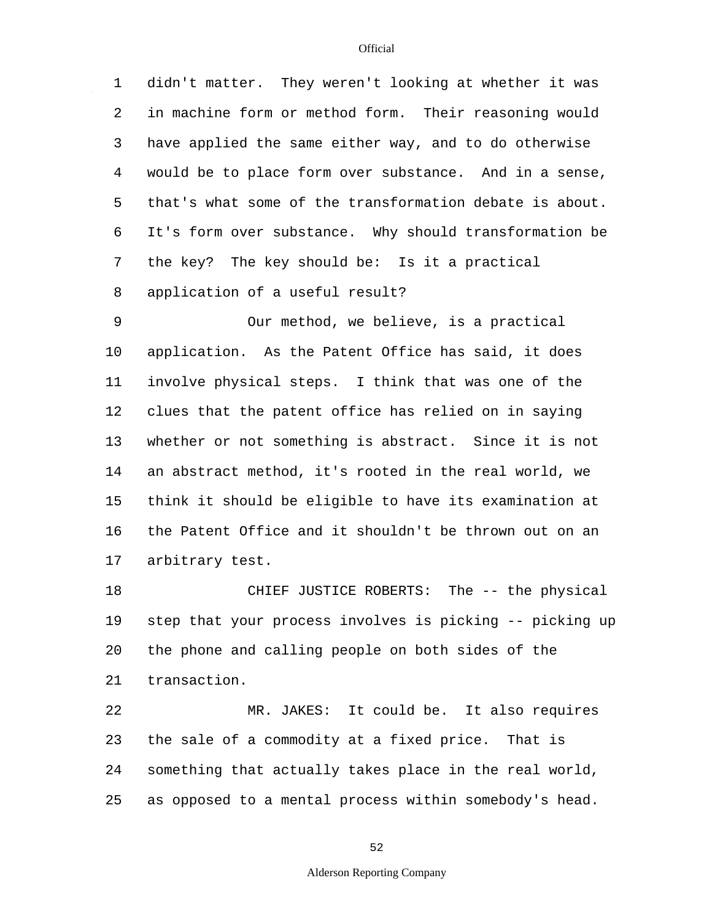didn't matter. They weren't looking at whether it was in machine form or method form. Their reasoning would have applied the same either way, and to do otherwise would be to place form over substance. And in a sense, that's what some of the transformation debate is about. It's form over substance. Why should transformation be the key? The key should be: Is it a practical application of a useful result?

Our method, we believe, is a practical application. As the Patent Office has said, it does involve physical steps. I think that was one of the clues that the patent office has relied on in saying whether or not something is abstract. Since it is not an abstract method, it's rooted in the real world, we think it should be eligible to have its examination at the Patent Office and it shouldn't be thrown out on an arbitrary test.

CHIEF JUSTICE ROBERTS: The -- the physical step that your process involves is picking -- picking up the phone and calling people on both sides of the transaction.

MR. JAKES: It could be. It also requires the sale of a commodity at a fixed price. That is something that actually takes place in the real world, as opposed to a mental process within somebody's head.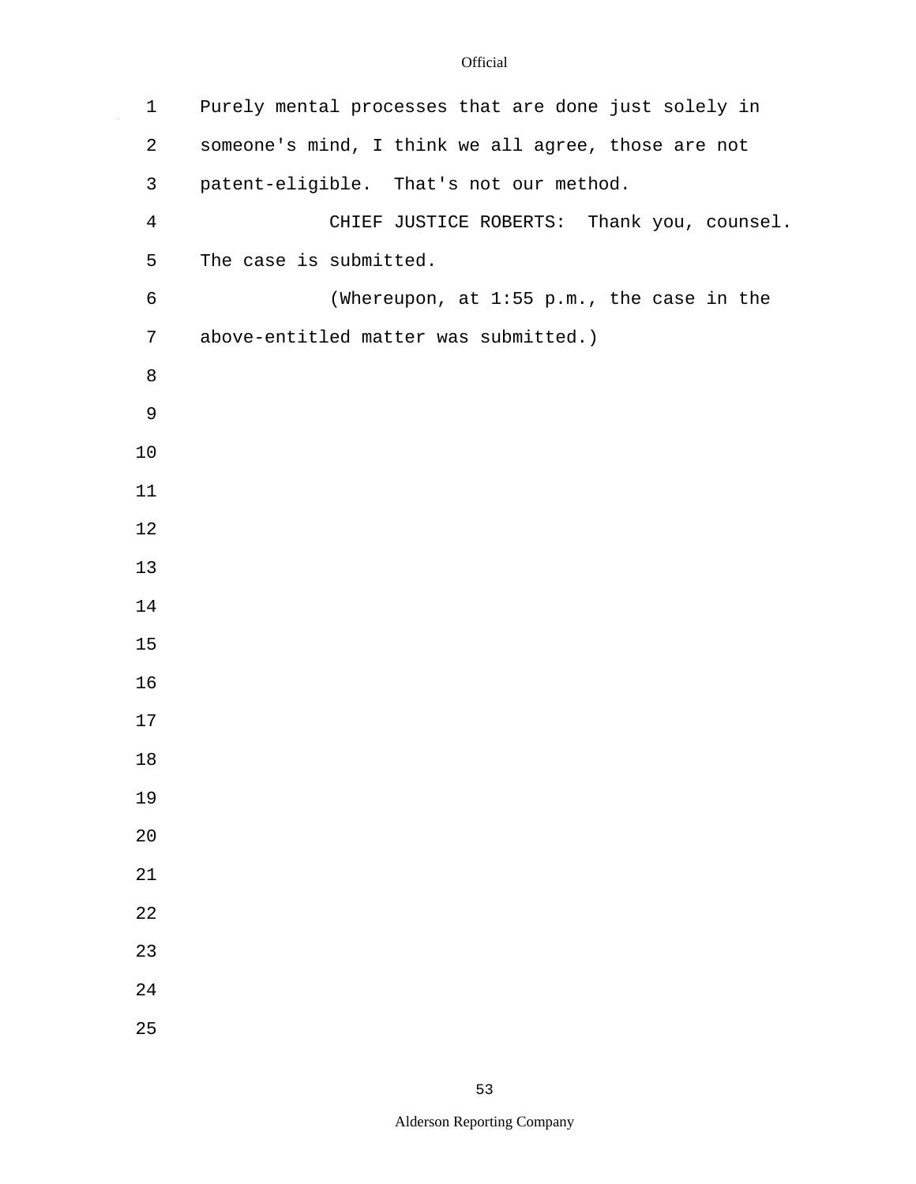Purely mental processes that are done just solely in someone's mind, I think we all agree, those are not patent-eligible. That's not our method.

CHIEF JUSTICE ROBERTS: Thank you, counsel. The case is submitted.

(Whereupon, at 1:55 p.m., the case in the above-entitled matter was submitted.)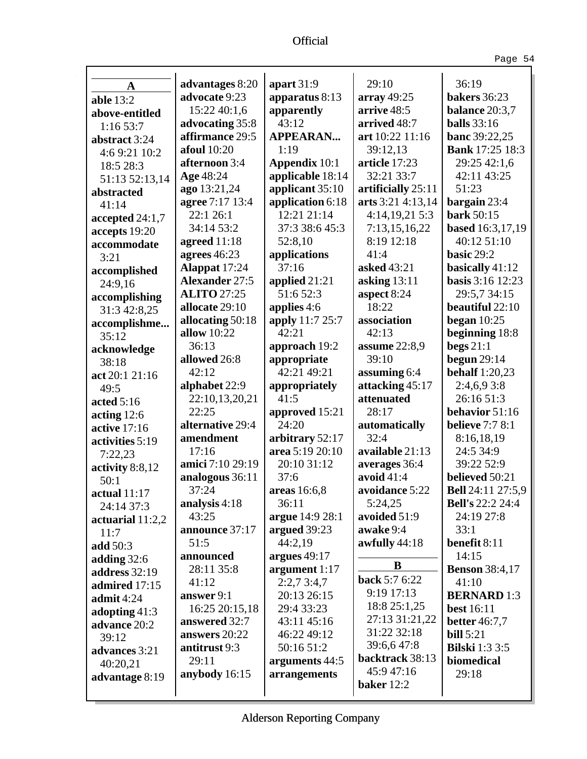**A**

**able** 13:2
**above-entitled** 1:16 53:7
**abstract** 3:24 4:6 9:21 10:2 18:5 28:3 51:13 52:13,14
**abstracted** 41:14
**accepted** 24:1,7
**accepts** 19:20
**accommodate** 3:21
**accomplished** 24:9,16
**accomplishing** 31:3 42:8,25
**accomplishme...** 35:12
**acknowledge** 38:18
**act** 20:1 21:16 49:5
**acted** 5:16
**acting** 12:6
**active** 17:16
**activities** 5:19 7:22,23
**activity** 8:8,12 50:1
**actual** 11:17 24:14 37:3
**actuarial** 11:2,2 11:7
**add** 50:3
**adding** 32:6
**address** 32:19
**admired** 17:15
**admit** 4:24
**adopting** 41:3
**advance** 20:2 39:12
**advances** 3:21 40:20,21
**advantage** 8:19
**advantages** 8:20
**advocate** 9:23 15:22 40:1,6
**advocating** 35:8
**affirmance** 29:5
**afoul** 10:20
**afternoon** 3:4
**Age** 48:24
**ago** 13:21,24
**agree** 7:17 13:4 22:1 26:1 34:14 53:2
**agreed** 11:18
**agrees** 46:23
**Alappat** 17:24
**Alexander** 27:5
**ALITO** 27:25
**allocate** 29:10
**allocating** 50:18
**allow** 10:22 36:13
**allowed** 26:8 42:12
**alphabet** 22:9 22:10,13,20,21 22:25
**alternative** 29:4
**amendment** 17:16
**amici** 7:10 29:19
**analogous** 36:11 37:24
**analysis** 4:18 43:25
**announce** 37:17 51:5
**announced** 28:11 35:8 41:12
**answer** 9:1 16:25 20:15,18
**answered** 32:7
**answers** 20:22
**antitrust** 9:3 29:11
**anybody** 16:15
**apart** 31:9
**apparatus** 8:13
**apparently** 43:12
**APPEARAN...** 1:19
**Appendix** 10:1
**applicable** 18:14
**applicant** 35:10
**application** 6:18 12:21 21:14 37:3 38:6 45:3 52:8,10
**applications** 37:16
**applied** 21:21 51:6 52:3
**applies** 4:6
**apply** 11:7 25:7 42:21
**approach** 19:2
**appropriate** 42:21 49:21
**appropriately** 41:5
**approved** 15:21 24:20
**arbitrary** 52:17
**area** 5:19 20:10 20:10 31:12 37:6
**areas** 16:6,8 36:11
**argue** 14:9 28:1
**argued** 39:23 44:2,19
**argues** 49:17
**argument** 1:17 2:2,7 3:4,7 20:13 26:15 29:4 33:23 43:11 45:16 46:22 49:12 50:16 51:2
**arguments** 44:5
**arrangements** 29:10
**array** 49:25
**arrive** 48:5
**arrived** 48:7
**art** 10:22 11:16 39:12,13
**article** 17:23 32:21 33:7
**artificially** 25:11
**arts** 3:21 4:13,14 4:14,19,21 5:3 7:13,15,16,22 8:19 12:18 41:4
**asked** 43:21
**asking** 13:11
**aspect** 8:24 18:22
**association** 42:13
**assume** 22:8,9 39:10
**assuming** 6:4
**attacking** 45:17
**attenuated** 28:17
**automatically** 32:4
**available** 21:13
**averages** 36:4
**avoid** 41:4
**avoidance** 5:22 5:24,25
**avoided** 51:9
**awake** 9:4
**awfully** 44:18

**B**

**back** 5:7 6:22 9:19 17:13 18:8 25:1,25 27:13 31:21,22 31:22 32:18 39:6,6 47:8
**backtrack** 38:13 45:9 47:16
**baker** 12:2
**bakers** 36:23
**balance** 20:3,7
**balls** 33:16
**banc** 39:22,25
**Bank** 17:25 18:3 29:25 42:1,6 42:11 43:25 51:23
**bargain** 23:4
**bark** 50:15
**based** 16:3,17,19 40:12 51:10
**basic** 29:2
**basically** 41:12
**basis** 3:16 12:23 29:5,7 34:15
**beautiful** 22:10
**began** 10:25
**beginning** 18:8
**begs** 21:1
**begun** 29:14
**behalf** 1:20,23 2:4,6,9 3:8 26:16 51:3
**behavior** 51:16
**believe** 7:7 8:1 8:16,18,19 24:5 34:9 39:22 52:9
**believed** 50:21
**Bell** 24:11 27:5,9
**Bell's** 22:2 24:4 24:19 27:8 33:1
**benefit** 8:11 14:15
**Benson** 38:4,17 41:10
**BERNARD** 1:3
**best** 16:11
**better** 46:7,7
**bill** 5:21
**Bilski** 1:3 3:5
**biomedical** 29:18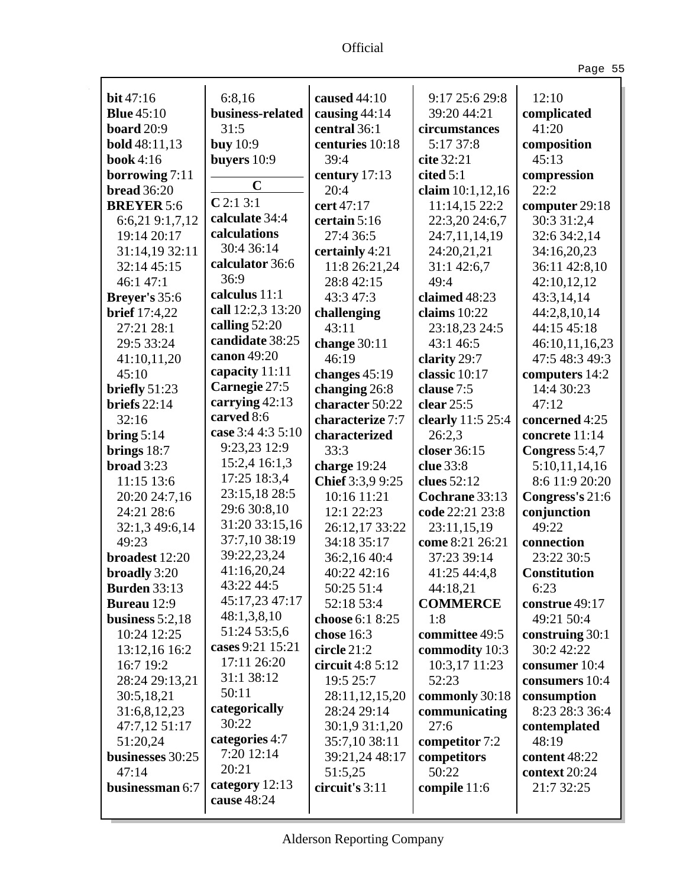**bit** 47:16
**Blue** 45:10
**board** 20:9
**bold** 48:11,13
**book** 4:16
**borrowing** 7:11
**bread** 36:20
**BREYER** 5:6
6:6,21 9:1,7,12
19:14 20:17
31:14,19 32:11
32:14 45:15
46:1 47:1
**Breyer's** 35:6
**brief** 17:4,22
27:21 28:1
29:5 33:24
41:10,11,20
45:10
**briefly** 51:23
**briefs** 22:14
32:16
**bring** 5:14
**brings** 18:7
**broad** 3:23
11:15 13:6
20:20 24:7,16
24:21 28:6
32:1,3 49:6,14
49:23
**broadest** 12:20
**broadly** 3:20
**Burden** 33:13
**Bureau** 12:9
**business** 5:2,18
10:24 12:25
13:12,16 16:2
16:7 19:2
28:24 29:13,21
30:5,18,21
31:6,8,12,23
47:7,12 51:17
51:20,24
**businesses** 30:25
47:14
**businessman** 6:7
6:8,16
**business-related**
31:5
**buy** 10:9
**buyers** 10:9

## C

**C** 2:1 3:1
**calculate** 34:4
**calculations**
30:4 36:14
**calculator** 36:6
36:9
**calculus** 11:1
**call** 12:2,3 13:20
**calling** 52:20
**candidate** 38:25
**canon** 49:20
**capacity** 11:11
**Carnegie** 27:5
**carrying** 42:13
**carved** 8:6
**case** 3:4 4:3 5:10
9:23,23 12:9
15:2,4 16:1,3
17:25 18:3,4
23:15,18 28:5
29:6 30:8,10
31:20 33:15,16
37:7,10 38:19
39:22,23,24
41:16,20,24
43:22 44:5
45:17,23 47:17
48:1,3,8,10
51:24 53:5,6
**cases** 9:21 15:21
17:11 26:20
31:1 38:12
50:11
**categorically**
30:22
**categories** 4:7
7:20 12:14
20:21
**category** 12:13
**cause** 48:24
**caused** 44:10
**causing** 44:14
**central** 36:1
**centuries** 10:18
39:4
**century** 17:13
20:4
**cert** 47:17
**certain** 5:16
27:4 36:5
**certainly** 4:21
11:8 26:21,24
28:8 42:15
43:3 47:3
**challenging**
43:11
**change** 30:11
46:19
**changes** 45:19
**changing** 26:8
**character** 50:22
**characterize** 7:7
**characterized**
33:3
**charge** 19:24
**Chief** 3:3,9 9:25
10:16 11:21
12:1 22:23
26:12,17 33:22
34:18 35:17
36:2,16 40:4
40:22 42:16
50:25 51:4
52:18 53:4
**choose** 6:1 8:25
**chose** 16:3
**circle** 21:2
**circuit** 4:8 5:12
19:5 25:7
28:11,12,15,20
28:24 29:14
30:1,9 31:1,20
35:7,10 38:11
39:21,24 48:17
51:5,25
**circuit's** 3:11
9:17 25:6 29:8
39:20 44:21
**circumstances**
5:17 37:8
**cite** 32:21
**cited** 5:1
**claim** 10:1,12,16
11:14,15 22:2
22:3,20 24:6,7
24:7,11,14,19
24:20,21,21
31:1 42:6,7
49:4
**claimed** 48:23
**claims** 10:22
23:18,23 24:5
43:1 46:5
**clarity** 29:7
**classic** 10:17
**clause** 7:5
**clear** 25:5
**clearly** 11:5 25:4
26:2,3
**closer** 36:15
**clue** 33:8
**clues** 52:12
**Cochrane** 33:13
**code** 22:21 23:8
23:11,15,19
**come** 8:21 26:21
37:23 39:14
41:25 44:4,8
44:18,21
**COMMERCE**
1:8
**committee** 49:5
**commodity** 10:3
10:3,17 11:23
52:23
**commonly** 30:18
**communicating**
27:6
**competitor** 7:2
**competitors**
50:22
**compile** 11:6
12:10
**complicated**
41:20
**composition**
45:13
**compression**
22:2
**computer** 29:18
30:3 31:2,4
32:6 34:2,14
34:16,20,23
36:11 42:8,10
42:10,12,12
43:3,14,14
44:2,8,10,14
44:15 45:18
46:10,11,16,23
47:5 48:3 49:3
**computers** 14:2
14:4 30:23
47:12
**concerned** 4:25
**concrete** 11:14
**Congress** 5:4,7
5:10,11,14,16
8:6 11:9 20:20
**Congress's** 21:6
**conjunction**
49:22
**connection**
23:22 30:5
**Constitution**
6:23
**construe** 49:17
49:21 50:4
**construing** 30:1
30:2 42:22
**consumer** 10:4
**consumers** 10:4
**consumption**
8:23 28:3 36:4
**contemplated**
48:19
**content** 48:22
**context** 20:24
21:7 32:25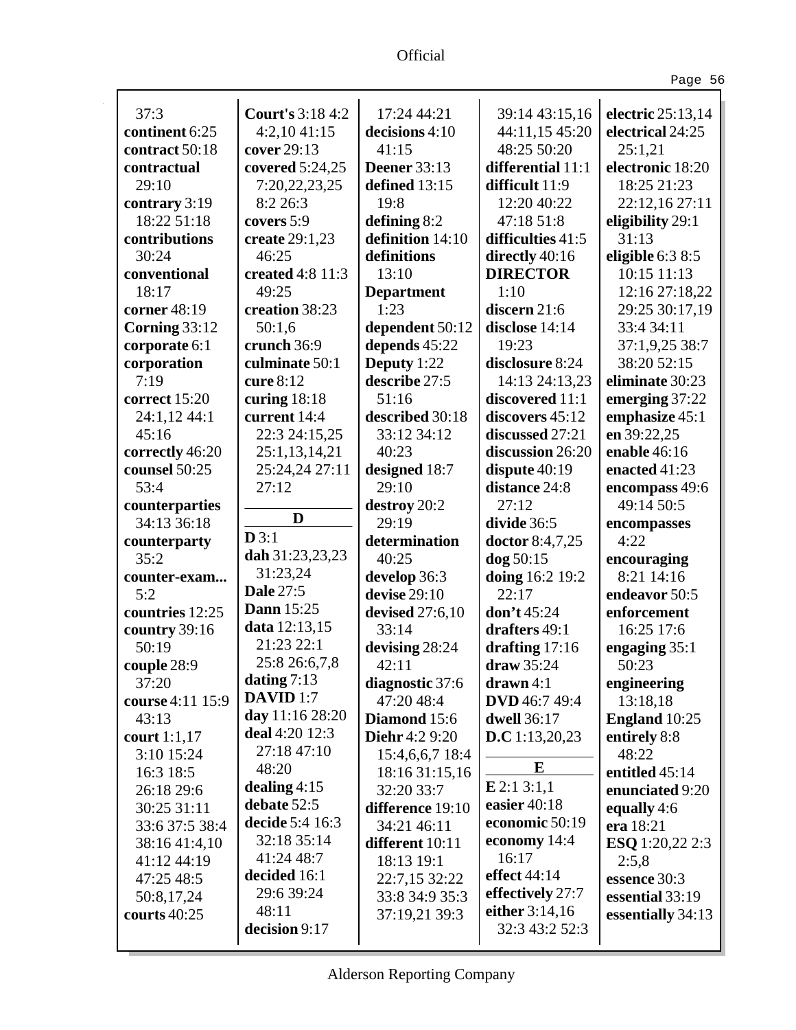37:3
**continent** 6:25
**contract** 50:18
**contractual** 29:10
**contrary** 3:19 18:22 51:18
**contributions** 30:24
**conventional** 18:17
**corner** 48:19
**Corning** 33:12
**corporate** 6:1
**corporation** 7:19
**correct** 15:20 24:1,12 44:1 45:16
**correctly** 46:20
**counsel** 50:25 53:4
**counterparties** 34:13 36:18
**counterparty** 35:2
**counter-exam...** 5:2
**countries** 12:25
**country** 39:16 50:19
**couple** 28:9 37:20
**course** 4:11 15:9 43:13
**court** 1:1,17 3:10 15:24 16:3 18:5 26:18 29:6 30:25 31:11 33:6 37:5 38:4 38:16 41:4,10 41:12 44:19 47:25 48:5 50:8,17,24
**courts** 40:25

**Court's** 3:18 4:2 4:2,10 41:15
**cover** 29:13
**covered** 5:24,25 7:20,22,23,25 8:2 26:3
**covers** 5:9
**create** 29:1,23 46:25
**created** 4:8 11:3 49:25
**creation** 38:23 50:1,6
**crunch** 36:9
**culminate** 50:1
**cure** 8:12
**curing** 18:18
**current** 14:4 22:3 24:15,25 25:1,13,14,21 25:24,24 27:11 27:12

## D

**D** 3:1
**dah** 31:23,23,23 31:23,24
**Dale** 27:5
**Dann** 15:25
**data** 12:13,15 21:23 22:1 25:8 26:6,7,8
**dating** 7:13
**DAVID** 1:7
**day** 11:16 28:20
**deal** 4:20 12:3 27:18 47:10 48:20
**dealing** 4:15
**debate** 52:5
**decide** 5:4 16:3 32:18 35:14 41:24 48:7
**decided** 16:1 29:6 39:24 48:11
**decision** 9:17

17:24 44:21
**decisions** 4:10 41:15
**Deener** 33:13
**defined** 13:15 19:8
**defining** 8:2
**definition** 14:10
**definitions** 13:10
**Department** 1:23
**dependent** 50:12
**depends** 45:22
**Deputy** 1:22
**describe** 27:5 51:16
**described** 30:18 33:12 34:12 40:23
**designed** 18:7 29:10
**destroy** 20:2 29:19
**determination** 40:25
**develop** 36:3
**devise** 29:10
**devised** 27:6,10 33:14
**devising** 28:24 42:11
**diagnostic** 37:6 47:20 48:4
**Diamond** 15:6
**Diehr** 4:2 9:20 15:4,6,6,7 18:4 18:16 31:15,16 32:20 33:7
**difference** 19:10 34:21 46:11
**different** 10:11 18:13 19:1 22:7,15 32:22 33:8 34:9 35:3 37:19,21 39:3

39:14 43:15,16 44:11,15 45:20 48:25 50:20
**differential** 11:1
**difficult** 11:9 12:20 40:22 47:18 51:8
**difficulties** 41:5
**directly** 40:16
**DIRECTOR** 1:10
**discern** 21:6
**disclose** 14:14 19:23
**disclosure** 8:24 14:13 24:13,23
**discovered** 11:1
**discovers** 45:12
**discussed** 27:21
**discussion** 26:20
**dispute** 40:19
**distance** 24:8 27:12
**divide** 36:5
**doctor** 8:4,7,25
**dog** 50:15
**doing** 16:2 19:2 22:17
**don't** 45:24
**drafters** 49:1
**drafting** 17:16
**draw** 35:24
**drawn** 4:1
**DVD** 46:7 49:4
**dwell** 36:17
**D.C** 1:13,20,23

## E

**E** 2:1 3:1,1
**easier** 40:18
**economic** 50:19
**economy** 14:4 16:17
**effect** 44:14
**effectively** 27:7
**either** 3:14,16 32:3 43:2 52:3

**electric** 25:13,14
**electrical** 24:25 25:1,21
**electronic** 18:20 18:25 21:23 22:12,16 27:11
**eligibility** 29:1 31:13
**eligible** 6:3 8:5 10:15 11:13 12:16 27:18,22 29:25 30:17,19 33:4 34:11 37:1,9,25 38:7 38:20 52:15
**eliminate** 30:23
**emerging** 37:22
**emphasize** 45:1
**en** 39:22,25
**enable** 46:16
**enacted** 41:23
**encompass** 49:6 49:14 50:5
**encompasses** 4:22
**encouraging** 8:21 14:16
**endeavor** 50:5
**enforcement** 16:25 17:6
**engaging** 35:1 50:23
**engineering** 13:18,18
**England** 10:25
**entirely** 8:8 48:22
**entitled** 45:14
**enunciated** 9:20
**equally** 4:6
**era** 18:21
**ESQ** 1:20,22 2:3 2:5,8
**essence** 30:3
**essential** 33:19
**essentially** 34:13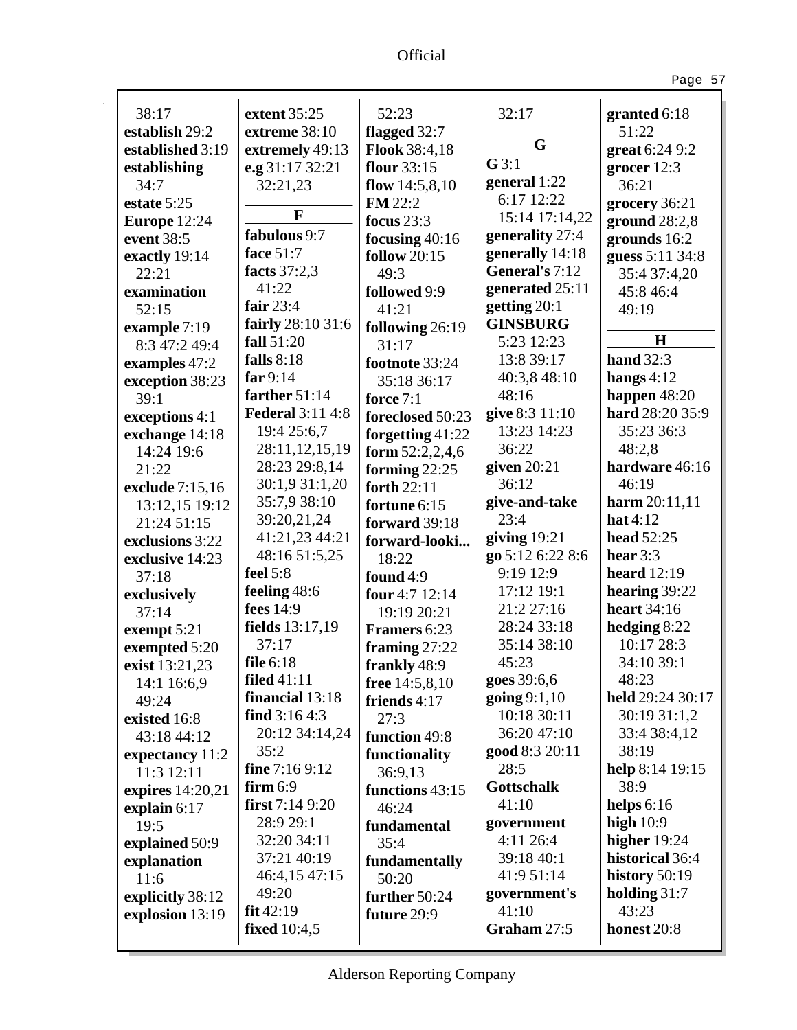38:17
**establish** 29:2
**established** 3:19
**establishing** 34:7
**estate** 5:25
**Europe** 12:24
**event** 38:5
**exactly** 19:14 22:21
**examination** 52:15
**example** 7:19 8:3 47:2 49:4
**examples** 47:2
**exception** 38:23 39:1
**exceptions** 4:1
**exchange** 14:18 14:24 19:6 21:22
**exclude** 7:15,16 13:12,15 19:12 21:24 51:15
**exclusions** 3:22
**exclusive** 14:23 37:18
**exclusively** 37:14
**exempt** 5:21
**exempted** 5:20
**exist** 13:21,23 14:1 16:6,9 49:24
**existed** 16:8 43:18 44:12
**expectancy** 11:2 11:3 12:11
**expires** 14:20,21
**explain** 6:17 19:5
**explained** 50:9
**explanation** 11:6
**explicitly** 38:12
**explosion** 13:19

**extent** 35:25
**extreme** 38:10
**extremely** 49:13
**e.g** 31:17 32:21 32:21,23

## F

**fabulous** 9:7
**face** 51:7
**facts** 37:2,3 41:22
**fair** 23:4
**fairly** 28:10 31:6
**fall** 51:20
**falls** 8:18
**far** 9:14
**farther** 51:14
**Federal** 3:11 4:8 19:4 25:6,7 28:11,12,15,19 28:23 29:8,14 30:1,9 31:1,20 35:7,9 38:10 39:20,21,24 41:21,23 44:21 48:16 51:5,25
**feel** 5:8
**feeling** 48:6
**fees** 14:9
**fields** 13:17,19 37:17
**file** 6:18
**filed** 41:11
**financial** 13:18
**find** 3:16 4:3 20:12 34:14,24 35:2
**fine** 7:16 9:12
**firm** 6:9
**first** 7:14 9:20 28:9 29:1 32:20 34:11 37:21 40:19 46:4,15 47:15 49:20
**fit** 42:19
**fixed** 10:4,5

52:23
**flagged** 32:7
**Flook** 38:4,18
**flour** 33:15
**flow** 14:5,8,10
**FM** 22:2
**focus** 23:3
**focusing** 40:16
**follow** 20:15 49:3
**followed** 9:9 41:21
**following** 26:19 31:17
**footnote** 33:24 35:18 36:17
**force** 7:1
**foreclosed** 50:23
**forgetting** 41:22
**form** 52:2,2,4,6
**forming** 22:25
**forth** 22:11
**fortune** 6:15
**forward** 39:18
**forward-looki...** 18:22
**found** 4:9
**four** 4:7 12:14 19:19 20:21
**Framers** 6:23
**framing** 27:22
**frankly** 48:9
**free** 14:5,8,10
**friends** 4:17 27:3
**function** 49:8
**functionality** 36:9,13
**functions** 43:15 46:24
**fundamental** 35:4
**fundamentally** 50:20
**further** 50:24
**future** 29:9

32:17

## G

**G** 3:1
**general** 1:22 6:17 12:22 15:14 17:14,22
**generality** 27:4
**generally** 14:18
**General's** 7:12
**generated** 25:11
**getting** 20:1
**GINSBURG** 5:23 12:23 13:8 39:17 40:3,8 48:10 48:16
**give** 8:3 11:10 13:23 14:23 36:22
**given** 20:21 36:12
**give-and-take** 23:4
**giving** 19:21
**go** 5:12 6:22 8:6 9:19 12:9 17:12 19:1 21:2 27:16 28:24 33:18 35:14 38:10 45:23
**goes** 39:6,6
**going** 9:1,10 10:18 30:11 36:20 47:10
**good** 8:3 20:11 28:5
**Gottschalk** 41:10
**government** 4:11 26:4 39:18 40:1 41:9 51:14
**government's** 41:10
**Graham** 27:5

**granted** 6:18 51:22
**great** 6:24 9:2
**grocer** 12:3 36:21
**grocery** 36:21
**ground** 28:2,8
**grounds** 16:2
**guess** 5:11 34:8 35:4 37:4,20 45:8 46:4 49:19

## H

**hand** 32:3
**hangs** 4:12
**happen** 48:20
**hard** 28:20 35:9 35:23 36:3 48:2,8
**hardware** 46:16 46:19
**harm** 20:11,11
**hat** 4:12
**head** 52:25
**hear** 3:3
**heard** 12:19
**hearing** 39:22
**heart** 34:16
**hedging** 8:22 10:17 28:3 34:10 39:1 48:23
**held** 29:24 30:17 30:19 31:1,2 33:4 38:4,12 38:19
**help** 8:14 19:15 38:9
**helps** 6:16
**high** 10:9
**higher** 19:24
**historical** 36:4
**history** 50:19
**holding** 31:7 43:23
**honest** 20:8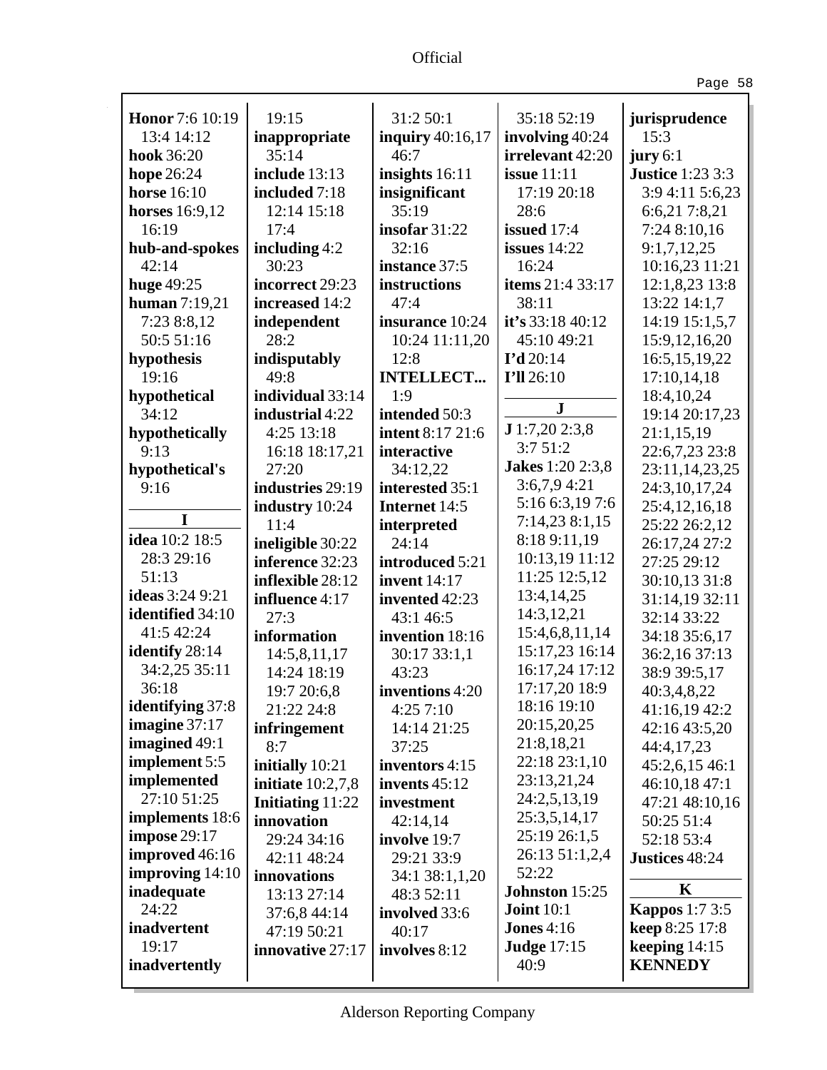**Honor** 7:6 10:19 13:4 14:12
**hook** 36:20
**hope** 26:24
**horse** 16:10
**horses** 16:9,12 16:19
**hub-and-spokes** 42:14
**huge** 49:25
**human** 7:19,21 7:23 8:8,12 50:5 51:16
**hypothesis** 19:16
**hypothetical** 34:12
**hypothetically** 9:13
**hypothetical's** 9:16

**I**

**idea** 10:2 18:5 28:3 29:16 51:13
**ideas** 3:24 9:21
**identified** 34:10 41:5 42:24
**identify** 28:14 34:2,25 35:11 36:18
**identifying** 37:8
**imagine** 37:17
**imagined** 49:1
**implement** 5:5
**implemented** 27:10 51:25
**implements** 18:6
**impose** 29:17
**improved** 46:16
**improving** 14:10
**inadequate** 24:22
**inadvertent** 19:17
**inadvertently** 19:15
**inappropriate** 35:14
**include** 13:13
**included** 7:18 12:14 15:18 17:4
**including** 4:2 30:23
**incorrect** 29:23
**increased** 14:2
**independent** 28:2
**indisputably** 49:8
**individual** 33:14
**industrial** 4:22 4:25 13:18 16:18 18:17,21 27:20
**industries** 29:19
**industry** 10:24 11:4
**ineligible** 30:22
**inference** 32:23
**inflexible** 28:12
**influence** 4:17 27:3
**information** 14:5,8,11,17 14:24 18:19 19:7 20:6,8 21:22 24:8
**infringement** 8:7
**initially** 10:21
**initiate** 10:2,7,8
**Initiating** 11:22
**innovation** 29:24 34:16 42:11 48:24
**innovations** 13:13 27:14 37:6,8 44:14 47:19 50:21
**innovative** 27:17 31:2 50:1
**inquiry** 40:16,17 46:7
**insights** 16:11
**insignificant** 35:19
**insofar** 31:22 32:16
**instance** 37:5
**instructions** 47:4
**insurance** 10:24 10:24 11:11,20 12:8
**INTELLECT...** 1:9
**intended** 50:3
**intent** 8:17 21:6
**interactive** 34:12,22
**interested** 35:1
**Internet** 14:5
**interpreted** 24:14
**introduced** 5:21
**invent** 14:17
**invented** 42:23 43:1 46:5
**invention** 18:16 30:17 33:1,1 43:23
**inventions** 4:20 4:25 7:10 14:14 21:25 37:25
**inventors** 4:15
**invents** 45:12
**investment** 42:14,14
**involve** 19:7 29:21 33:9 34:1 38:1,1,20 48:3 52:11
**involved** 33:6 40:17
**involves** 8:12 35:18 52:19
**involving** 40:24
**irrelevant** 42:20
**issue** 11:11 17:19 20:18 28:6
**issued** 17:4
**issues** 14:22 16:24
**items** 21:4 33:17 38:11
**it's** 33:18 40:12 45:10 49:21
**I'd** 20:14
**I'll** 26:10

**J**

**J** 1:7,20 2:3,8 3:7 51:2
**Jakes** 1:20 2:3,8 3:6,7,9 4:21 5:16 6:3,19 7:6 7:14,23 8:1,15 8:18 9:11,19 10:13,19 11:12 11:25 12:5,12 13:4,14,25 14:3,12,21 15:4,6,8,11,14 15:17,23 16:14 16:17,24 17:12 17:17,20 18:9 18:16 19:10 20:15,20,25 21:8,18,21 22:18 23:1,10 23:13,21,24 24:2,5,13,19 25:3,5,14,17 25:19 26:1,5 26:13 51:1,2,4 52:22
**Johnston** 15:25
**Joint** 10:1
**Jones** 4:16
**Judge** 17:15 40:9
**jurisprudence** 15:3
**jury** 6:1
**Justice** 1:23 3:3 3:9 4:11 5:6,23 6:6,21 7:8,21 7:24 8:10,16 9:1,7,12,25 10:16,23 11:21 12:1,8,23 13:8 13:22 14:1,7 14:19 15:1,5,7 15:9,12,16,20 16:5,15,19,22 17:10,14,18 18:4,10,24 19:14 20:17,23 21:1,15,19 22:6,7,23 23:8 23:11,14,23,25 24:3,10,17,24 25:4,12,16,18 25:22 26:2,12 26:17,24 27:2 27:25 29:12 30:10,13 31:8 31:14,19 32:11 32:14 33:22 34:18 35:6,17 36:2,16 37:13 38:9 39:5,17 40:3,4,8,22 41:16,19 42:2 42:16 43:5,20 44:4,17,23 45:2,6,15 46:1 46:10,18 47:1 47:21 48:10,16 50:25 51:4 52:18 53:4
**Justices** 48:24

**K**

**Kappos** 1:7 3:5
**keep** 8:25 17:8
**keeping** 14:15
**KENNEDY**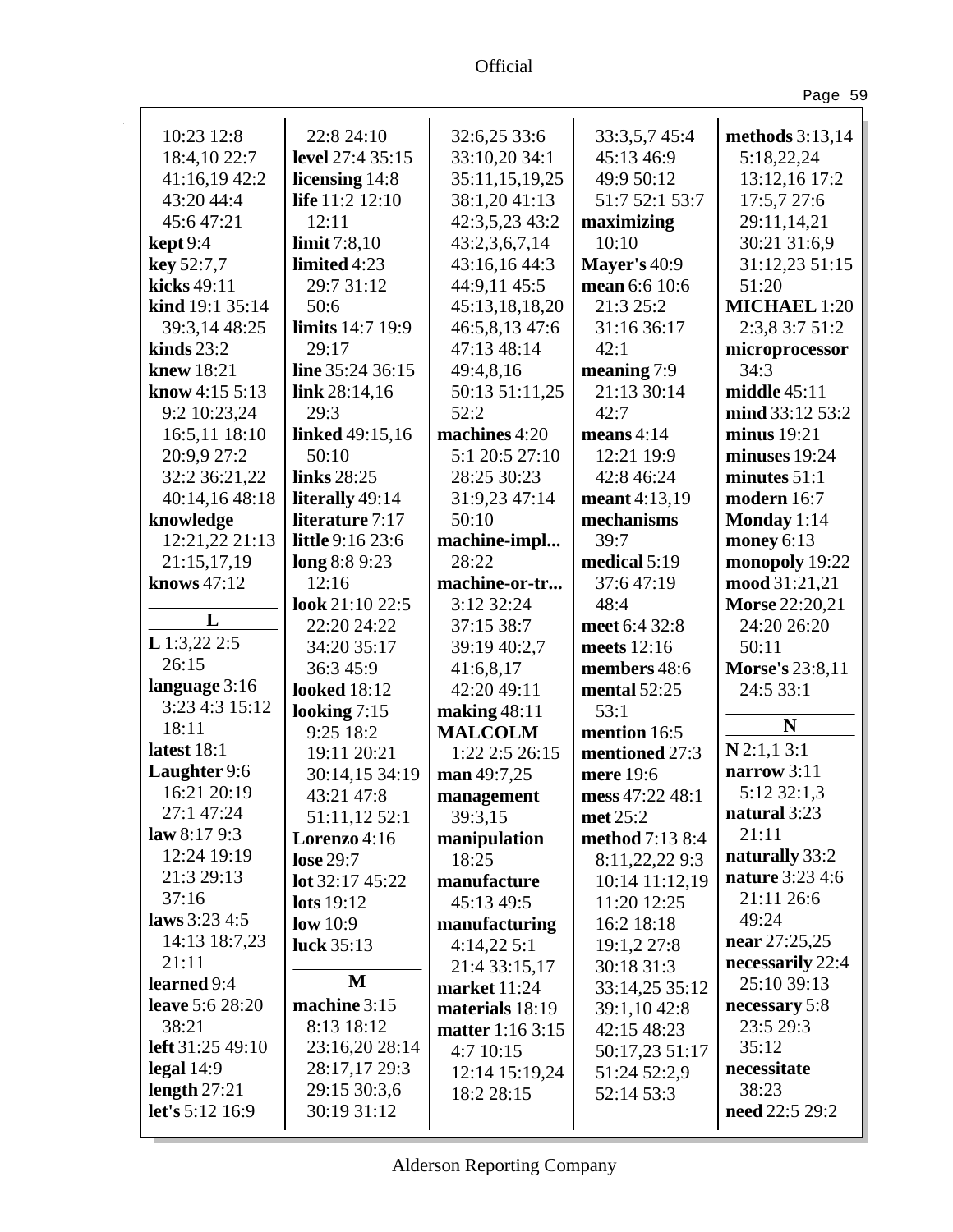10:23 12:8 18:4,10 22:7 41:16,19 42:2 43:20 44:4 45:6 47:21
**kept** 9:4
**key** 52:7,7
**kicks** 49:11
**kind** 19:1 35:14 39:3,14 48:25
**kinds** 23:2
**knew** 18:21
**know** 4:15 5:13 9:2 10:23,24 16:5,11 18:10 20:9,9 27:2 32:2 36:21,22 40:14,16 48:18
**knowledge** 12:21,22 21:13 21:15,17,19
**knows** 47:12

**L**

**L** 1:3,22 2:5 26:15
**language** 3:16 3:23 4:3 15:12 18:11
**latest** 18:1
**Laughter** 9:6 16:21 20:19 27:1 47:24
**law** 8:17 9:3 12:24 19:19 21:3 29:13 37:16
**laws** 3:23 4:5 14:13 18:7,23 21:11
**learned** 9:4
**leave** 5:6 28:20 38:21
**left** 31:25 49:10
**legal** 14:9
**length** 27:21
**let's** 5:12 16:9
22:8 24:10
**level** 27:4 35:15
**licensing** 14:8
**life** 11:2 12:10 12:11
**limit** 7:8,10
**limited** 4:23 29:7 31:12 50:6
**limits** 14:7 19:9 29:17
**line** 35:24 36:15
**link** 28:14,16 29:3
**linked** 49:15,16 50:10
**links** 28:25
**literally** 49:14
**literature** 7:17
**little** 9:16 23:6
**long** 8:8 9:23 12:16
**look** 21:10 22:5 22:20 24:22 34:20 35:17 36:3 45:9
**looked** 18:12
**looking** 7:15 9:25 18:2 19:11 20:21 30:14,15 34:19 43:21 47:8 51:11,12 52:1
**Lorenzo** 4:16
**lose** 29:7
**lot** 32:17 45:22
**lots** 19:12
**low** 10:9
**luck** 35:13

**M**

**machine** 3:15 8:13 18:12 23:16,20 28:14 28:17,17 29:3 29:15 30:3,6 30:19 31:12
32:6,25 33:6 33:10,20 34:1 35:11,15,19,25 38:1,20 41:13 42:3,5,23 43:2 43:2,3,6,7,14 43:16,16 44:3 44:9,11 45:5 45:13,18,18,20 46:5,8,13 47:6 47:13 48:14 49:4,8,16 50:13 51:11,25 52:2
**machines** 4:20 5:1 20:5 27:10 28:25 30:23 31:9,23 47:14 50:10
**machine-impl...** 28:22
**machine-or-tr...** 3:12 32:24 37:15 38:7 39:19 40:2,7 41:6,8,17 42:20 49:11
**making** 48:11
**MALCOLM** 1:22 2:5 26:15
**man** 49:7,25
**management** 39:3,15
**manipulation** 18:25
**manufacture** 45:13 49:5
**manufacturing** 4:14,22 5:1 21:4 33:15,17
**market** 11:24
**materials** 18:19
**matter** 1:16 3:15 4:7 10:15 12:14 15:19,24 18:2 28:15
33:3,5,7 45:4 45:13 46:9 49:9 50:12 51:7 52:1 53:7
**maximizing** 10:10
**Mayer's** 40:9
**mean** 6:6 10:6 21:3 25:2 31:16 36:17 42:1
**meaning** 7:9 21:13 30:14 42:7
**means** 4:14 12:21 19:9 42:8 46:24
**meant** 4:13,19
**mechanisms** 39:7
**medical** 5:19 37:6 47:19 48:4
**meet** 6:4 32:8
**meets** 12:16
**members** 48:6
**mental** 52:25 53:1
**mention** 16:5
**mentioned** 27:3
**mere** 19:6
**mess** 47:22 48:1
**met** 25:2
**method** 7:13 8:4 8:11,22,22 9:3 10:14 11:12,19 11:20 12:25 16:2 18:18 19:1,2 27:8 30:18 31:3 33:14,25 35:12 39:1,10 42:8 42:15 48:23 50:17,23 51:17 51:24 52:2,9 52:14 53:3
**methods** 3:13,14 5:18,22,24 13:12,16 17:2 17:5,7 27:6 29:11,14,21 30:21 31:6,9 31:12,23 51:15 51:20
**MICHAEL** 1:20 2:3,8 3:7 51:2
**microprocessor** 34:3
**middle** 45:11
**mind** 33:12 53:2
**minus** 19:21
**minuses** 19:24
**minutes** 51:1
**modern** 16:7
**Monday** 1:14
**money** 6:13
**monopoly** 19:22
**mood** 31:21,21
**Morse** 22:20,21 24:20 26:20 50:11
**Morse's** 23:8,11 24:5 33:1

**N**

**N** 2:1,1 3:1
**narrow** 3:11 5:12 32:1,3
**natural** 3:23 21:11
**naturally** 33:2
**nature** 3:23 4:6 21:11 26:6 49:24
**near** 27:25,25
**necessarily** 22:4 25:10 39:13
**necessary** 5:8 23:5 29:3 35:12
**necessitate** 38:23
**need** 22:5 29:2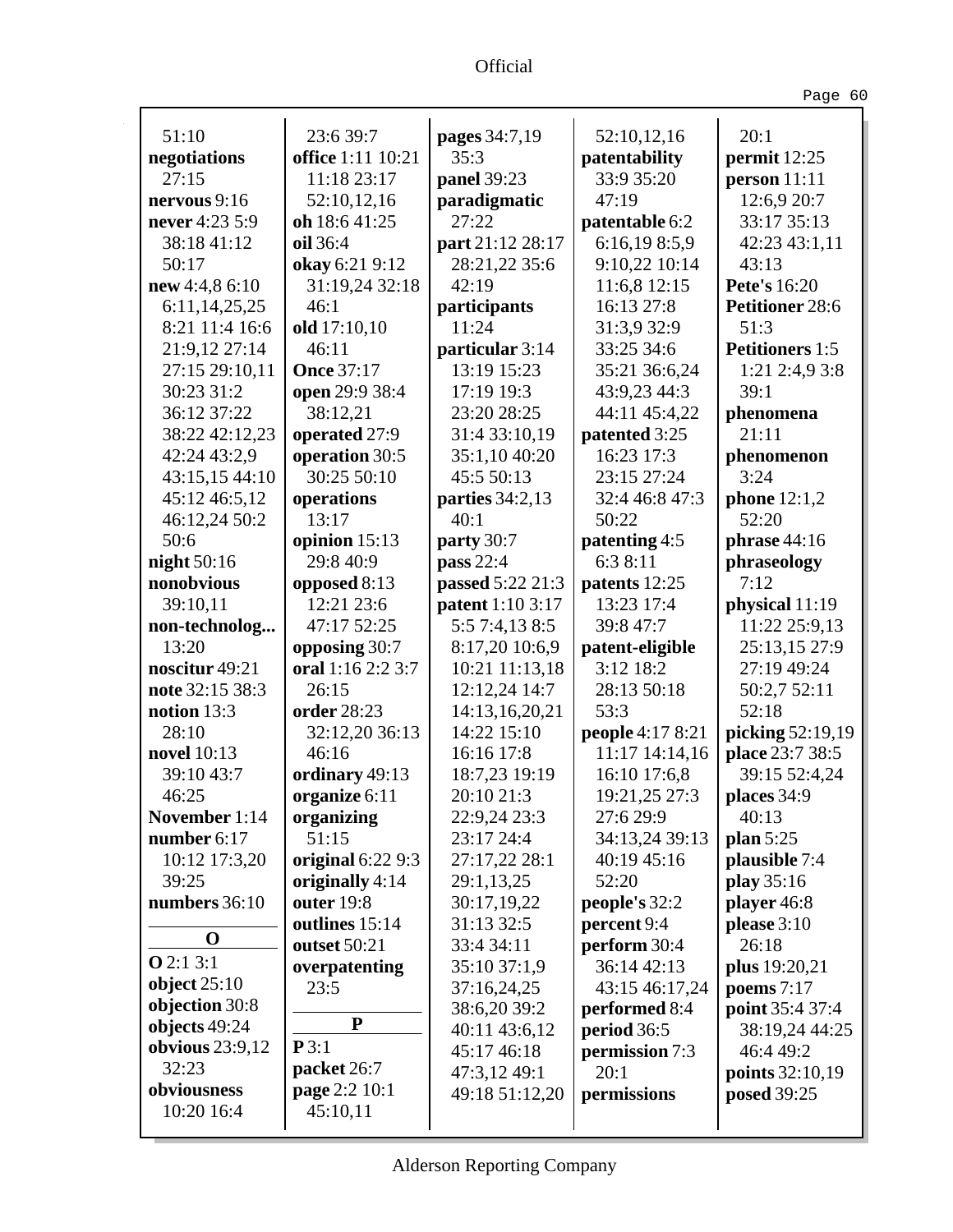51:10
**negotiations** 27:15
**nervous** 9:16
**never** 4:23 5:9 38:18 41:12 50:17
**new** 4:4,8 6:10 6:11,14,25,25 8:21 11:4 16:6 21:9,12 27:14 27:15 29:10,11 30:23 31:2 36:12 37:22 38:22 42:12,23 42:24 43:2,9 43:15,15 44:10 45:12 46:5,12 46:12,24 50:2 50:6
**night** 50:16
**nonobvious** 39:10,11
**non-technolog...** 13:20
**noscitur** 49:21
**note** 32:15 38:3
**notion** 13:3 28:10
**novel** 10:13 39:10 43:7 46:25
**November** 1:14
**number** 6:17 10:12 17:3,20 39:25
**numbers** 36:10

**O**

**O** 2:1 3:1
**object** 25:10
**objection** 30:8
**objects** 49:24
**obvious** 23:9,12 32:23
**obviousness** 10:20 16:4 23:6 39:7
**office** 1:11 10:21 11:18 23:17 52:10,12,16
**oh** 18:6 41:25
**oil** 36:4
**okay** 6:21 9:12 31:19,24 32:18 46:1
**old** 17:10,10 46:11
**Once** 37:17
**open** 29:9 38:4 38:12,21
**operated** 27:9
**operation** 30:5 30:25 50:10
**operations** 13:17
**opinion** 15:13 29:8 40:9
**opposed** 8:13 12:21 23:6 47:17 52:25
**opposing** 30:7
**oral** 1:16 2:2 3:7 26:15
**order** 28:23 32:12,20 36:13 46:16
**ordinary** 49:13
**organize** 6:11
**organizing** 51:15
**original** 6:22 9:3
**originally** 4:14
**outer** 19:8
**outlines** 15:14
**outset** 50:21
**overpatenting** 23:5

**P**

**P** 3:1
**packet** 26:7
**page** 2:2 10:1 45:10,11
**pages** 34:7,19 35:3
**panel** 39:23
**paradigmatic** 27:22
**part** 21:12 28:17 28:21,22 35:6 42:19
**participants** 11:24
**particular** 3:14 13:19 15:23 17:19 19:3 23:20 28:25 31:4 33:10,19 35:1,10 40:20 45:5 50:13
**parties** 34:2,13 40:1
**party** 30:7
**pass** 22:4
**passed** 5:22 21:3
**patent** 1:10 3:17 5:5 7:4,13 8:5 8:17,20 10:6,9 10:21 11:13,18 12:12,24 14:7 14:13,16,20,21 14:22 15:10 16:16 17:8 18:7,23 19:19 20:10 21:3 22:9,24 23:3 23:17 24:4 27:17,22 28:1 29:1,13,25 30:17,19,22 31:13 32:5 33:4 34:11 35:10 37:1,9 37:16,24,25 38:6,20 39:2 40:11 43:6,12 45:17 46:18 47:3,12 49:1 49:18 51:12,20 52:10,12,16
**patentability** 33:9 35:20 47:19
**patentable** 6:2 6:16,19 8:5,9 9:10,22 10:14 11:6,8 12:15 16:13 27:8 31:3,9 32:9 33:25 34:6 35:21 36:6,24 43:9,23 44:3 44:11 45:4,22
**patented** 3:25 16:23 17:3 23:15 27:24 32:4 46:8 47:3 50:22
**patenting** 4:5 6:3 8:11
**patents** 12:25 13:23 17:4 39:8 47:7
**patent-eligible** 3:12 18:2 28:13 50:18 53:3
**people** 4:17 8:21 11:17 14:14,16 16:10 17:6,8 19:21,25 27:3 27:6 29:9 34:13,24 39:13 40:19 45:16 52:20
**people's** 32:2
**percent** 9:4
**perform** 30:4 36:14 42:13 43:15 46:17,24
**performed** 8:4
**period** 36:5
**permission** 7:3 20:1
**permissions** 20:1
**permit** 12:25
**person** 11:11 12:6,9 20:7 33:17 35:13 42:23 43:1,11 43:13
**Pete's** 16:20
**Petitioner** 28:6 51:3
**Petitioners** 1:5 1:21 2:4,9 3:8 39:1
**phenomena** 21:11
**phenomenon** 3:24
**phone** 12:1,2 52:20
**phrase** 44:16
**phraseology** 7:12
**physical** 11:19 11:22 25:9,13 25:13,15 27:9 27:19 49:24 50:2,7 52:11 52:18
**picking** 52:19,19
**place** 23:7 38:5 39:15 52:4,24
**places** 34:9 40:13
**plan** 5:25
**plausible** 7:4
**play** 35:16
**player** 46:8
**please** 3:10 26:18
**plus** 19:20,21
**poems** 7:17
**point** 35:4 37:4 38:19,24 44:25 46:4 49:2
**points** 32:10,19
**posed** 39:25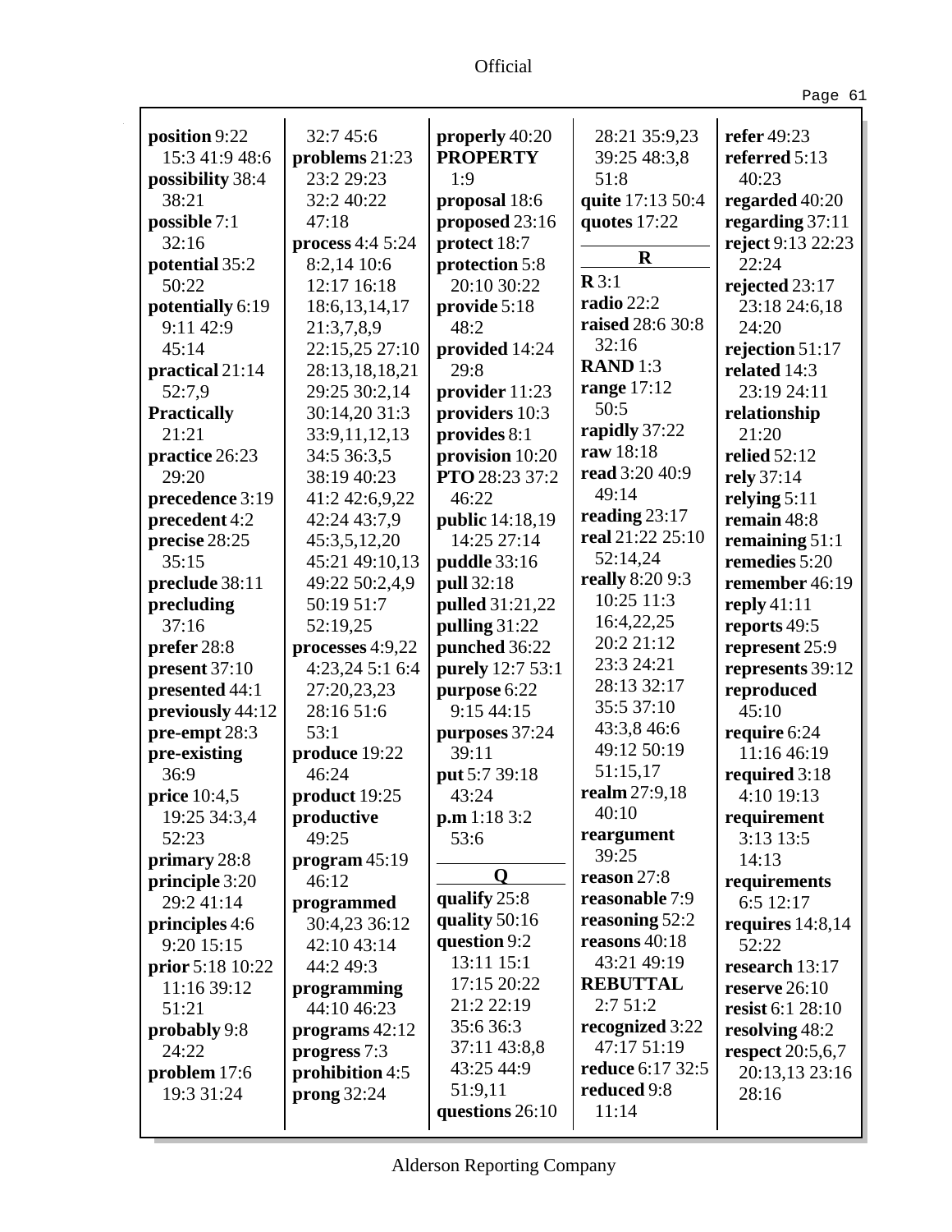**position** 9:22 15:3 41:9 48:6
**possibility** 38:4 38:21
**possible** 7:1 32:16
**potential** 35:2 50:22
**potentially** 6:19 9:11 42:9 45:14
**practical** 21:14 52:7,9
**Practically** 21:21
**practice** 26:23 29:20
**precedence** 3:19
**precedent** 4:2
**precise** 28:25 35:15
**preclude** 38:11
**precluding** 37:16
**prefer** 28:8
**present** 37:10
**presented** 44:1
**previously** 44:12
**pre-empt** 28:3
**pre-existing** 36:9
**price** 10:4,5 19:25 34:3,4 52:23
**primary** 28:8
**principle** 3:20 29:2 41:14
**principles** 4:6 9:20 15:15
**prior** 5:18 10:22 11:16 39:12 51:21
**probably** 9:8 24:22
**problem** 17:6 19:3 31:24 32:7 45:6
**problems** 21:23 23:2 29:23 32:2 40:22 47:18
**process** 4:4 5:24 8:2,14 10:6 12:17 16:18 18:6,13,14,17 21:3,7,8,9 22:15,25 27:10 28:13,18,18,21 29:25 30:2,14 30:14,20 31:3 33:9,11,12,13 34:5 36:3,5 38:19 40:23 41:2 42:6,9,22 42:24 43:7,9 45:3,5,12,20 45:21 49:10,13 49:22 50:2,4,9 50:19 51:7 52:19,25
**processes** 4:9,22 4:23,24 5:1 6:4 27:20,23,23 28:16 51:6 53:1
**produce** 19:22 46:24
**product** 19:25
**productive** 49:25
**program** 45:19 46:12
**programmed** 30:4,23 36:12 42:10 43:14 44:2 49:3
**programming** 44:10 46:23
**programs** 42:12
**progress** 7:3
**prohibition** 4:5
**prong** 32:24
**properly** 40:20
**PROPERTY** 1:9
**proposal** 18:6
**proposed** 23:16
**protect** 18:7
**protection** 5:8 20:10 30:22
**provide** 5:18 48:2
**provided** 14:24 29:8
**provider** 11:23
**providers** 10:3
**provides** 8:1
**provision** 10:20
**PTO** 28:23 37:2 46:22
**public** 14:18,19 14:25 27:14
**puddle** 33:16
**pull** 32:18
**pulled** 31:21,22
**pulling** 31:22
**punched** 36:22
**purely** 12:7 53:1
**purpose** 6:22 9:15 44:15
**purposes** 37:24 39:11
**put** 5:7 39:18 43:24
**p.m** 1:18 3:2 53:6

**Q**

**qualify** 25:8
**quality** 50:16
**question** 9:2 13:11 15:1 17:15 20:22 21:2 22:19 35:6 36:3 37:11 43:8,8 43:25 44:9 51:9,11
**questions** 26:10 28:21 35:9,23 39:25 48:3,8 51:8
**quite** 17:13 50:4
**quotes** 17:22

**R**

**R** 3:1
**radio** 22:2
**raised** 28:6 30:8 32:16
**RAND** 1:3
**range** 17:12 50:5
**rapidly** 37:22
**raw** 18:18
**read** 3:20 40:9 49:14
**reading** 23:17
**real** 21:22 25:10 52:14,24
**really** 8:20 9:3 10:25 11:3 16:4,22,25 20:2 21:12 23:3 24:21 28:13 32:17 35:5 37:10 43:3,8 46:6 49:12 50:19 51:15,17
**realm** 27:9,18 40:10
**reargument** 39:25
**reason** 27:8
**reasonable** 7:9
**reasoning** 52:2
**reasons** 40:18 43:21 49:19
**REBUTTAL** 2:7 51:2
**recognized** 3:22 47:17 51:19
**reduce** 6:17 32:5
**reduced** 9:8 11:14
**refer** 49:23
**referred** 5:13 40:23
**regarded** 40:20
**regarding** 37:11
**reject** 9:13 22:23 22:24
**rejected** 23:17 23:18 24:6,18 24:20
**rejection** 51:17
**related** 14:3 23:19 24:11
**relationship** 21:20
**relied** 52:12
**rely** 37:14
**relying** 5:11
**remain** 48:8
**remaining** 51:1
**remedies** 5:20
**remember** 46:19
**reply** 41:11
**reports** 49:5
**represent** 25:9
**represents** 39:12
**reproduced** 45:10
**require** 6:24 11:16 46:19
**required** 3:18 4:10 19:13
**requirement** 3:13 13:5 14:13
**requirements** 6:5 12:17
**requires** 14:8,14 52:22
**research** 13:17
**reserve** 26:10
**resist** 6:1 28:10
**resolving** 48:2
**respect** 20:5,6,7 20:13,13 23:16 28:16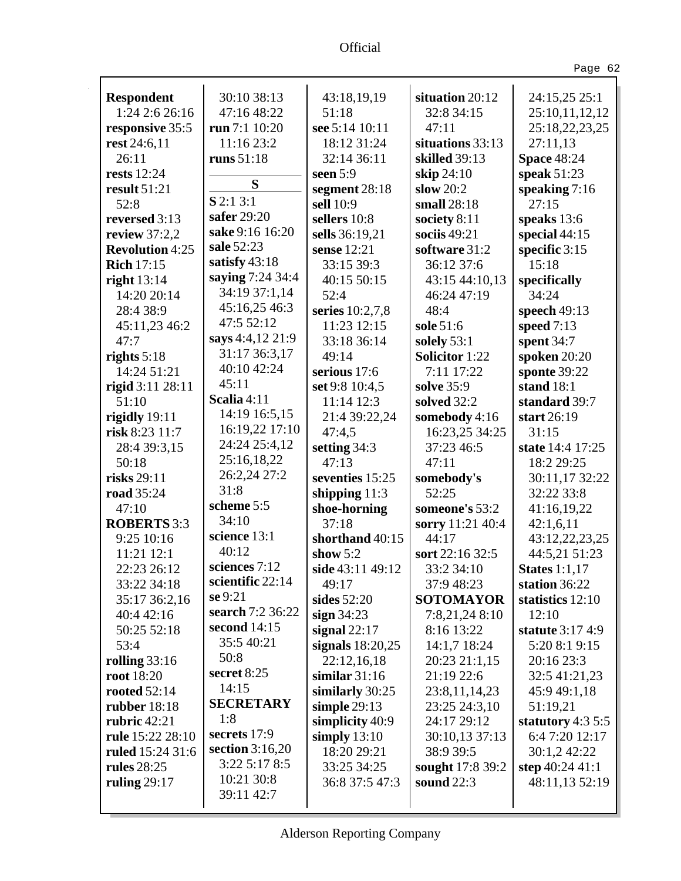**Respondent** 1:24 2:6 26:16
**responsive** 35:5
**rest** 24:6,11 26:11
**rests** 12:24
**result** 51:21 52:8
**reversed** 3:13
**review** 37:2,2
**Revolution** 4:25
**Rich** 17:15
**right** 13:14 14:20 20:14 28:4 38:9 45:11,23 46:2 47:7
**rights** 5:18 14:24 51:21
**rigid** 3:11 28:11 51:10
**rigidly** 19:11
**risk** 8:23 11:7 28:4 39:3,15 50:18
**risks** 29:11
**road** 35:24 47:10
**ROBERTS** 3:3 9:25 10:16 11:21 12:1 22:23 26:12 33:22 34:18 35:17 36:2,16 40:4 42:16 50:25 52:18 53:4
**rolling** 33:16
**root** 18:20
**rooted** 52:14
**rubber** 18:18
**rubric** 42:21
**rule** 15:22 28:10
**ruled** 15:24 31:6
**rules** 28:25
**ruling** 29:17
30:10 38:13 47:16 48:22
**run** 7:1 10:20 11:16 23:2
**runs** 51:18

**S**

**S** 2:1 3:1
**safer** 29:20
**sake** 9:16 16:20
**sale** 52:23
**satisfy** 43:18
**saying** 7:24 34:4 34:19 37:1,14 45:16,25 46:3 47:5 52:12
**says** 4:4,12 21:9 31:17 36:3,17 40:10 42:24 45:11
**Scalia** 4:11 14:19 16:5,15 16:19,22 17:10 24:24 25:4,12 25:16,18,22 26:2,24 27:2 31:8
**scheme** 5:5 34:10
**science** 13:1 40:12
**sciences** 7:12
**scientific** 22:14
**se** 9:21
**search** 7:2 36:22
**second** 14:15 35:5 40:21 50:8
**secret** 8:25 14:15
**SECRETARY** 1:8
**secrets** 17:9
**section** 3:16,20 3:22 5:17 8:5 10:21 30:8 39:11 42:7
43:18,19,19 51:18
**see** 5:14 10:11 18:12 31:24 32:14 36:11
**seen** 5:9
**segment** 28:18
**sell** 10:9
**sellers** 10:8
**sells** 36:19,21
**sense** 12:21 33:15 39:3 40:15 50:15 52:4
**series** 10:2,7,8 11:23 12:15 33:18 36:14 49:14
**serious** 17:6
**set** 9:8 10:4,5 11:14 12:3 21:4 39:22,24 47:4,5
**setting** 34:3 47:13
**seventies** 15:25
**shipping** 11:3
**shoe-horning** 37:18
**shorthand** 40:15
**show** 5:2
**side** 43:11 49:12 49:17
**sides** 52:20
**sign** 34:23
**signal** 22:17
**signals** 18:20,25 22:12,16,18
**similar** 31:16
**similarly** 30:25
**simple** 29:13
**simplicity** 40:9
**simply** 13:10 18:20 29:21 33:25 34:25 36:8 37:5 47:3
**situation** 20:12 32:8 34:15 47:11
**situations** 33:13
**skilled** 39:13
**skip** 24:10
**slow** 20:2
**small** 28:18
**society** 8:11
**sociis** 49:21
**software** 31:2 36:12 37:6 43:15 44:10,13 46:24 47:19 48:4
**sole** 51:6
**solely** 53:1
**Solicitor** 1:22 7:11 17:22
**solve** 35:9
**solved** 32:2
**somebody** 4:16 16:23,25 34:25 37:23 46:5 47:11
**somebody's** 52:25
**someone's** 53:2
**sorry** 11:21 40:4 44:17
**sort** 22:16 32:5 33:2 34:10 37:9 48:23
**SOTOMAYOR** 7:8,21,24 8:10 8:16 13:22 14:1,7 18:24 20:23 21:1,15 21:19 22:6 23:8,11,14,23 23:25 24:3,10 24:17 29:12 30:10,13 37:13 38:9 39:5
**sought** 17:8 39:2
**sound** 22:3
24:15,25 25:1 25:10,11,12,12 25:18,22,23,25 27:11,13
**Space** 48:24
**speak** 51:23
**speaking** 7:16 27:15
**speaks** 13:6
**special** 44:15
**specific** 3:15 15:18
**specifically** 34:24
**speech** 49:13
**speed** 7:13
**spent** 34:7
**spoken** 20:20
**sponte** 39:22
**stand** 18:1
**standard** 39:7
**start** 26:19 31:15
**state** 14:4 17:25 18:2 29:25 30:11,17 32:22 32:22 33:8 41:16,19,22 42:1,6,11 43:12,22,23,25 44:5,21 51:23
**States** 1:1,17
**station** 36:22
**statistics** 12:10 12:10
**statute** 3:17 4:9 5:20 8:1 9:15 20:16 23:3 32:5 41:21,23 45:9 49:1,18 51:19,21
**statutory** 4:3 5:5 6:4 7:20 12:17 30:1,2 42:22
**step** 40:24 41:1 48:11,13 52:19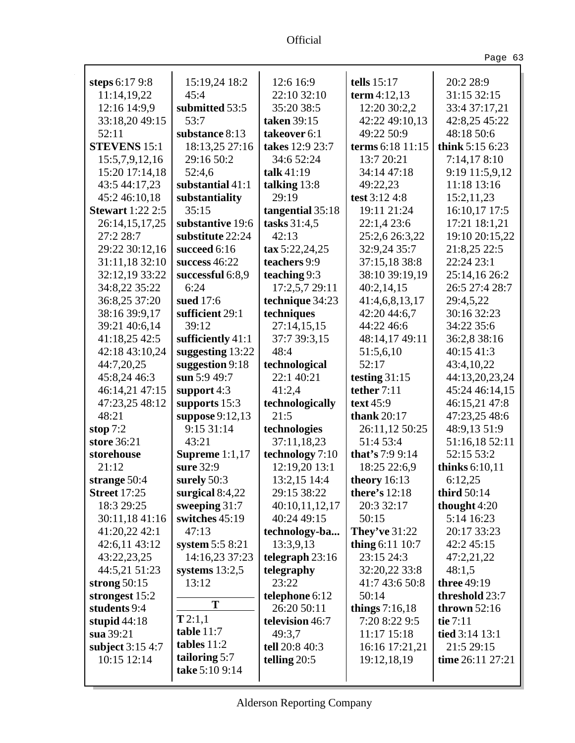Official

**steps** 6:17 9:8 11:14,19,22 12:16 14:9,9 33:18,20 49:15 52:11
**STEVENS** 15:1 15:5,7,9,12,16 15:20 17:14,18 43:5 44:17,23 45:2 46:10,18
**Stewart** 1:22 2:5 26:14,15,17,25 27:2 28:7 29:22 30:12,16 31:11,18 32:10 32:12,19 33:22 34:8,22 35:22 36:8,25 37:20 38:16 39:9,17 39:21 40:6,14 41:18,25 42:5 42:18 43:10,24 44:7,20,25 45:8,24 46:3 46:14,21 47:15 47:23,25 48:12 48:21
**stop** 7:2
**store** 36:21
**storehouse** 21:12
**strange** 50:4
**Street** 17:25 18:3 29:25 30:11,18 41:16 41:20,22 42:1 42:6,11 43:12 43:22,23,25 44:5,21 51:23
**strong** 50:15
**strongest** 15:2
**students** 9:4
**stupid** 44:18
**sua** 39:21
**subject** 3:15 4:7 10:15 12:14 15:19,24 18:2 45:4
**submitted** 53:5 53:7
**substance** 8:13 18:13,25 27:16 29:16 50:2 52:4,6
**substantial** 41:1
**substantiality** 35:15
**substantive** 19:6
**substitute** 22:24
**succeed** 6:16
**success** 46:22
**successful** 6:8,9 6:24
**sued** 17:6
**sufficient** 29:1 39:12
**sufficiently** 41:1
**suggesting** 13:22
**suggestion** 9:18
**sun** 5:9 49:7
**support** 4:3
**supports** 15:3
**suppose** 9:12,13 9:15 31:14 43:21
**Supreme** 1:1,17
**sure** 32:9
**surely** 50:3
**surgical** 8:4,22
**sweeping** 31:7
**switches** 45:19 47:13
**system** 5:5 8:21 14:16,23 37:23
**systems** 13:2,5 13:12

## T

**T** 2:1,1
**table** 11:7
**tables** 11:2
**tailoring** 5:7
**take** 5:10 9:14 12:6 16:9 22:10 32:10 35:20 38:5
**taken** 39:15
**takeover** 6:1
**takes** 12:9 23:7 34:6 52:24
**talk** 41:19
**talking** 13:8 29:19
**tangential** 35:18
**tasks** 31:4,5 42:13
**tax** 5:22,24,25
**teachers** 9:9
**teaching** 9:3 17:2,5,7 29:11
**technique** 34:23
**techniques** 27:14,15,15 37:7 39:3,15 48:4
**technological** 22:1 40:21 41:2,4
**technologically** 21:5
**technologies** 37:11,18,23
**technology** 7:10 12:19,20 13:1 13:2,15 14:4 29:15 38:22 40:10,11,12,17 40:24 49:15
**technology-ba...** 13:3,9,13
**telegraph** 23:16
**telegraphy** 23:22
**telephone** 6:12 26:20 50:11
**television** 46:7 49:3,7
**tell** 20:8 40:3
**telling** 20:5
**tells** 15:17
**term** 4:12,13 12:20 30:2,2 42:22 49:10,13 49:22 50:9
**terms** 6:18 11:15 13:7 20:21 34:14 47:18 49:22,23
**test** 3:12 4:8 19:11 21:24 22:1,4 23:6 25:2,6 26:3,22 32:9,24 35:7 37:15,18 38:8 38:10 39:19,19 40:2,14,15 41:4,6,8,13,17 42:20 44:6,7 44:22 46:6 48:14,17 49:11 51:5,6,10 52:17
**testing** 31:15
**tether** 7:11
**text** 45:9
**thank** 20:17 26:11,12 50:25 51:4 53:4
**that's** 7:9 9:14 18:25 22:6,9
**theory** 16:13
**there's** 12:18 20:3 32:17 50:15
**They've** 31:22
**thing** 6:11 10:7 23:15 24:3 32:20,22 33:8 41:7 43:6 50:8 50:14
**things** 7:16,18 7:20 8:22 9:5 11:17 15:18 16:16 17:21,21 19:12,18,19 20:2 28:9 31:15 32:15 33:4 37:17,21 42:8,25 45:22 48:18 50:6
**think** 5:15 6:23 7:14,17 8:10 9:19 11:5,9,12 11:18 13:16 15:2,11,23 16:10,17 17:5 17:21 18:1,21 19:10 20:15,22 21:8,25 22:5 22:24 23:1 25:14,16 26:2 26:5 27:4 28:7 29:4,5,22 30:16 32:23 34:22 35:6 36:2,8 38:16 40:15 41:3 43:4,10,22 44:13,20,23,24 45:24 46:14,15 46:15,21 47:8 47:23,25 48:6 48:9,13 51:9 51:16,18 52:11 52:15 53:2
**thinks** 6:10,11 6:12,25
**third** 50:14
**thought** 4:20 5:14 16:23 20:17 33:23 42:2 45:15 47:2,21,22 48:1,5
**three** 49:19
**threshold** 23:7
**thrown** 52:16
**tie** 7:11
**tied** 3:14 13:1 21:5 29:15
**time** 26:11 27:21

Alderson Reporting Company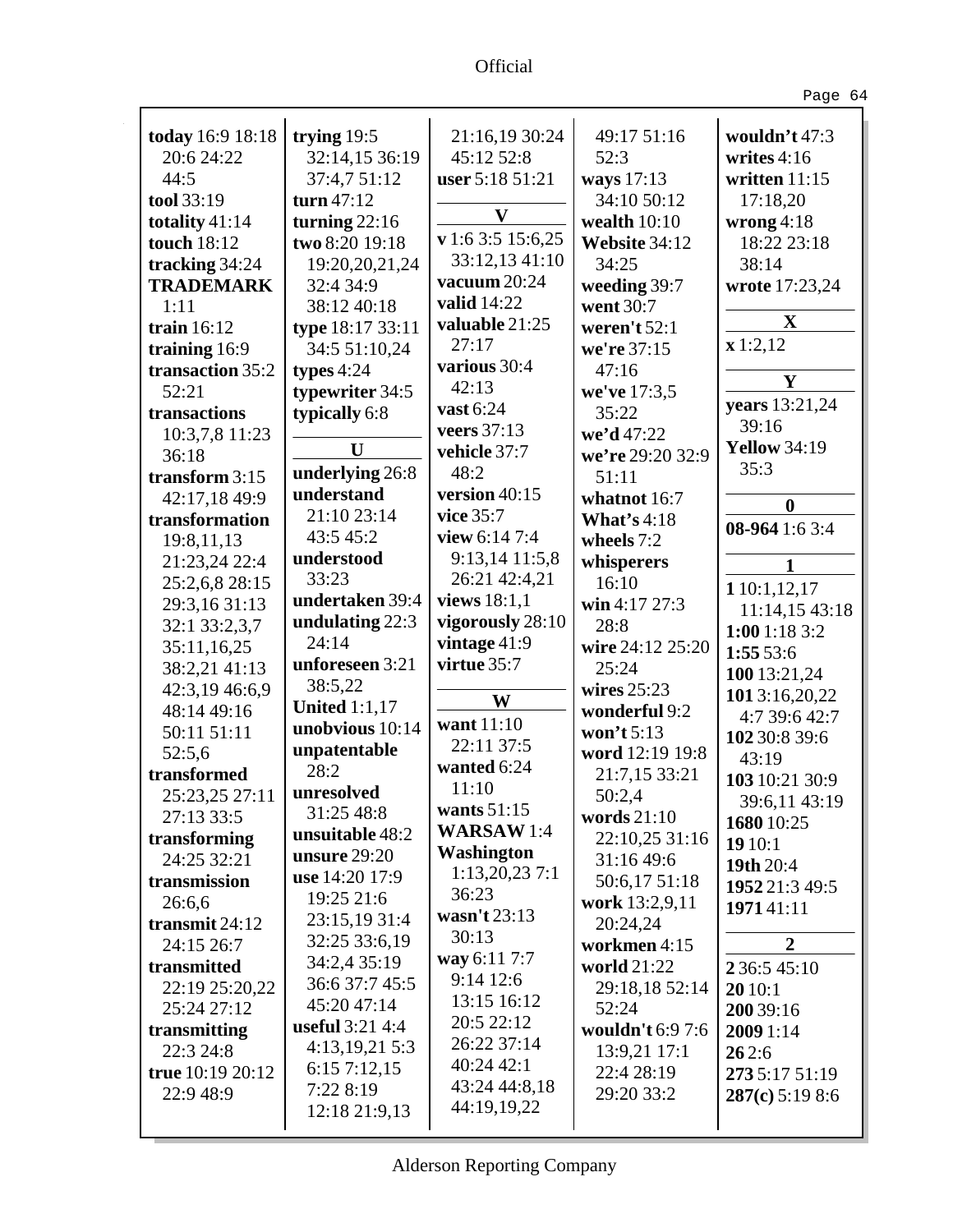**today** 16:9 18:18 20:6 24:22 44:5
**tool** 33:19
**totality** 41:14
**touch** 18:12
**tracking** 34:24
**TRADEMARK** 1:11
**train** 16:12
**training** 16:9
**transaction** 35:2 52:21
**transactions** 10:3,7,8 11:23 36:18
**transform** 3:15 42:17,18 49:9
**transformation** 19:8,11,13 21:23,24 22:4 25:2,6,8 28:15 29:3,16 31:13 32:1 33:2,3,7 35:11,16,25 38:2,21 41:13 42:3,19 46:6,9 48:14 49:16 50:11 51:11 52:5,6
**transformed** 25:23,25 27:11 27:13 33:5
**transforming** 24:25 32:21
**transmission** 26:6,6
**transmit** 24:12 24:15 26:7
**transmitted** 22:19 25:20,22 25:24 27:12
**transmitting** 22:3 24:8
**true** 10:19 20:12 22:9 48:9
**trying** 19:5 32:14,15 36:19 37:4,7 51:12
**turn** 47:12
**turning** 22:16
**two** 8:20 19:18 19:20,20,21,24 32:4 34:9 38:12 40:18
**type** 18:17 33:11 34:5 51:10,24
**types** 4:24
**typewriter** 34:5
**typically** 6:8

**U**

**underlying** 26:8
**understand** 21:10 23:14 43:5 45:2
**understood** 33:23
**undertaken** 39:4
**undulating** 22:3 24:14
**unforeseen** 3:21 38:5,22
**United** 1:1,17
**unobvious** 10:14
**unpatentable** 28:2
**unresolved** 31:25 48:8
**unsuitable** 48:2
**unsure** 29:20
**use** 14:20 17:9 19:25 21:6 23:15,19 31:4 32:25 33:6,19 34:2,4 35:19 36:6 37:7 45:5 45:20 47:14
**useful** 3:21 4:4 4:13,19,21 5:3 6:15 7:12,15 7:22 8:19 12:18 21:9,13 21:16,19 30:24 45:12 52:8
**user** 5:18 51:21

**V**

**v** 1:6 3:5 15:6,25 33:12,13 41:10
**vacuum** 20:24
**valid** 14:22
**valuable** 21:25 27:17
**various** 30:4 42:13
**vast** 6:24
**veers** 37:13
**vehicle** 37:7 48:2
**version** 40:15
**vice** 35:7
**view** 6:14 7:4 9:13,14 11:5,8 26:21 42:4,21
**views** 18:1,1
**vigorously** 28:10
**vintage** 41:9
**virtue** 35:7

**W**

**want** 11:10 22:11 37:5
**wanted** 6:24 11:10
**wants** 51:15
**WARSAW** 1:4
**Washington** 1:13,20,23 7:1 36:23
**wasn't** 23:13 30:13
**way** 6:11 7:7 9:14 12:6 13:15 16:12 20:5 22:12 26:22 37:14 40:24 42:1 43:24 44:8,18 44:19,19,22 49:17 51:16 52:3
**ways** 17:13 34:10 50:12
**wealth** 10:10
**Website** 34:12 34:25
**weeding** 39:7
**went** 30:7
**weren't** 52:1
**we're** 37:15 47:16
**we've** 17:3,5 35:22
**we'd** 47:22
**we're** 29:20 32:9 51:11
**whatnot** 16:7
**What's** 4:18
**wheels** 7:2
**whisperers** 16:10
**win** 4:17 27:3 28:8
**wire** 24:12 25:20 25:24
**wires** 25:23
**wonderful** 9:2
**won't** 5:13
**word** 12:19 19:8 21:7,15 33:21 50:2,4
**words** 21:10 22:10,25 31:16 31:16 49:6 50:6,17 51:18
**work** 13:2,9,11 20:24,24
**workmen** 4:15
**world** 21:22 29:18,18 52:14 52:24
**wouldn't** 6:9 7:6 13:9,21 17:1 22:4 28:19 29:20 33:2
**wouldn't** 47:3
**writes** 4:16
**written** 11:15 17:18,20
**wrong** 4:18 18:22 23:18 38:14
**wrote** 17:23,24

**X**

**x** 1:2,12

**Y**

**years** 13:21,24 39:16
**Yellow** 34:19 35:3

**0**

**08-964** 1:6 3:4

**1**

**1** 10:1,12,17 11:14,15 43:18
**1:00** 1:18 3:2
**1:55** 53:6
**100** 13:21,24
**101** 3:16,20,22 4:7 39:6 42:7
**102** 30:8 39:6 43:19
**103** 10:21 30:9 39:6,11 43:19
**1680** 10:25
**19** 10:1
**19th** 20:4
**1952** 21:3 49:5
**1971** 41:11

**2**

**2** 36:5 45:10
**20** 10:1
**200** 39:16
**2009** 1:14
**26** 2:6
**273** 5:17 51:19
**287(c)** 5:19 8:6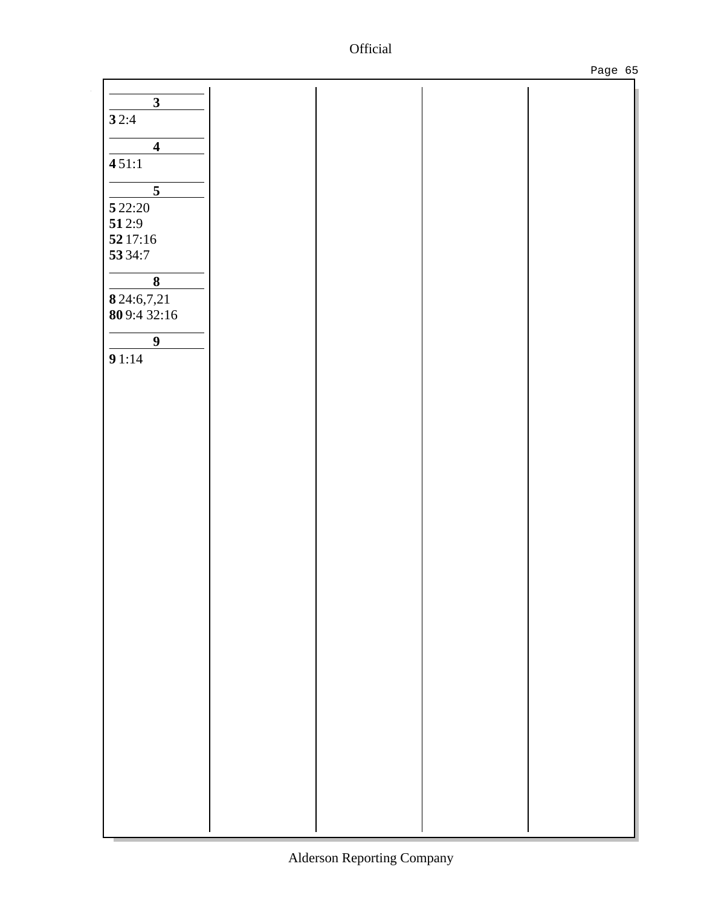**3**

**3** 2:4

**4**

**4** 51:1

**5**

**5** 22:20
**51** 2:9
**52** 17:16
**53** 34:7

**8**

**8** 24:6,7,21
**80** 9:4 32:16

**9**

**9** 1:14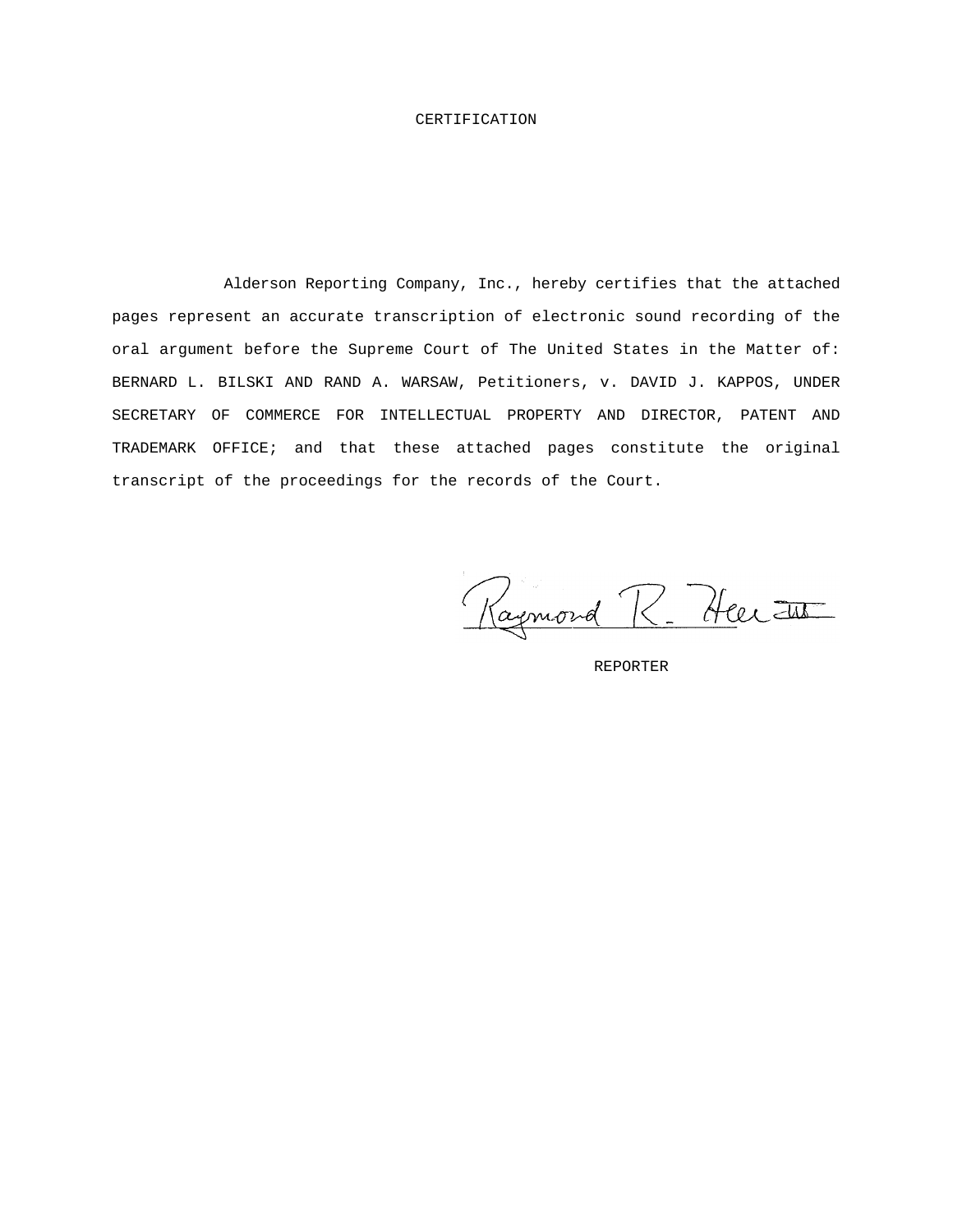# CERTIFICATION

Alderson Reporting Company, Inc., hereby certifies that the attached pages represent an accurate transcription of electronic sound recording of the oral argument before the Supreme Court of The United States in the Matter of: BERNARD L. BILSKI AND RAND A. WARSAW, Petitioners, v. DAVID J. KAPPOS, UNDER SECRETARY OF COMMERCE FOR INTELLECTUAL PROPERTY AND DIRECTOR, PATENT AND TRADEMARK OFFICE; and that these attached pages constitute the original transcript of the proceedings for the records of the Court.

Raymond R. Heer III

REPORTER